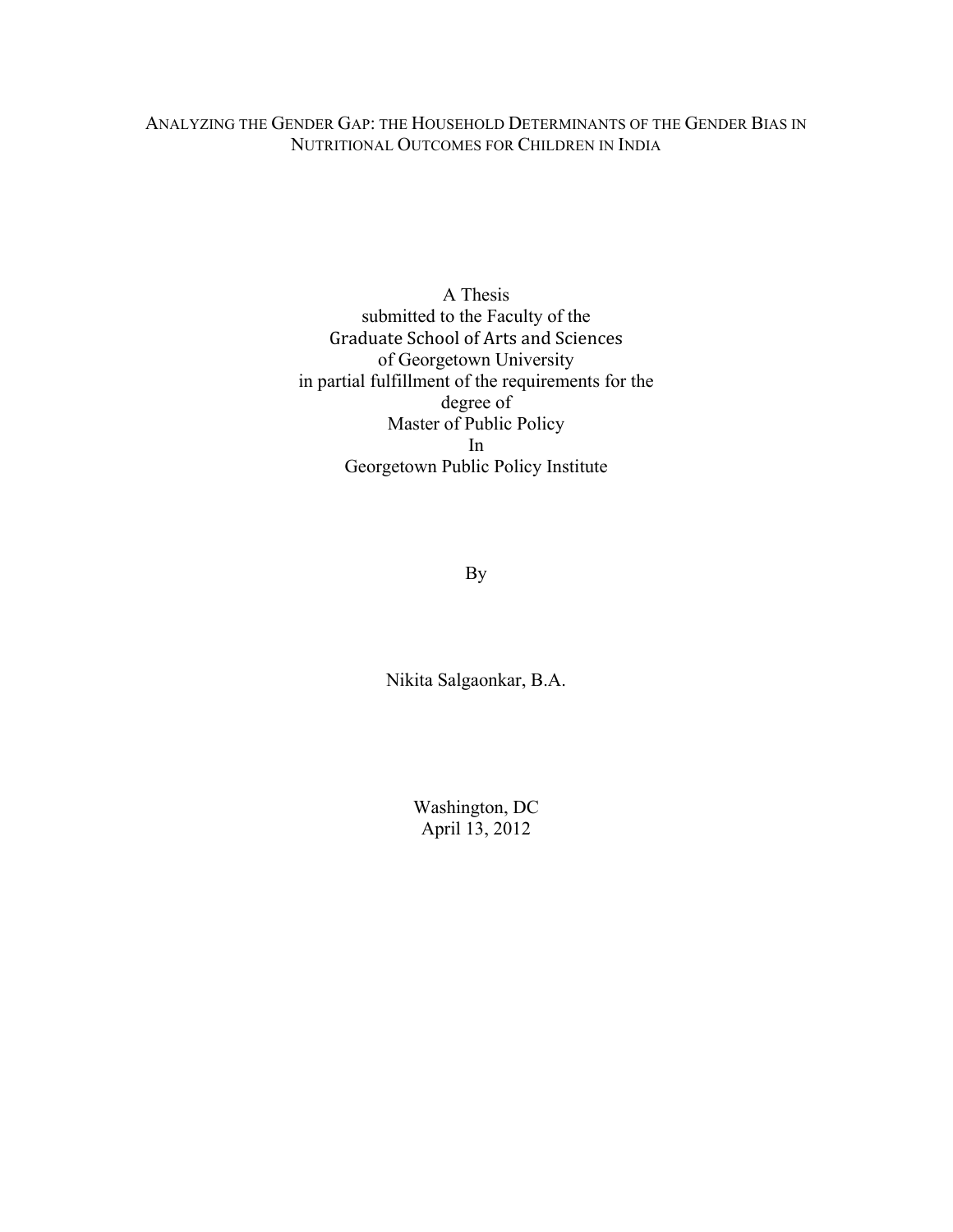# ANALYZING THE GENDER GAP: THE HOUSEHOLD DETERMINANTS OF THE GENDER BIAS IN NUTRITIONAL OUTCOMES FOR CHILDREN IN INDIA

A Thesis
submitted to the Faculty of the
Graduate School of Arts and Sciences
of Georgetown University
in partial fulfillment of the requirements for the
degree of
Master of Public Policy
In
Georgetown Public Policy Institute

By

Nikita Salgaonkar, B.A.

Washington, DC
April 13, 2012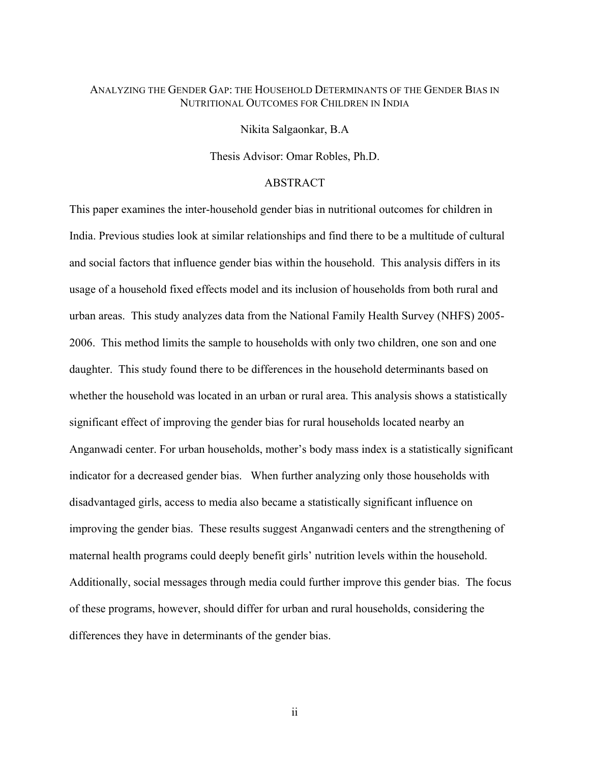# ANALYZING THE GENDER GAP: THE HOUSEHOLD DETERMINANTS OF THE GENDER BIAS IN NUTRITIONAL OUTCOMES FOR CHILDREN IN INDIA

Nikita Salgaonkar, B.A

Thesis Advisor: Omar Robles, Ph.D.

## ABSTRACT

This paper examines the inter-household gender bias in nutritional outcomes for children in India. Previous studies look at similar relationships and find there to be a multitude of cultural and social factors that influence gender bias within the household. This analysis differs in its usage of a household fixed effects model and its inclusion of households from both rural and urban areas. This study analyzes data from the National Family Health Survey (NHFS) 2005-2006. This method limits the sample to households with only two children, one son and one daughter. This study found there to be differences in the household determinants based on whether the household was located in an urban or rural area. This analysis shows a statistically significant effect of improving the gender bias for rural households located nearby an Anganwadi center. For urban households, mother's body mass index is a statistically significant indicator for a decreased gender bias. When further analyzing only those households with disadvantaged girls, access to media also became a statistically significant influence on improving the gender bias. These results suggest Anganwadi centers and the strengthening of maternal health programs could deeply benefit girls' nutrition levels within the household. Additionally, social messages through media could further improve this gender bias. The focus of these programs, however, should differ for urban and rural households, considering the differences they have in determinants of the gender bias.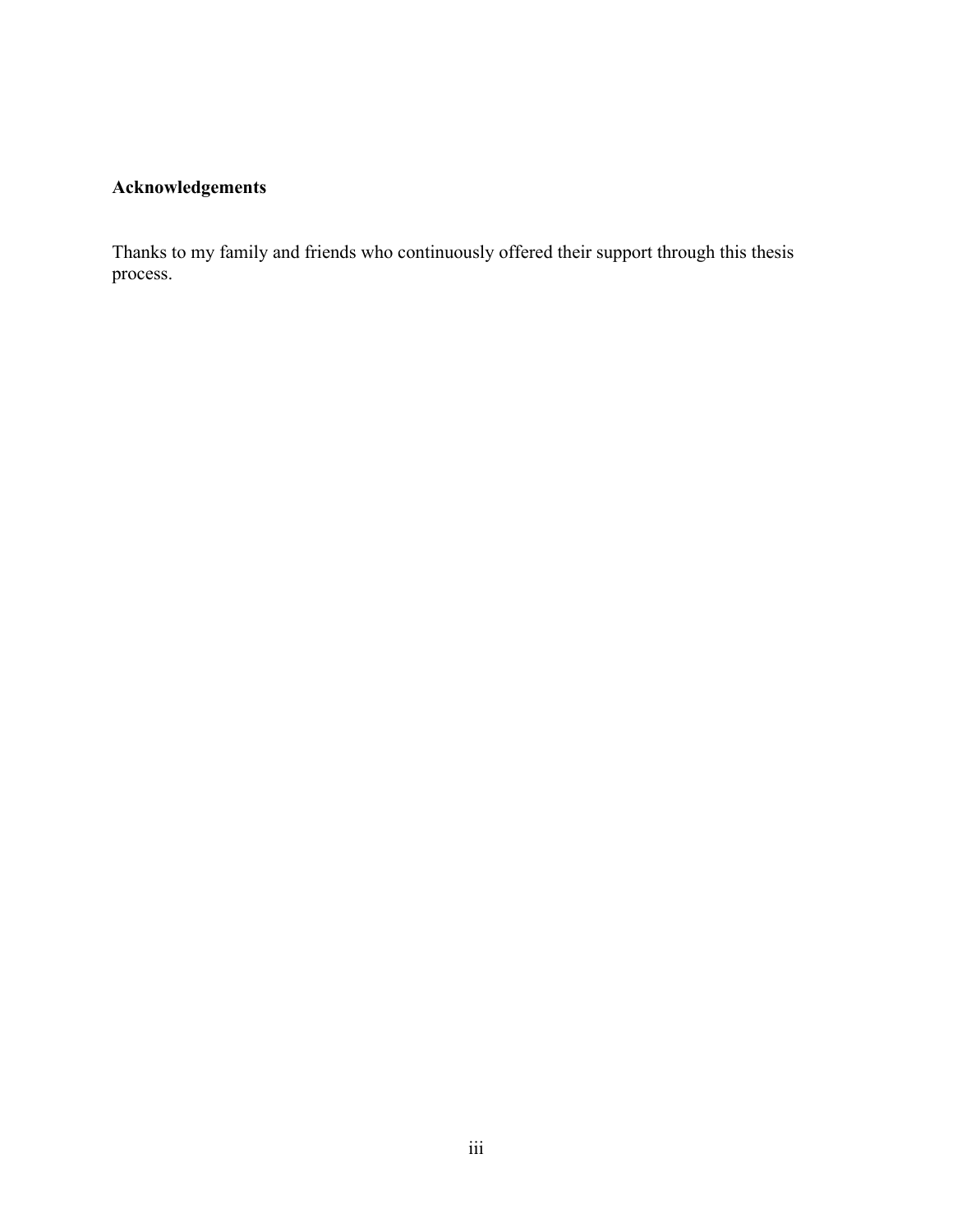## Acknowledgements

Thanks to my family and friends who continuously offered their support through this thesis process.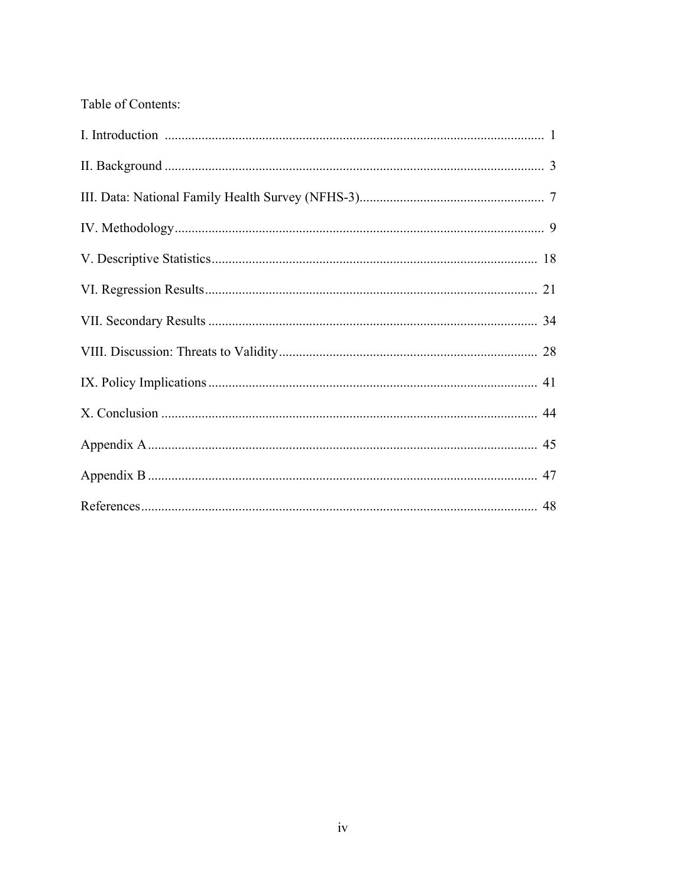Table of Contents:

I. Introduction ................................................................................................................ 1

II. Background ................................................................................................................ 3

III. Data: National Family Health Survey (NFHS-3)...................................................... 7

IV. Methodology............................................................................................................ 9

V. Descriptive Statistics................................................................................................ 18

VI. Regression Results.................................................................................................. 21

VII. Secondary Results ................................................................................................. 34

VIII. Discussion: Threats to Validity............................................................................ 28

IX. Policy Implications ................................................................................................. 41

X. Conclusion ............................................................................................................... 44

Appendix A.................................................................................................................... 45

Appendix B .................................................................................................................... 47

References...................................................................................................................... 48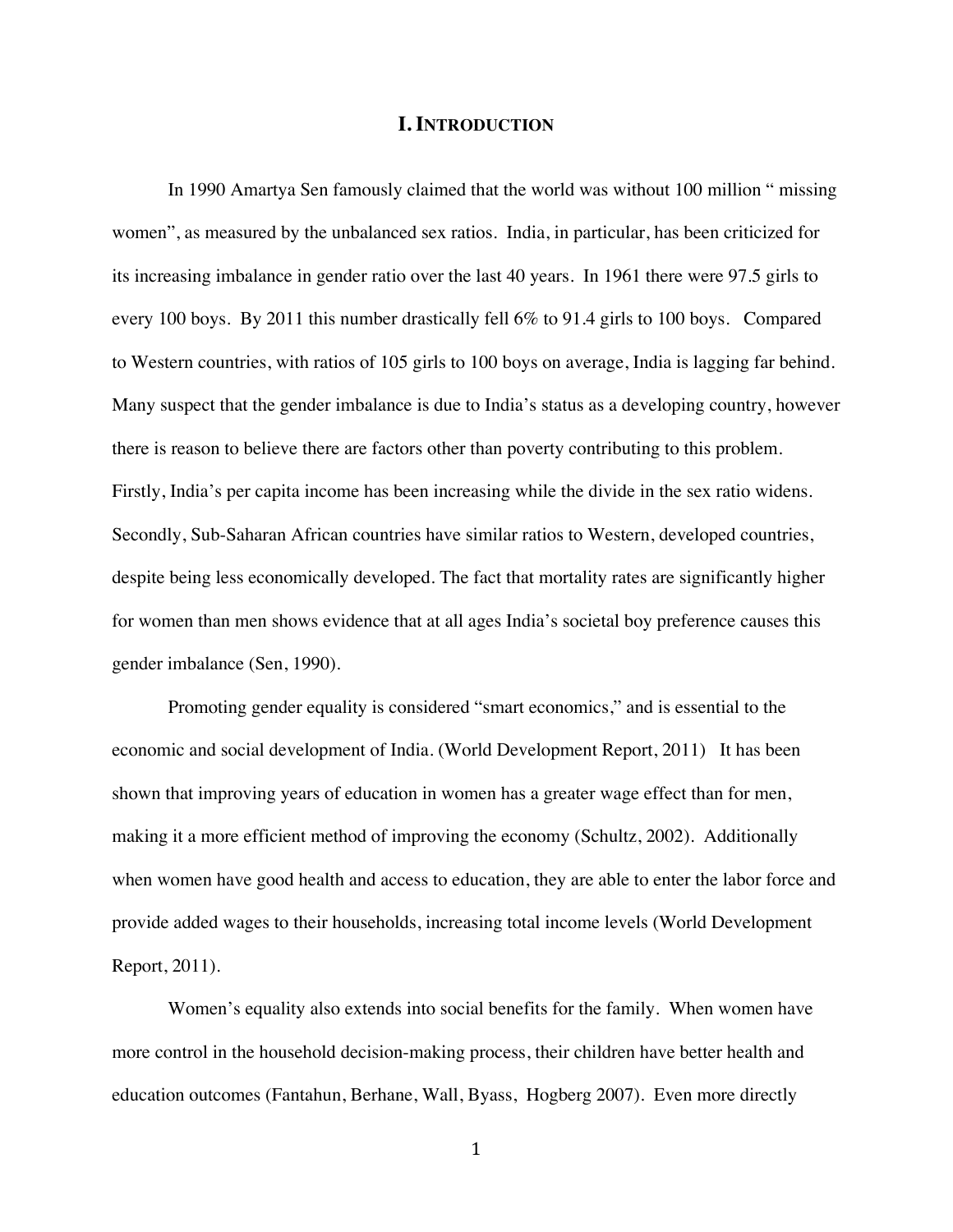# I. INTRODUCTION

In 1990 Amartya Sen famously claimed that the world was without 100 million " missing women", as measured by the unbalanced sex ratios. India, in particular, has been criticized for its increasing imbalance in gender ratio over the last 40 years. In 1961 there were 97.5 girls to every 100 boys. By 2011 this number drastically fell 6% to 91.4 girls to 100 boys. Compared to Western countries, with ratios of 105 girls to 100 boys on average, India is lagging far behind. Many suspect that the gender imbalance is due to India's status as a developing country, however there is reason to believe there are factors other than poverty contributing to this problem. Firstly, India's per capita income has been increasing while the divide in the sex ratio widens. Secondly, Sub-Saharan African countries have similar ratios to Western, developed countries, despite being less economically developed. The fact that mortality rates are significantly higher for women than men shows evidence that at all ages India's societal boy preference causes this gender imbalance (Sen, 1990).

Promoting gender equality is considered "smart economics," and is essential to the economic and social development of India. (World Development Report, 2011) It has been shown that improving years of education in women has a greater wage effect than for men, making it a more efficient method of improving the economy (Schultz, 2002). Additionally when women have good health and access to education, they are able to enter the labor force and provide added wages to their households, increasing total income levels (World Development Report, 2011).

Women's equality also extends into social benefits for the family. When women have more control in the household decision-making process, their children have better health and education outcomes (Fantahun, Berhane, Wall, Byass, Hogberg 2007). Even more directly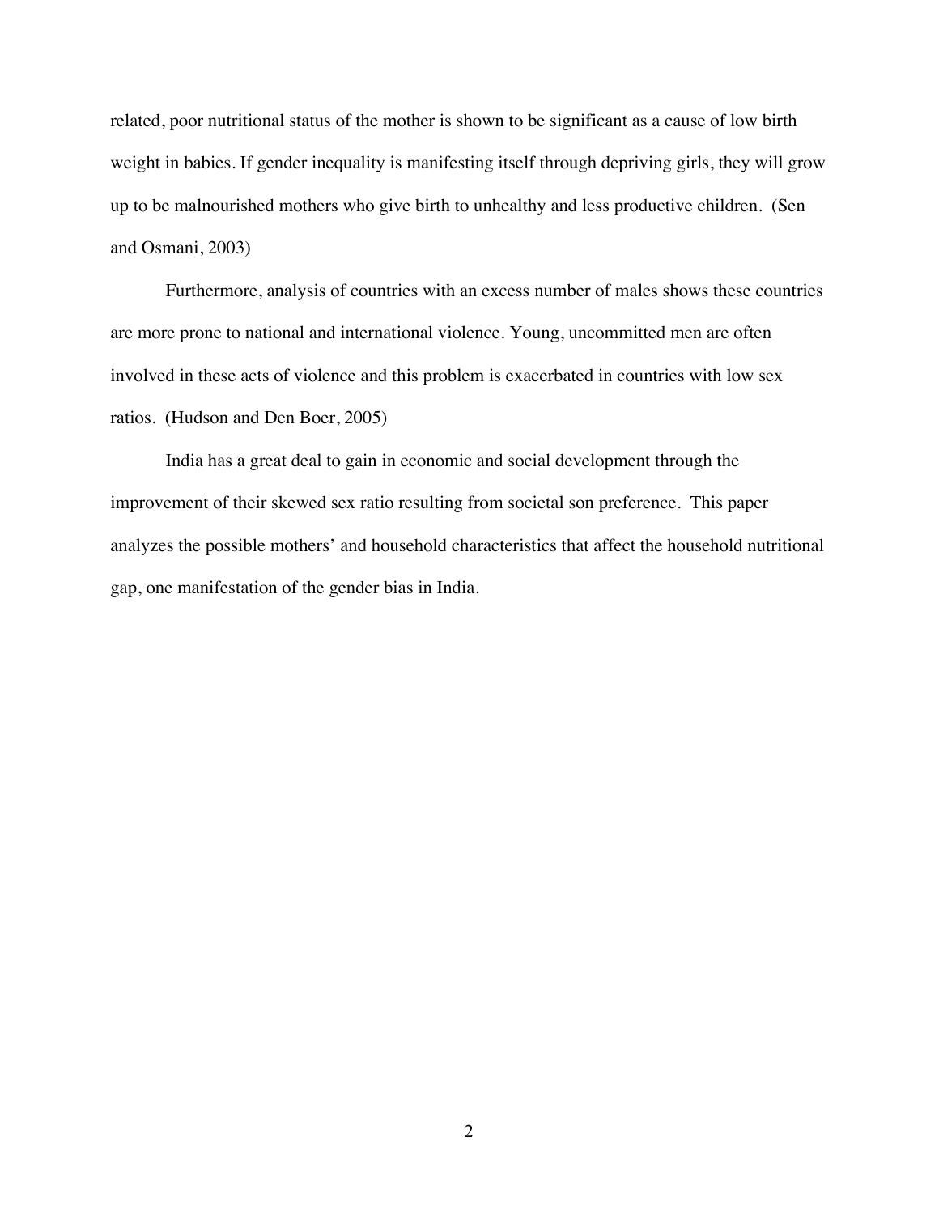related, poor nutritional status of the mother is shown to be significant as a cause of low birth weight in babies. If gender inequality is manifesting itself through depriving girls, they will grow up to be malnourished mothers who give birth to unhealthy and less productive children. (Sen and Osmani, 2003)

Furthermore, analysis of countries with an excess number of males shows these countries are more prone to national and international violence. Young, uncommitted men are often involved in these acts of violence and this problem is exacerbated in countries with low sex ratios. (Hudson and Den Boer, 2005)

India has a great deal to gain in economic and social development through the improvement of their skewed sex ratio resulting from societal son preference. This paper analyzes the possible mothers' and household characteristics that affect the household nutritional gap, one manifestation of the gender bias in India.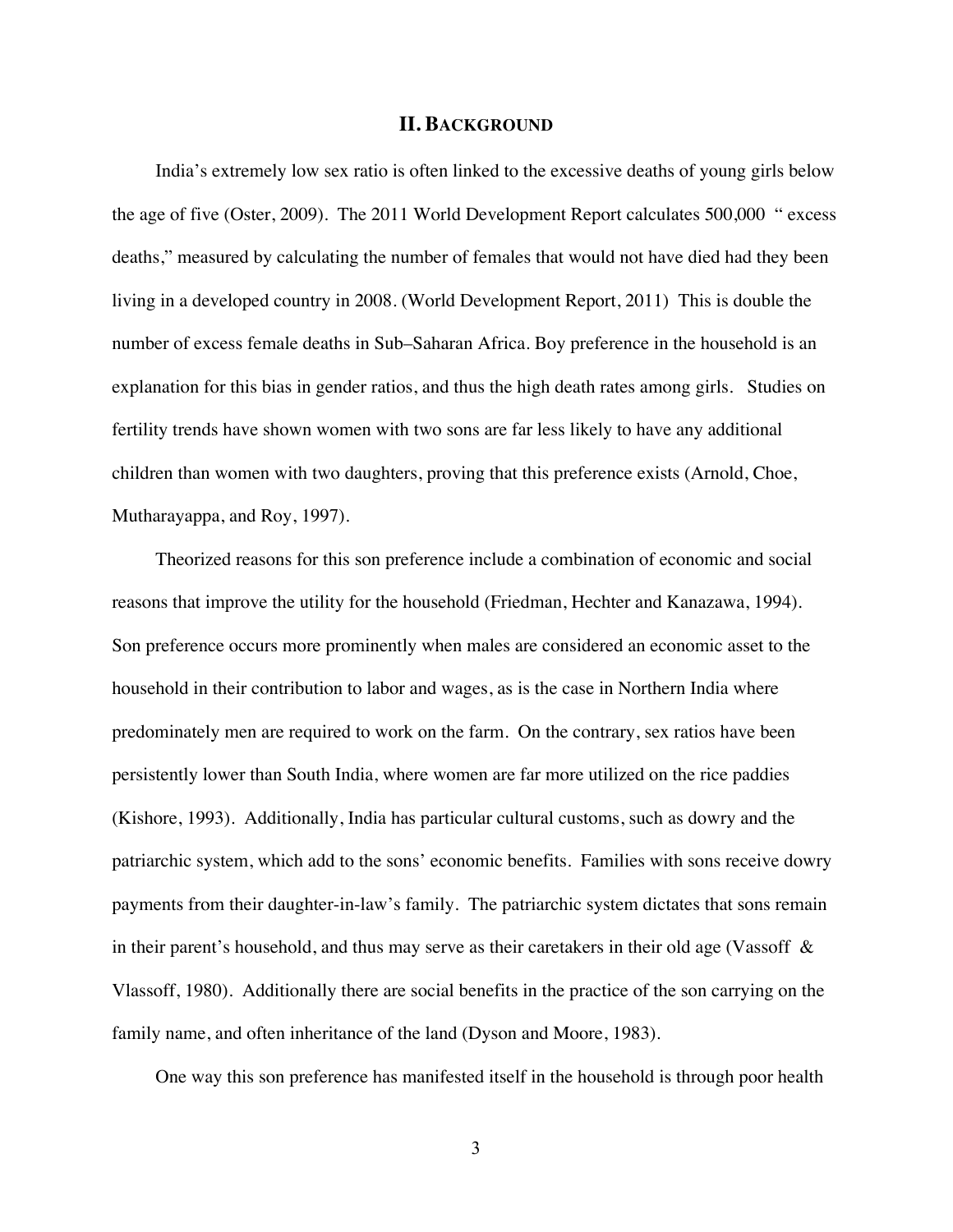## II. BACKGROUND

India's extremely low sex ratio is often linked to the excessive deaths of young girls below the age of five (Oster, 2009). The 2011 World Development Report calculates 500,000 " excess deaths," measured by calculating the number of females that would not have died had they been living in a developed country in 2008. (World Development Report, 2011) This is double the number of excess female deaths in Sub–Saharan Africa. Boy preference in the household is an explanation for this bias in gender ratios, and thus the high death rates among girls. Studies on fertility trends have shown women with two sons are far less likely to have any additional children than women with two daughters, proving that this preference exists (Arnold, Choe, Mutharayappa, and Roy, 1997).

Theorized reasons for this son preference include a combination of economic and social reasons that improve the utility for the household (Friedman, Hechter and Kanazawa, 1994). Son preference occurs more prominently when males are considered an economic asset to the household in their contribution to labor and wages, as is the case in Northern India where predominately men are required to work on the farm. On the contrary, sex ratios have been persistently lower than South India, where women are far more utilized on the rice paddies (Kishore, 1993). Additionally, India has particular cultural customs, such as dowry and the patriarchic system, which add to the sons' economic benefits. Families with sons receive dowry payments from their daughter-in-law's family. The patriarchic system dictates that sons remain in their parent's household, and thus may serve as their caretakers in their old age (Vassoff & Vlassoff, 1980). Additionally there are social benefits in the practice of the son carrying on the family name, and often inheritance of the land (Dyson and Moore, 1983).

One way this son preference has manifested itself in the household is through poor health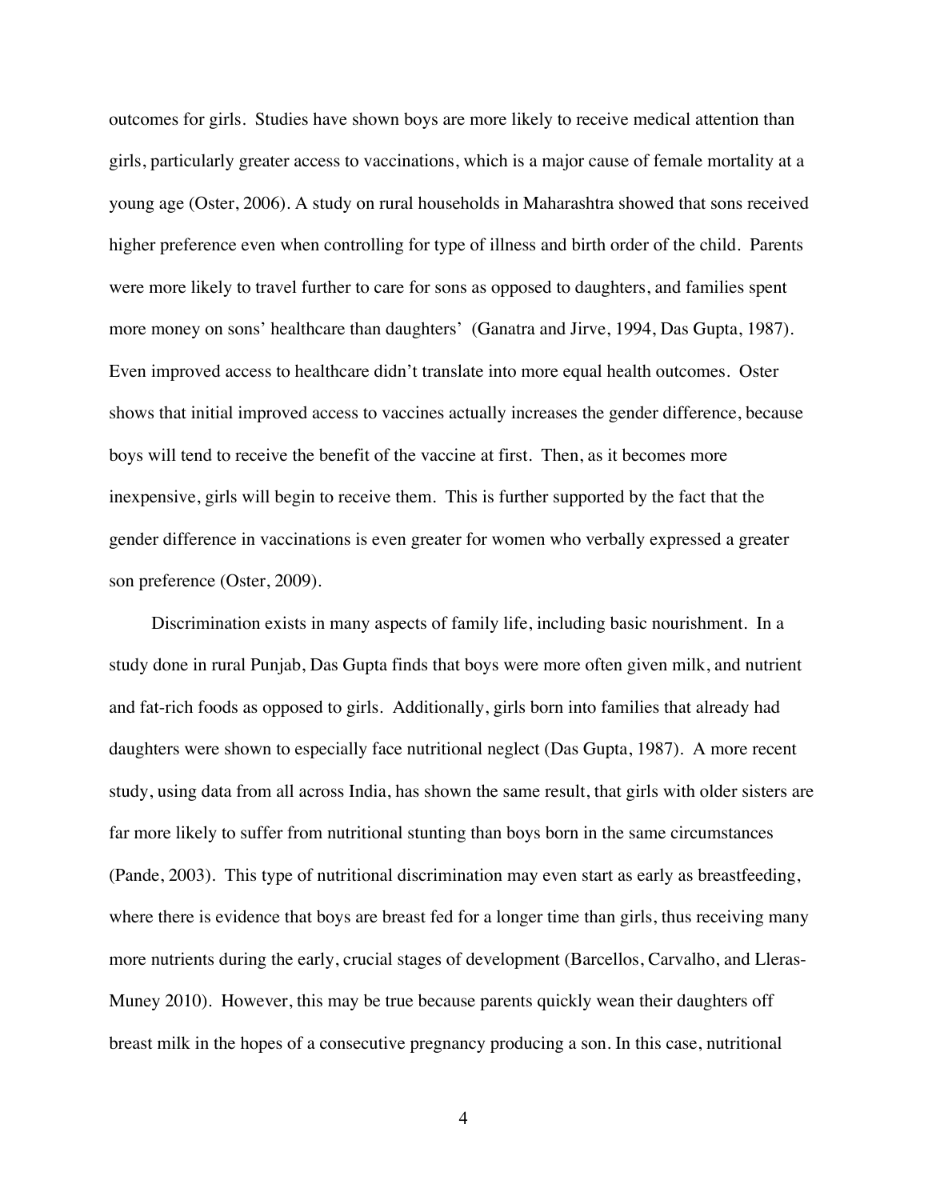outcomes for girls. Studies have shown boys are more likely to receive medical attention than girls, particularly greater access to vaccinations, which is a major cause of female mortality at a young age (Oster, 2006). A study on rural households in Maharashtra showed that sons received higher preference even when controlling for type of illness and birth order of the child. Parents were more likely to travel further to care for sons as opposed to daughters, and families spent more money on sons' healthcare than daughters' (Ganatra and Jirve, 1994, Das Gupta, 1987). Even improved access to healthcare didn't translate into more equal health outcomes. Oster shows that initial improved access to vaccines actually increases the gender difference, because boys will tend to receive the benefit of the vaccine at first. Then, as it becomes more inexpensive, girls will begin to receive them. This is further supported by the fact that the gender difference in vaccinations is even greater for women who verbally expressed a greater son preference (Oster, 2009).

Discrimination exists in many aspects of family life, including basic nourishment. In a study done in rural Punjab, Das Gupta finds that boys were more often given milk, and nutrient and fat-rich foods as opposed to girls. Additionally, girls born into families that already had daughters were shown to especially face nutritional neglect (Das Gupta, 1987). A more recent study, using data from all across India, has shown the same result, that girls with older sisters are far more likely to suffer from nutritional stunting than boys born in the same circumstances (Pande, 2003). This type of nutritional discrimination may even start as early as breastfeeding, where there is evidence that boys are breast fed for a longer time than girls, thus receiving many more nutrients during the early, crucial stages of development (Barcellos, Carvalho, and Lleras-Muney 2010). However, this may be true because parents quickly wean their daughters off breast milk in the hopes of a consecutive pregnancy producing a son. In this case, nutritional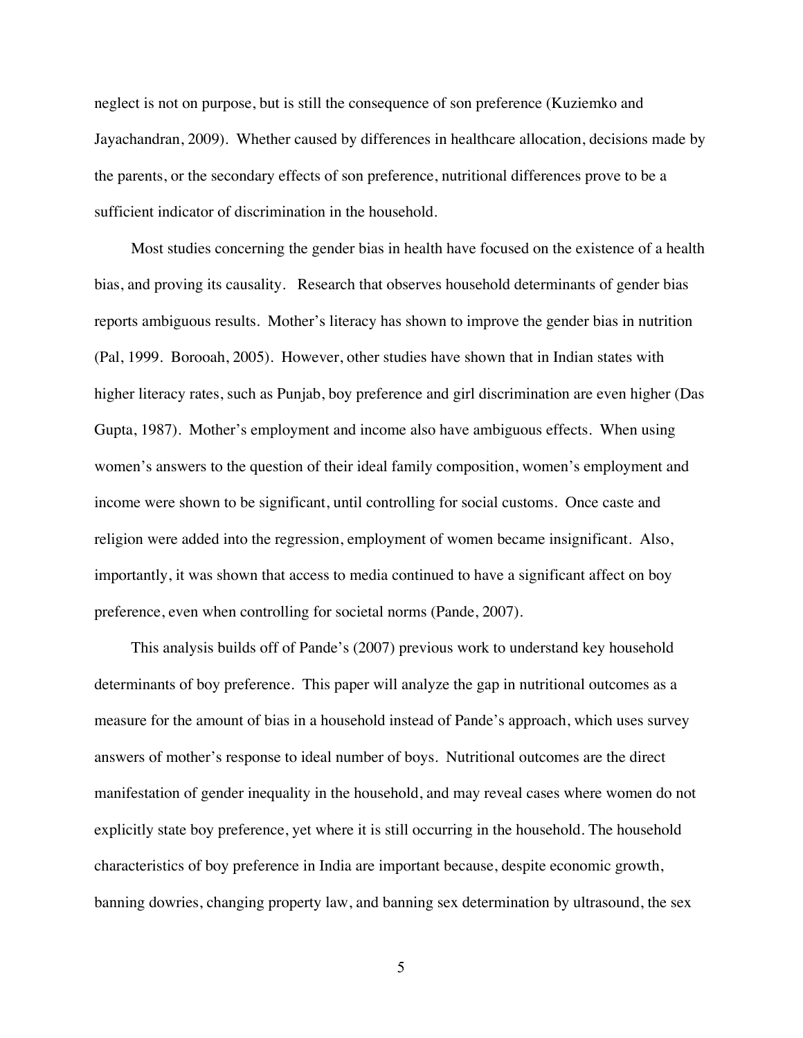neglect is not on purpose, but is still the consequence of son preference (Kuziemko and Jayachandran, 2009). Whether caused by differences in healthcare allocation, decisions made by the parents, or the secondary effects of son preference, nutritional differences prove to be a sufficient indicator of discrimination in the household.

Most studies concerning the gender bias in health have focused on the existence of a health bias, and proving its causality. Research that observes household determinants of gender bias reports ambiguous results. Mother's literacy has shown to improve the gender bias in nutrition (Pal, 1999. Borooah, 2005). However, other studies have shown that in Indian states with higher literacy rates, such as Punjab, boy preference and girl discrimination are even higher (Das Gupta, 1987). Mother's employment and income also have ambiguous effects. When using women's answers to the question of their ideal family composition, women's employment and income were shown to be significant, until controlling for social customs. Once caste and religion were added into the regression, employment of women became insignificant. Also, importantly, it was shown that access to media continued to have a significant affect on boy preference, even when controlling for societal norms (Pande, 2007).

This analysis builds off of Pande's (2007) previous work to understand key household determinants of boy preference. This paper will analyze the gap in nutritional outcomes as a measure for the amount of bias in a household instead of Pande's approach, which uses survey answers of mother's response to ideal number of boys. Nutritional outcomes are the direct manifestation of gender inequality in the household, and may reveal cases where women do not explicitly state boy preference, yet where it is still occurring in the household. The household characteristics of boy preference in India are important because, despite economic growth, banning dowries, changing property law, and banning sex determination by ultrasound, the sex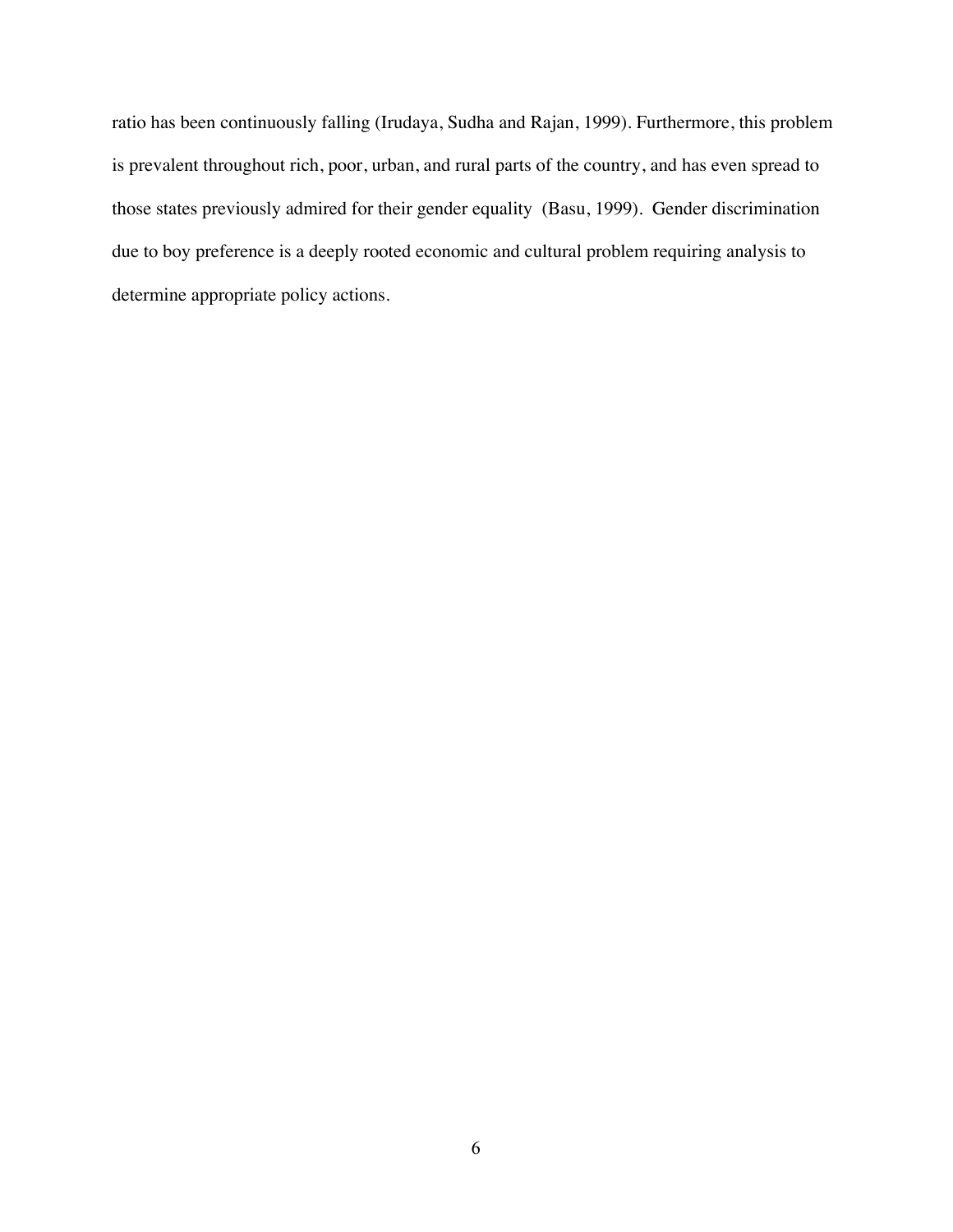ratio has been continuously falling (Irudaya, Sudha and Rajan, 1999). Furthermore, this problem is prevalent throughout rich, poor, urban, and rural parts of the country, and has even spread to those states previously admired for their gender equality (Basu, 1999). Gender discrimination due to boy preference is a deeply rooted economic and cultural problem requiring analysis to determine appropriate policy actions.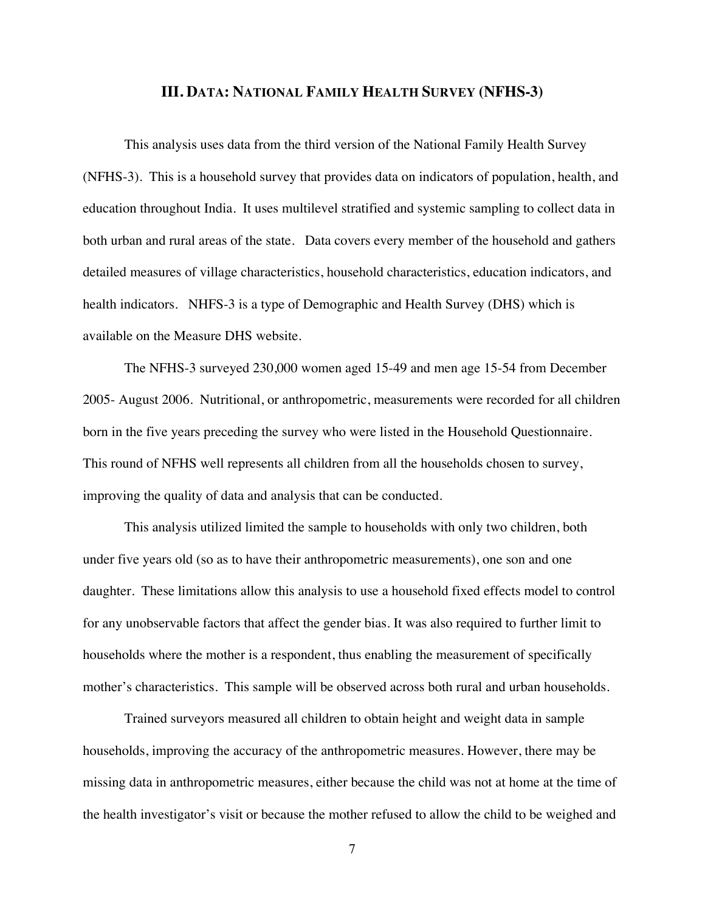## III. Data: National Family Health Survey (NFHS-3)

This analysis uses data from the third version of the National Family Health Survey (NFHS-3). This is a household survey that provides data on indicators of population, health, and education throughout India. It uses multilevel stratified and systemic sampling to collect data in both urban and rural areas of the state. Data covers every member of the household and gathers detailed measures of village characteristics, household characteristics, education indicators, and health indicators. NHFS-3 is a type of Demographic and Health Survey (DHS) which is available on the Measure DHS website.

The NFHS-3 surveyed 230,000 women aged 15-49 and men age 15-54 from December 2005- August 2006. Nutritional, or anthropometric, measurements were recorded for all children born in the five years preceding the survey who were listed in the Household Questionnaire. This round of NFHS well represents all children from all the households chosen to survey, improving the quality of data and analysis that can be conducted.

This analysis utilized limited the sample to households with only two children, both under five years old (so as to have their anthropometric measurements), one son and one daughter. These limitations allow this analysis to use a household fixed effects model to control for any unobservable factors that affect the gender bias. It was also required to further limit to households where the mother is a respondent, thus enabling the measurement of specifically mother's characteristics. This sample will be observed across both rural and urban households.

Trained surveyors measured all children to obtain height and weight data in sample households, improving the accuracy of the anthropometric measures. However, there may be missing data in anthropometric measures, either because the child was not at home at the time of the health investigator's visit or because the mother refused to allow the child to be weighed and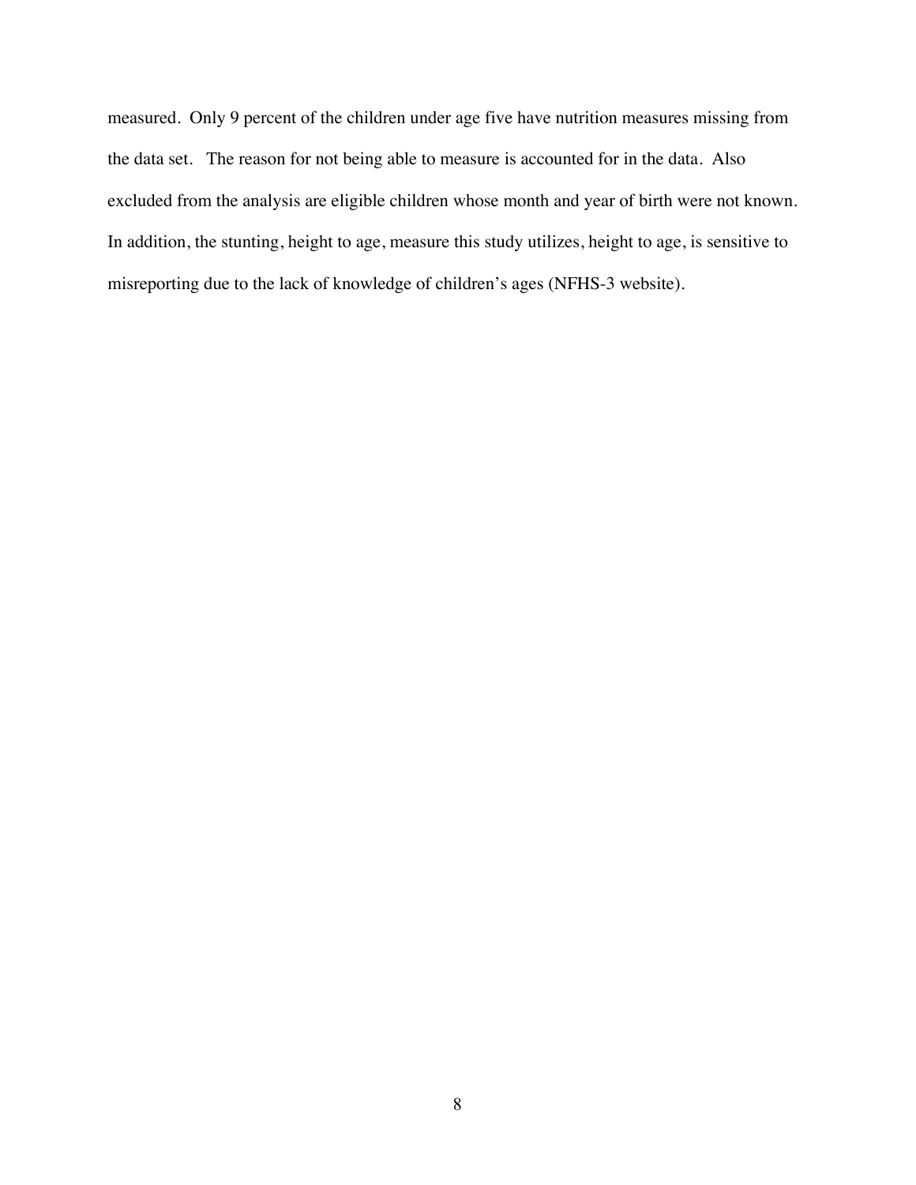measured. Only 9 percent of the children under age five have nutrition measures missing from the data set. The reason for not being able to measure is accounted for in the data. Also excluded from the analysis are eligible children whose month and year of birth were not known. In addition, the stunting, height to age, measure this study utilizes, height to age, is sensitive to misreporting due to the lack of knowledge of children's ages (NFHS-3 website).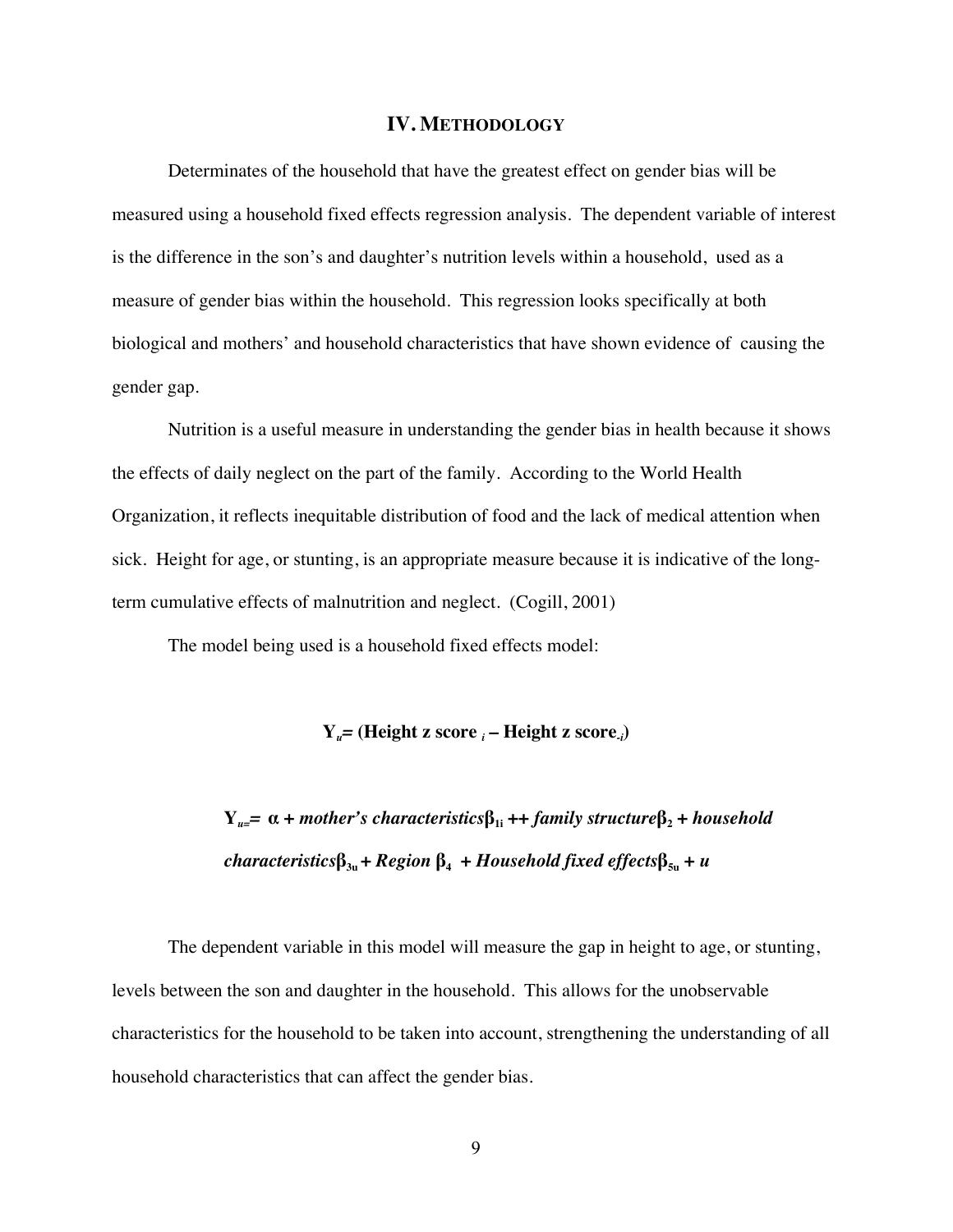## IV. Methodology

Determinates of the household that have the greatest effect on gender bias will be measured using a household fixed effects regression analysis. The dependent variable of interest is the difference in the son's and daughter's nutrition levels within a household, used as a measure of gender bias within the household. This regression looks specifically at both biological and mothers' and household characteristics that have shown evidence of causing the gender gap.

Nutrition is a useful measure in understanding the gender bias in health because it shows the effects of daily neglect on the part of the family. According to the World Health Organization, it reflects inequitable distribution of food and the lack of medical attention when sick. Height for age, or stunting, is an appropriate measure because it is indicative of the long-term cumulative effects of malnutrition and neglect. (Cogill, 2001)

The model being used is a household fixed effects model:

$$\mathbf{Y}_{u} = (\textbf{Height z score}_{i} - \textbf{Height z score}_{-i})$$

$$\mathbf{Y}_{u=} = \alpha + \textit{mother's characteristics}\beta_{1i} ++ \textit{family structure}\beta_{2} + \textit{household characteristics}\beta_{3u} + \textit{Region}\ \beta_{4} + \textit{Household fixed effects}\beta_{5u} + u$$

The dependent variable in this model will measure the gap in height to age, or stunting, levels between the son and daughter in the household. This allows for the unobservable characteristics for the household to be taken into account, strengthening the understanding of all household characteristics that can affect the gender bias.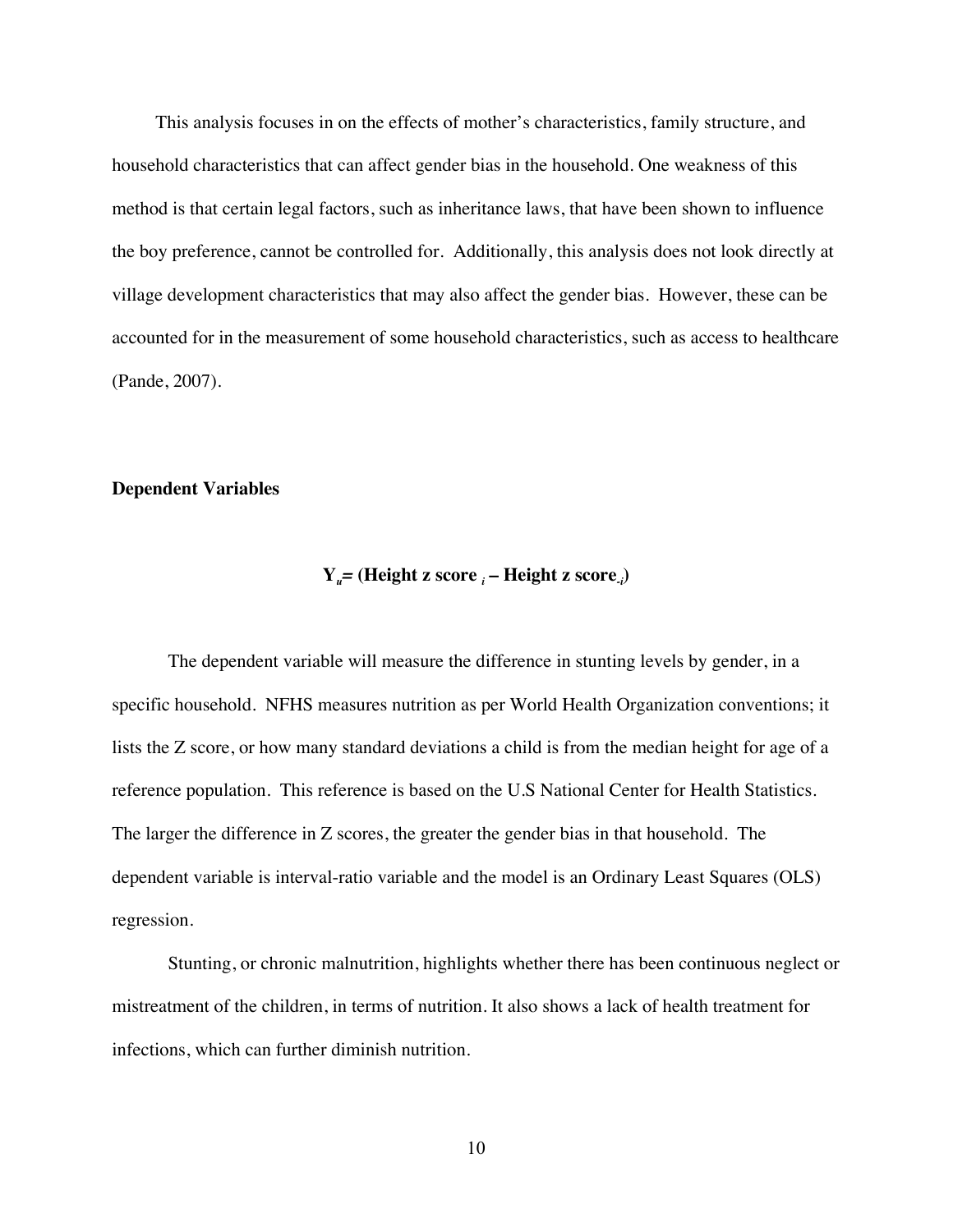This analysis focuses in on the effects of mother's characteristics, family structure, and household characteristics that can affect gender bias in the household. One weakness of this method is that certain legal factors, such as inheritance laws, that have been shown to influence the boy preference, cannot be controlled for. Additionally, this analysis does not look directly at village development characteristics that may also affect the gender bias. However, these can be accounted for in the measurement of some household characteristics, such as access to healthcare (Pande, 2007).

**Dependent Variables**

$$\mathbf{Y_{u} = (Height\ z\ score_{\ i} - Height\ z\ score_{-i})}$$

The dependent variable will measure the difference in stunting levels by gender, in a specific household. NFHS measures nutrition as per World Health Organization conventions; it lists the Z score, or how many standard deviations a child is from the median height for age of a reference population. This reference is based on the U.S National Center for Health Statistics. The larger the difference in Z scores, the greater the gender bias in that household. The dependent variable is interval-ratio variable and the model is an Ordinary Least Squares (OLS) regression.

Stunting, or chronic malnutrition, highlights whether there has been continuous neglect or mistreatment of the children, in terms of nutrition. It also shows a lack of health treatment for infections, which can further diminish nutrition.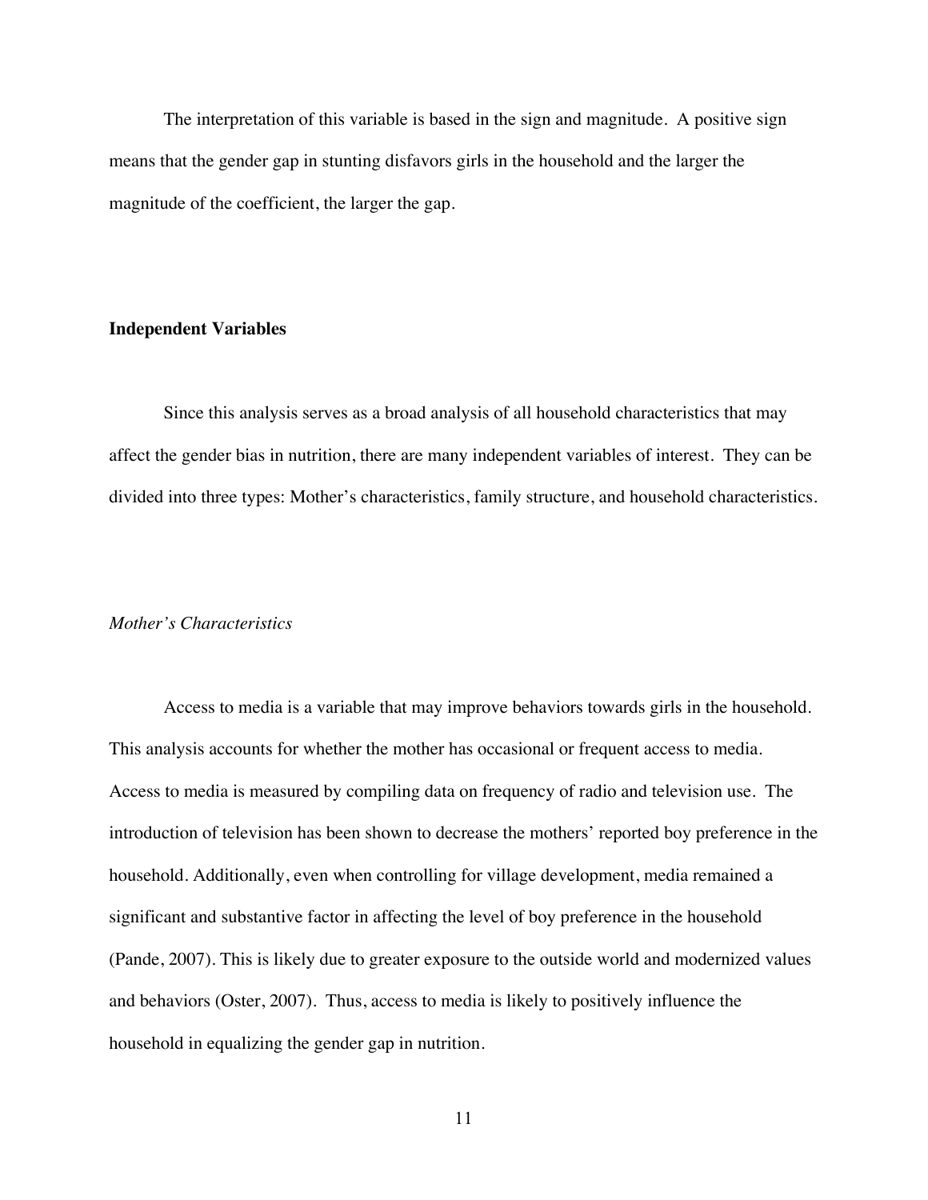The interpretation of this variable is based in the sign and magnitude. A positive sign means that the gender gap in stunting disfavors girls in the household and the larger the magnitude of the coefficient, the larger the gap.

### Independent Variables

Since this analysis serves as a broad analysis of all household characteristics that may affect the gender bias in nutrition, there are many independent variables of interest. They can be divided into three types: Mother's characteristics, family structure, and household characteristics.

#### *Mother's Characteristics*

Access to media is a variable that may improve behaviors towards girls in the household. This analysis accounts for whether the mother has occasional or frequent access to media. Access to media is measured by compiling data on frequency of radio and television use. The introduction of television has been shown to decrease the mothers' reported boy preference in the household. Additionally, even when controlling for village development, media remained a significant and substantive factor in affecting the level of boy preference in the household (Pande, 2007). This is likely due to greater exposure to the outside world and modernized values and behaviors (Oster, 2007). Thus, access to media is likely to positively influence the household in equalizing the gender gap in nutrition.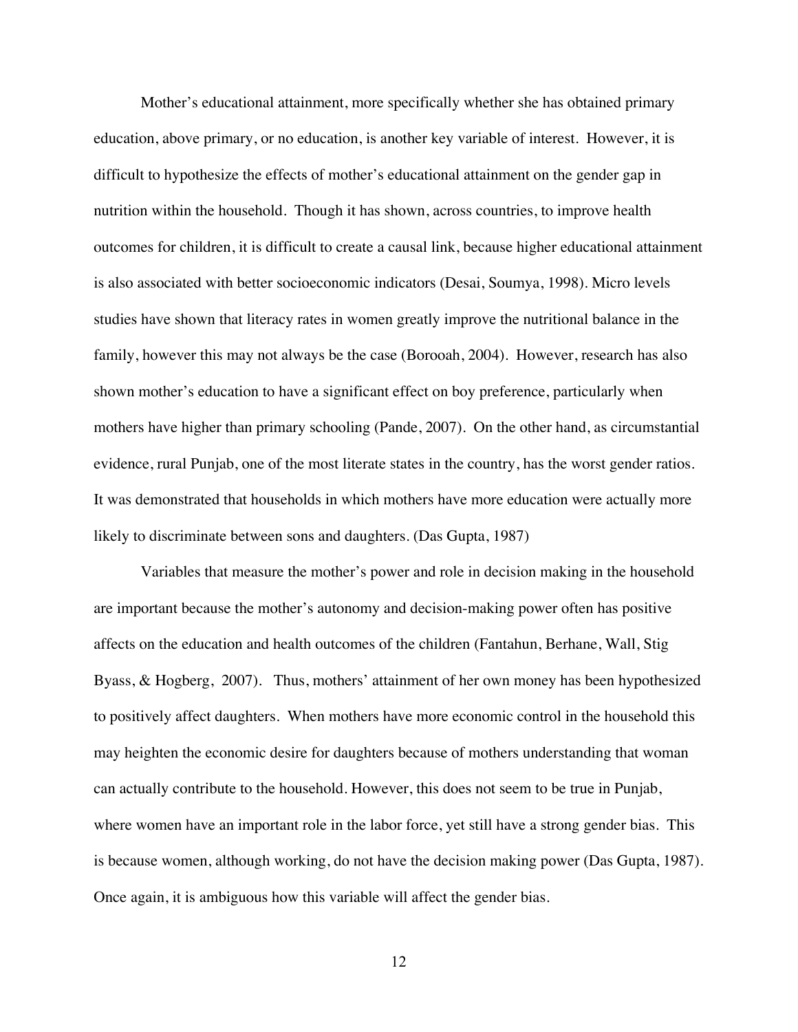Mother's educational attainment, more specifically whether she has obtained primary education, above primary, or no education, is another key variable of interest. However, it is difficult to hypothesize the effects of mother's educational attainment on the gender gap in nutrition within the household. Though it has shown, across countries, to improve health outcomes for children, it is difficult to create a causal link, because higher educational attainment is also associated with better socioeconomic indicators (Desai, Soumya, 1998). Micro levels studies have shown that literacy rates in women greatly improve the nutritional balance in the family, however this may not always be the case (Borooah, 2004). However, research has also shown mother's education to have a significant effect on boy preference, particularly when mothers have higher than primary schooling (Pande, 2007). On the other hand, as circumstantial evidence, rural Punjab, one of the most literate states in the country, has the worst gender ratios. It was demonstrated that households in which mothers have more education were actually more likely to discriminate between sons and daughters. (Das Gupta, 1987)

Variables that measure the mother's power and role in decision making in the household are important because the mother's autonomy and decision-making power often has positive affects on the education and health outcomes of the children (Fantahun, Berhane, Wall, Stig Byass, & Hogberg, 2007). Thus, mothers' attainment of her own money has been hypothesized to positively affect daughters. When mothers have more economic control in the household this may heighten the economic desire for daughters because of mothers understanding that woman can actually contribute to the household. However, this does not seem to be true in Punjab, where women have an important role in the labor force, yet still have a strong gender bias. This is because women, although working, do not have the decision making power (Das Gupta, 1987). Once again, it is ambiguous how this variable will affect the gender bias.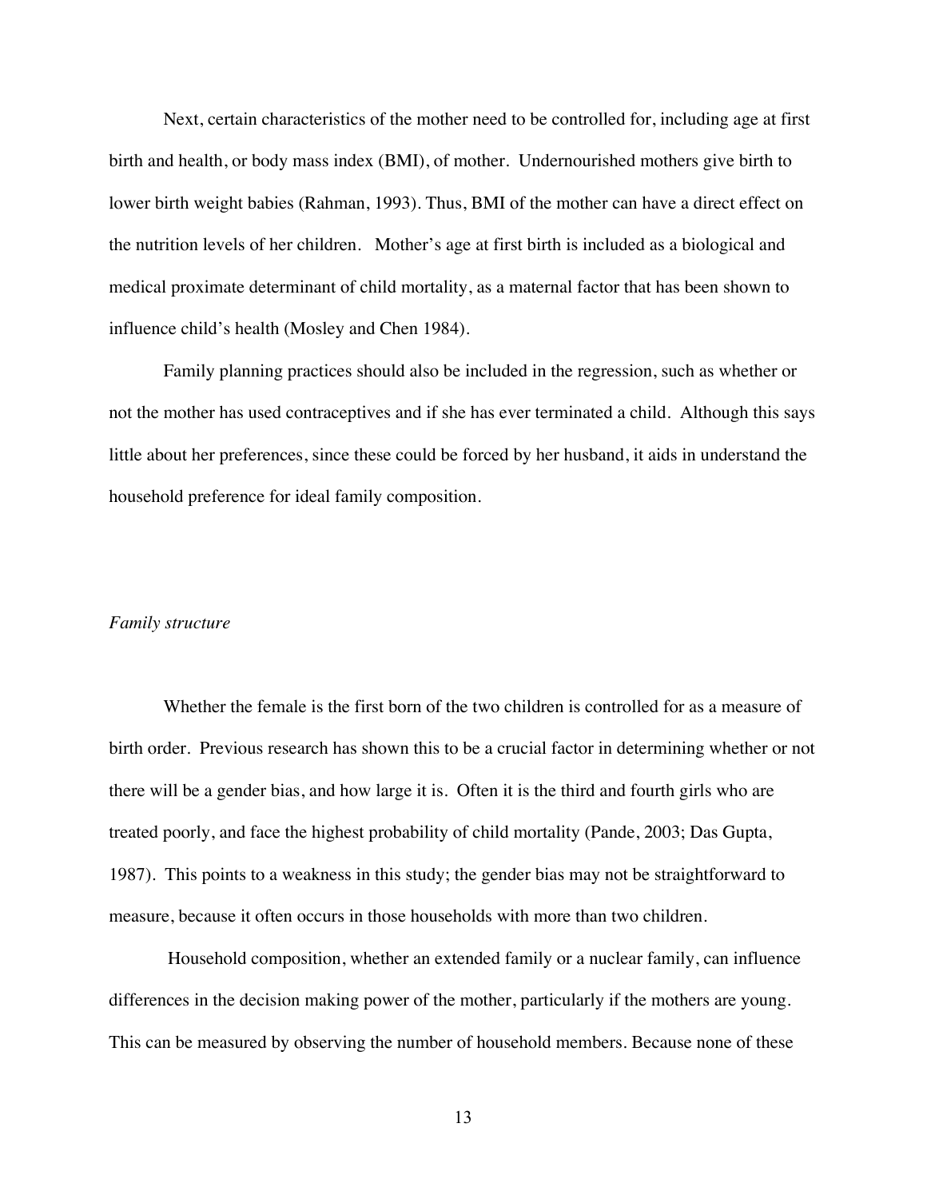Next, certain characteristics of the mother need to be controlled for, including age at first birth and health, or body mass index (BMI), of mother. Undernourished mothers give birth to lower birth weight babies (Rahman, 1993). Thus, BMI of the mother can have a direct effect on the nutrition levels of her children. Mother's age at first birth is included as a biological and medical proximate determinant of child mortality, as a maternal factor that has been shown to influence child's health (Mosley and Chen 1984).

Family planning practices should also be included in the regression, such as whether or not the mother has used contraceptives and if she has ever terminated a child. Although this says little about her preferences, since these could be forced by her husband, it aids in understand the household preference for ideal family composition.

*Family structure*

Whether the female is the first born of the two children is controlled for as a measure of birth order. Previous research has shown this to be a crucial factor in determining whether or not there will be a gender bias, and how large it is. Often it is the third and fourth girls who are treated poorly, and face the highest probability of child mortality (Pande, 2003; Das Gupta, 1987). This points to a weakness in this study; the gender bias may not be straightforward to measure, because it often occurs in those households with more than two children.

Household composition, whether an extended family or a nuclear family, can influence differences in the decision making power of the mother, particularly if the mothers are young. This can be measured by observing the number of household members. Because none of these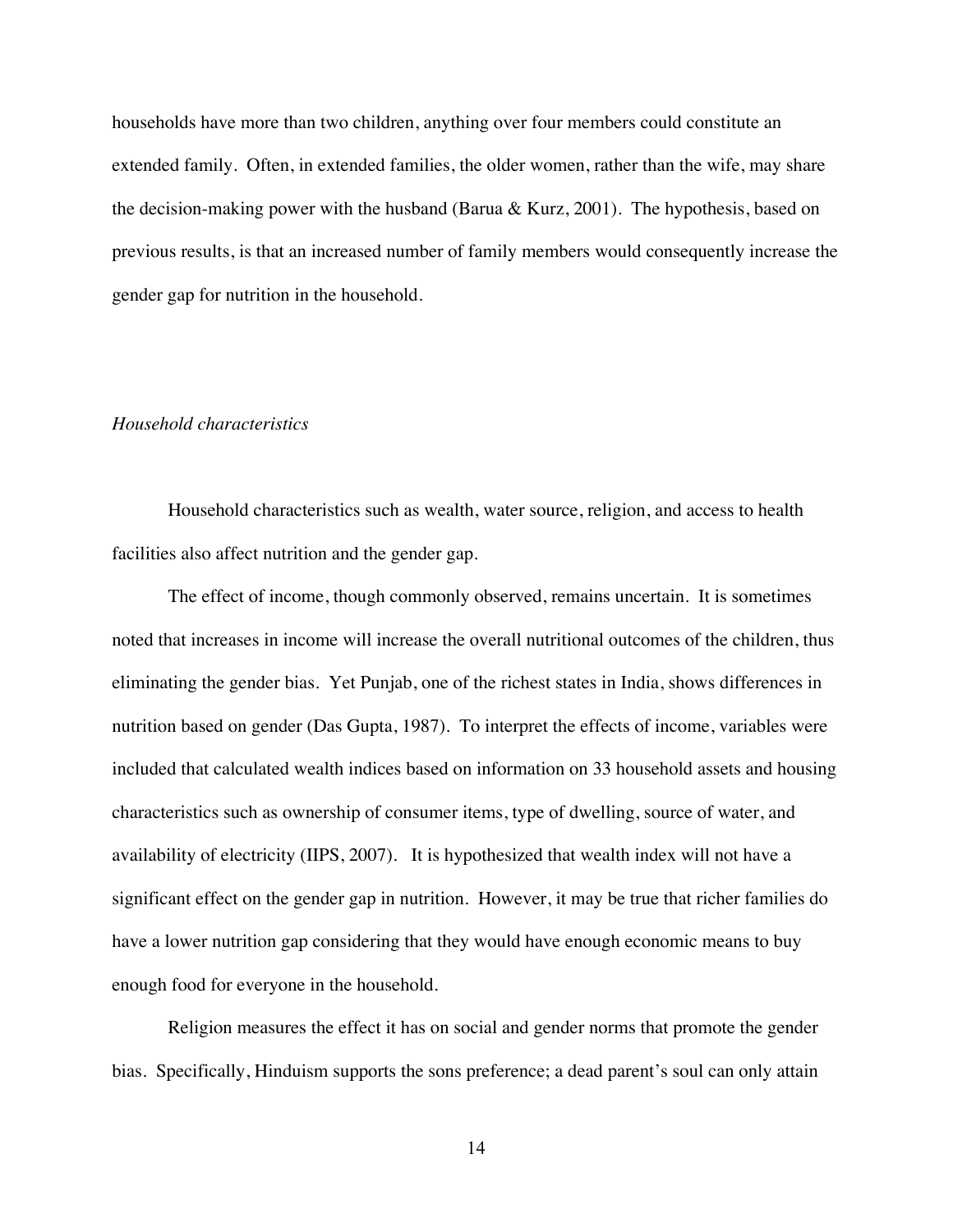households have more than two children, anything over four members could constitute an extended family. Often, in extended families, the older women, rather than the wife, may share the decision-making power with the husband (Barua & Kurz, 2001). The hypothesis, based on previous results, is that an increased number of family members would consequently increase the gender gap for nutrition in the household.

*Household characteristics*

Household characteristics such as wealth, water source, religion, and access to health facilities also affect nutrition and the gender gap.

The effect of income, though commonly observed, remains uncertain. It is sometimes noted that increases in income will increase the overall nutritional outcomes of the children, thus eliminating the gender bias. Yet Punjab, one of the richest states in India, shows differences in nutrition based on gender (Das Gupta, 1987). To interpret the effects of income, variables were included that calculated wealth indices based on information on 33 household assets and housing characteristics such as ownership of consumer items, type of dwelling, source of water, and availability of electricity (IIPS, 2007). It is hypothesized that wealth index will not have a significant effect on the gender gap in nutrition. However, it may be true that richer families do have a lower nutrition gap considering that they would have enough economic means to buy enough food for everyone in the household.

Religion measures the effect it has on social and gender norms that promote the gender bias. Specifically, Hinduism supports the sons preference; a dead parent's soul can only attain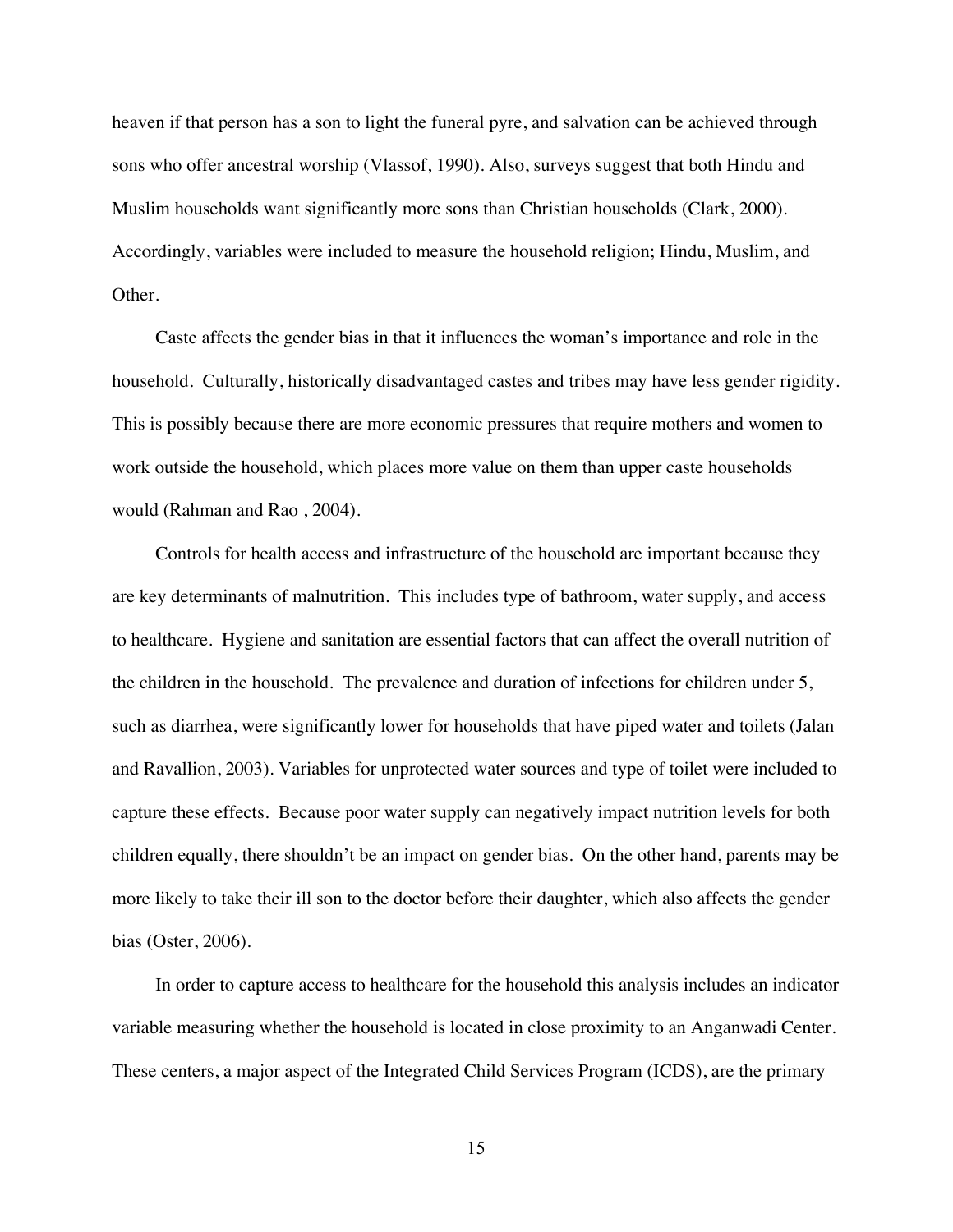heaven if that person has a son to light the funeral pyre, and salvation can be achieved through sons who offer ancestral worship (Vlassof, 1990). Also, surveys suggest that both Hindu and Muslim households want significantly more sons than Christian households (Clark, 2000). Accordingly, variables were included to measure the household religion; Hindu, Muslim, and Other.

Caste affects the gender bias in that it influences the woman's importance and role in the household. Culturally, historically disadvantaged castes and tribes may have less gender rigidity. This is possibly because there are more economic pressures that require mothers and women to work outside the household, which places more value on them than upper caste households would (Rahman and Rao , 2004).

Controls for health access and infrastructure of the household are important because they are key determinants of malnutrition. This includes type of bathroom, water supply, and access to healthcare. Hygiene and sanitation are essential factors that can affect the overall nutrition of the children in the household. The prevalence and duration of infections for children under 5, such as diarrhea, were significantly lower for households that have piped water and toilets (Jalan and Ravallion, 2003). Variables for unprotected water sources and type of toilet were included to capture these effects. Because poor water supply can negatively impact nutrition levels for both children equally, there shouldn't be an impact on gender bias. On the other hand, parents may be more likely to take their ill son to the doctor before their daughter, which also affects the gender bias (Oster, 2006).

In order to capture access to healthcare for the household this analysis includes an indicator variable measuring whether the household is located in close proximity to an Anganwadi Center. These centers, a major aspect of the Integrated Child Services Program (ICDS), are the primary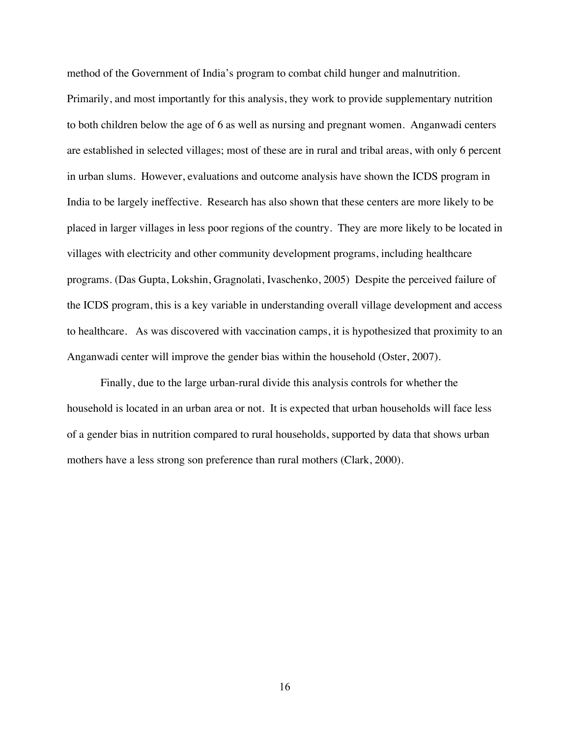method of the Government of India's program to combat child hunger and malnutrition. Primarily, and most importantly for this analysis, they work to provide supplementary nutrition to both children below the age of 6 as well as nursing and pregnant women. Anganwadi centers are established in selected villages; most of these are in rural and tribal areas, with only 6 percent in urban slums. However, evaluations and outcome analysis have shown the ICDS program in India to be largely ineffective. Research has also shown that these centers are more likely to be placed in larger villages in less poor regions of the country. They are more likely to be located in villages with electricity and other community development programs, including healthcare programs. (Das Gupta, Lokshin, Gragnolati, Ivaschenko, 2005) Despite the perceived failure of the ICDS program, this is a key variable in understanding overall village development and access to healthcare. As was discovered with vaccination camps, it is hypothesized that proximity to an Anganwadi center will improve the gender bias within the household (Oster, 2007).

Finally, due to the large urban-rural divide this analysis controls for whether the household is located in an urban area or not. It is expected that urban households will face less of a gender bias in nutrition compared to rural households, supported by data that shows urban mothers have a less strong son preference than rural mothers (Clark, 2000).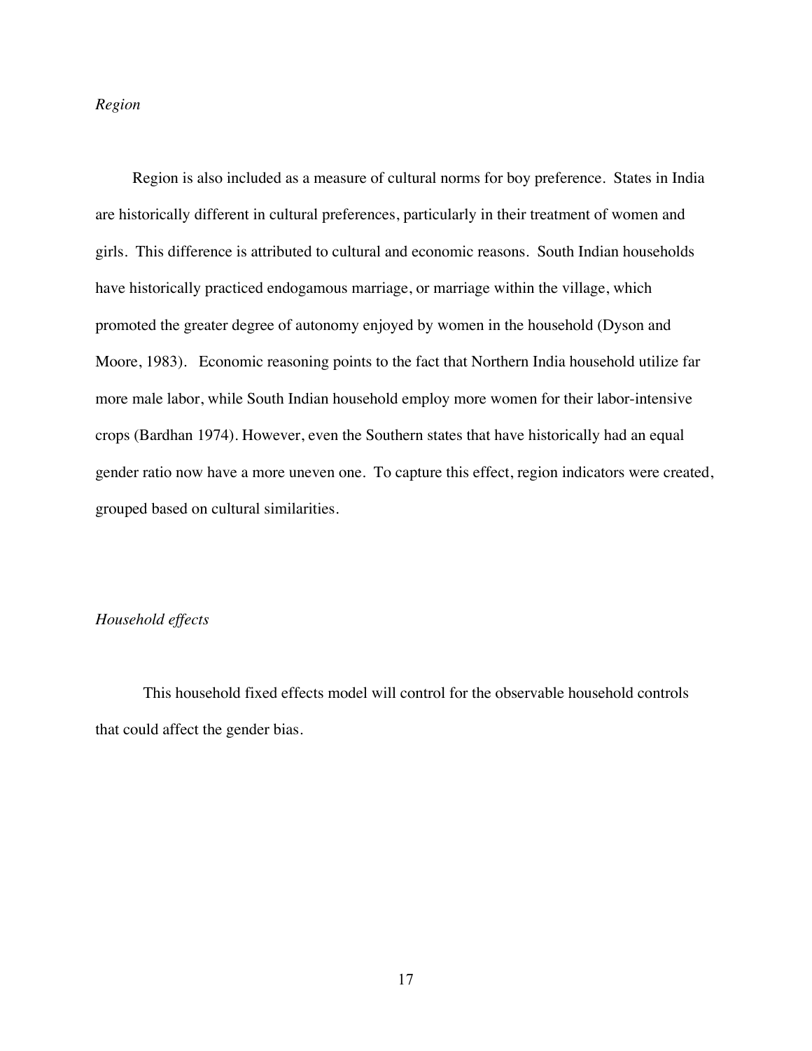*Region*

Region is also included as a measure of cultural norms for boy preference. States in India are historically different in cultural preferences, particularly in their treatment of women and girls. This difference is attributed to cultural and economic reasons. South Indian households have historically practiced endogamous marriage, or marriage within the village, which promoted the greater degree of autonomy enjoyed by women in the household (Dyson and Moore, 1983). Economic reasoning points to the fact that Northern India household utilize far more male labor, while South Indian household employ more women for their labor-intensive crops (Bardhan 1974). However, even the Southern states that have historically had an equal gender ratio now have a more uneven one. To capture this effect, region indicators were created, grouped based on cultural similarities.

*Household effects*

This household fixed effects model will control for the observable household controls that could affect the gender bias.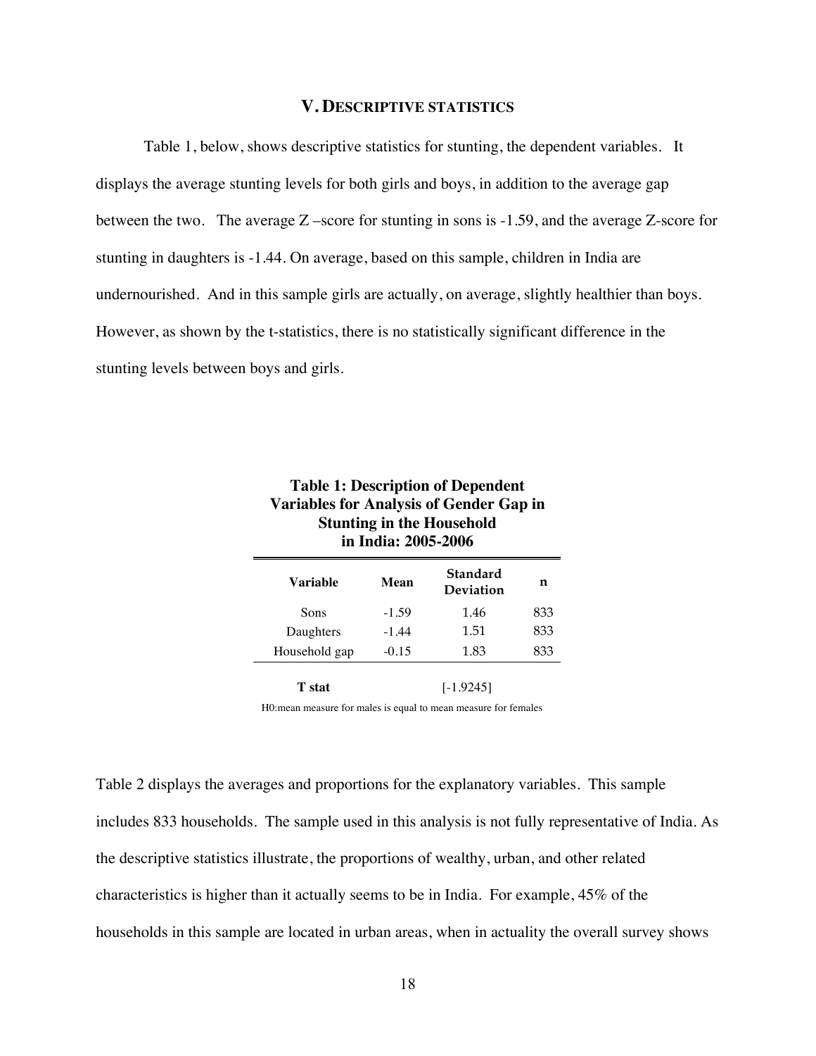## V. DESCRIPTIVE STATISTICS

Table 1, below, shows descriptive statistics for stunting, the dependent variables. It displays the average stunting levels for both girls and boys, in addition to the average gap between the two. The average Z –score for stunting in sons is -1.59, and the average Z-score for stunting in daughters is -1.44. On average, based on this sample, children in India are undernourished. And in this sample girls are actually, on average, slightly healthier than boys. However, as shown by the t-statistics, there is no statistically significant difference in the stunting levels between boys and girls.

**Table 1: Description of Dependent Variables for Analysis of Gender Gap in Stunting in the Household in India: 2005-2006**

| Variable | Mean | Standard Deviation | n |
|---|---|---|---|
| Sons | -1.59 | 1.46 | 833 |
| Daughters | -1.44 | 1.51 | 833 |
| Household gap | -0.15 | 1.83 | 833 |
| **T stat** | | [-1.9245] | |

H0:mean measure for males is equal to mean measure for females

Table 2 displays the averages and proportions for the explanatory variables. This sample includes 833 households. The sample used in this analysis is not fully representative of India. As the descriptive statistics illustrate, the proportions of wealthy, urban, and other related characteristics is higher than it actually seems to be in India. For example, 45% of the households in this sample are located in urban areas, when in actuality the overall survey shows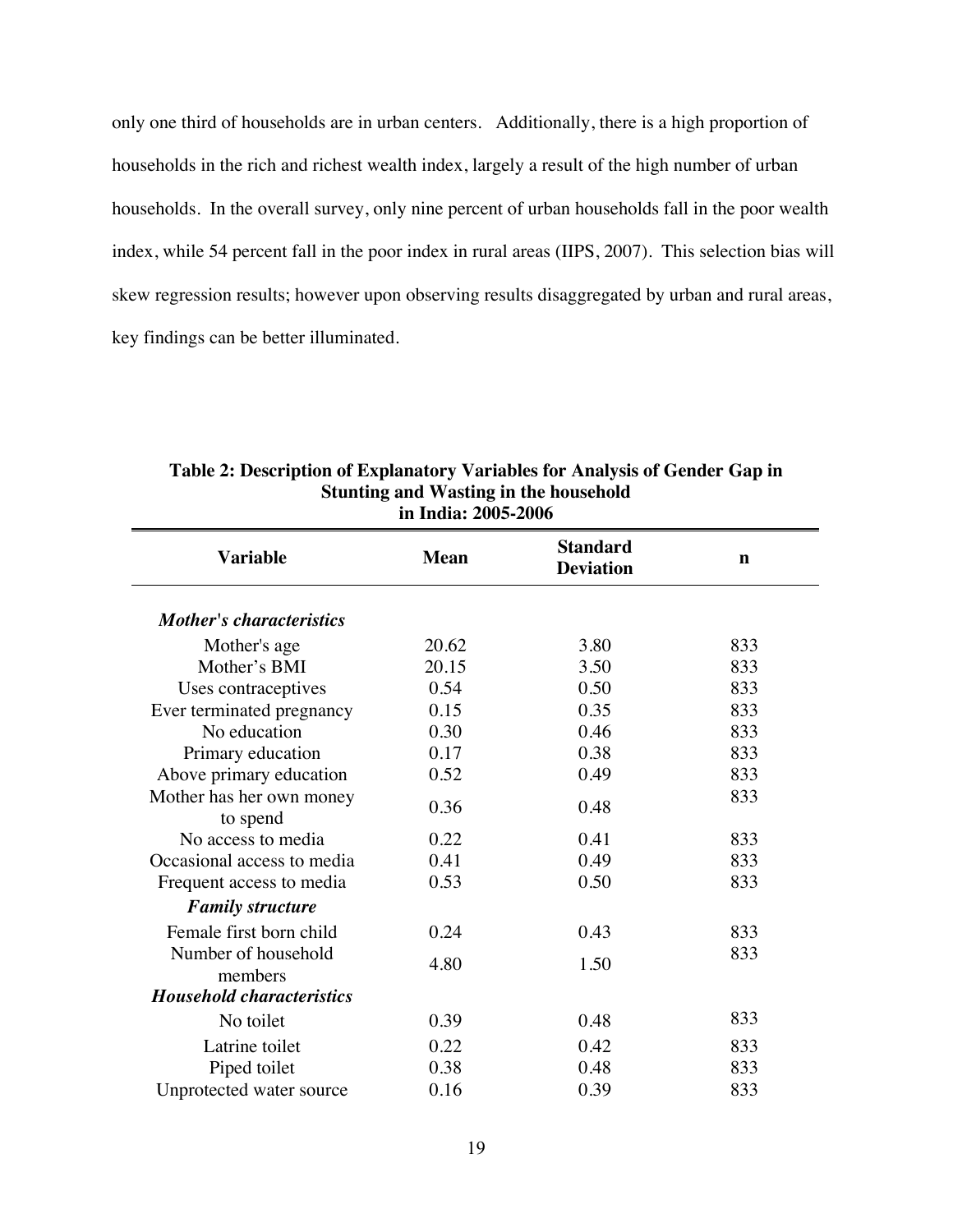only one third of households are in urban centers. Additionally, there is a high proportion of households in the rich and richest wealth index, largely a result of the high number of urban households. In the overall survey, only nine percent of urban households fall in the poor wealth index, while 54 percent fall in the poor index in rural areas (IIPS, 2007). This selection bias will skew regression results; however upon observing results disaggregated by urban and rural areas, key findings can be better illuminated.

**Table 2: Description of Explanatory Variables for Analysis of Gender Gap in Stunting and Wasting in the household in India: 2005-2006**

| Variable | Mean | Standard Deviation | n |
|---|---|---|---|
| ***Mother's characteristics*** | | | |
| Mother's age | 20.62 | 3.80 | 833 |
| Mother's BMI | 20.15 | 3.50 | 833 |
| Uses contraceptives | 0.54 | 0.50 | 833 |
| Ever terminated pregnancy | 0.15 | 0.35 | 833 |
| No education | 0.30 | 0.46 | 833 |
| Primary education | 0.17 | 0.38 | 833 |
| Above primary education | 0.52 | 0.49 | 833 |
| Mother has her own money to spend | 0.36 | 0.48 | 833 |
| No access to media | 0.22 | 0.41 | 833 |
| Occasional access to media | 0.41 | 0.49 | 833 |
| Frequent access to media | 0.53 | 0.50 | 833 |
| ***Family structure*** | | | |
| Female first born child | 0.24 | 0.43 | 833 |
| Number of household members | 4.80 | 1.50 | 833 |
| ***Household characteristics*** | | | |
| No toilet | 0.39 | 0.48 | 833 |
| Latrine toilet | 0.22 | 0.42 | 833 |
| Piped toilet | 0.38 | 0.48 | 833 |
| Unprotected water source | 0.16 | 0.39 | 833 |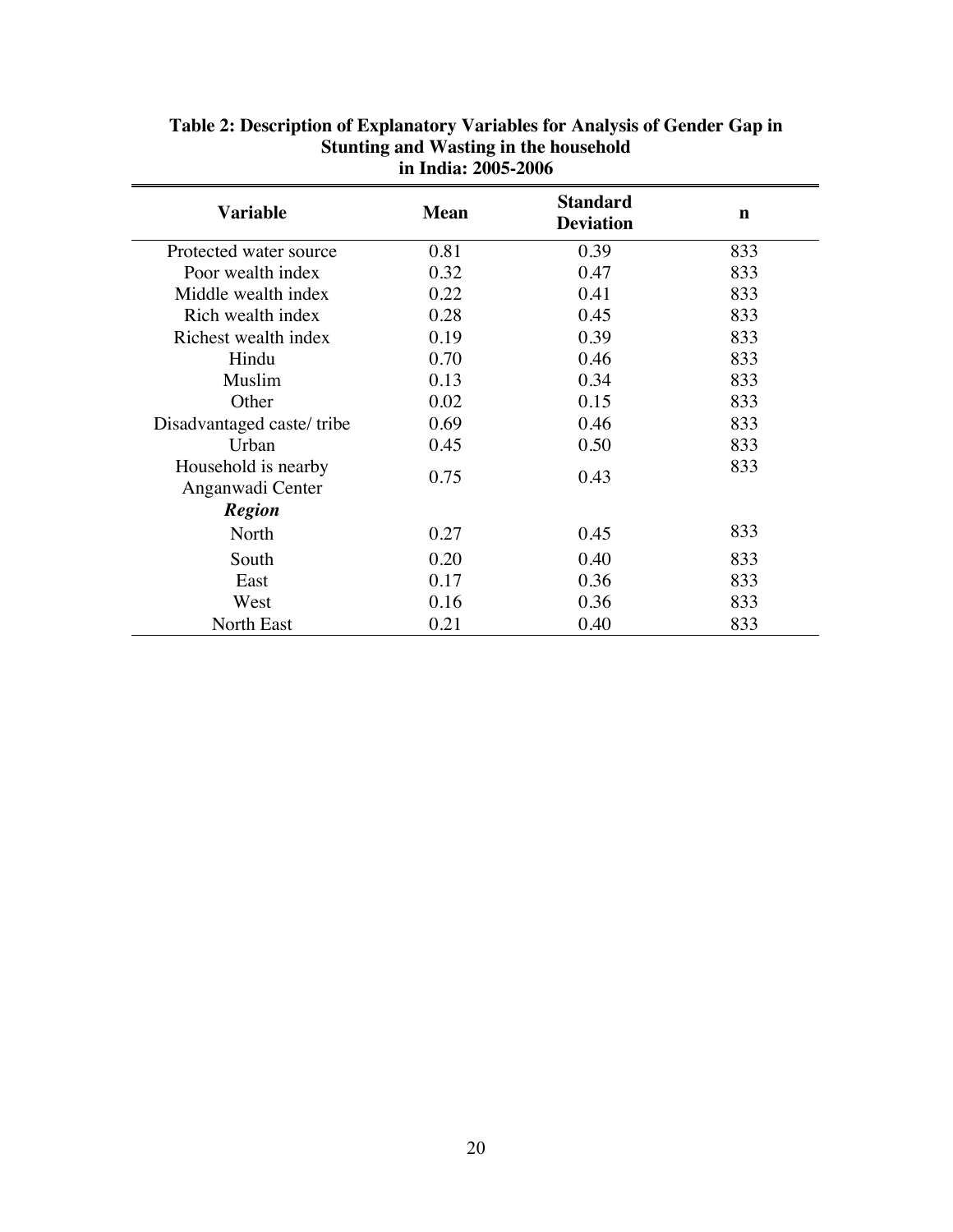**Table 2: Description of Explanatory Variables for Analysis of Gender Gap in Stunting and Wasting in the household in India: 2005-2006**

| Variable | Mean | Standard Deviation | n |
|---|---|---|---|
| Protected water source | 0.81 | 0.39 | 833 |
| Poor wealth index | 0.32 | 0.47 | 833 |
| Middle wealth index | 0.22 | 0.41 | 833 |
| Rich wealth index | 0.28 | 0.45 | 833 |
| Richest wealth index | 0.19 | 0.39 | 833 |
| Hindu | 0.70 | 0.46 | 833 |
| Muslim | 0.13 | 0.34 | 833 |
| Other | 0.02 | 0.15 | 833 |
| Disadvantaged caste/ tribe | 0.69 | 0.46 | 833 |
| Urban | 0.45 | 0.50 | 833 |
| Household is nearby Anganwadi Center | 0.75 | 0.43 | 833 |
| ***Region*** | | | |
| North | 0.27 | 0.45 | 833 |
| South | 0.20 | 0.40 | 833 |
| East | 0.17 | 0.36 | 833 |
| West | 0.16 | 0.36 | 833 |
| North East | 0.21 | 0.40 | 833 |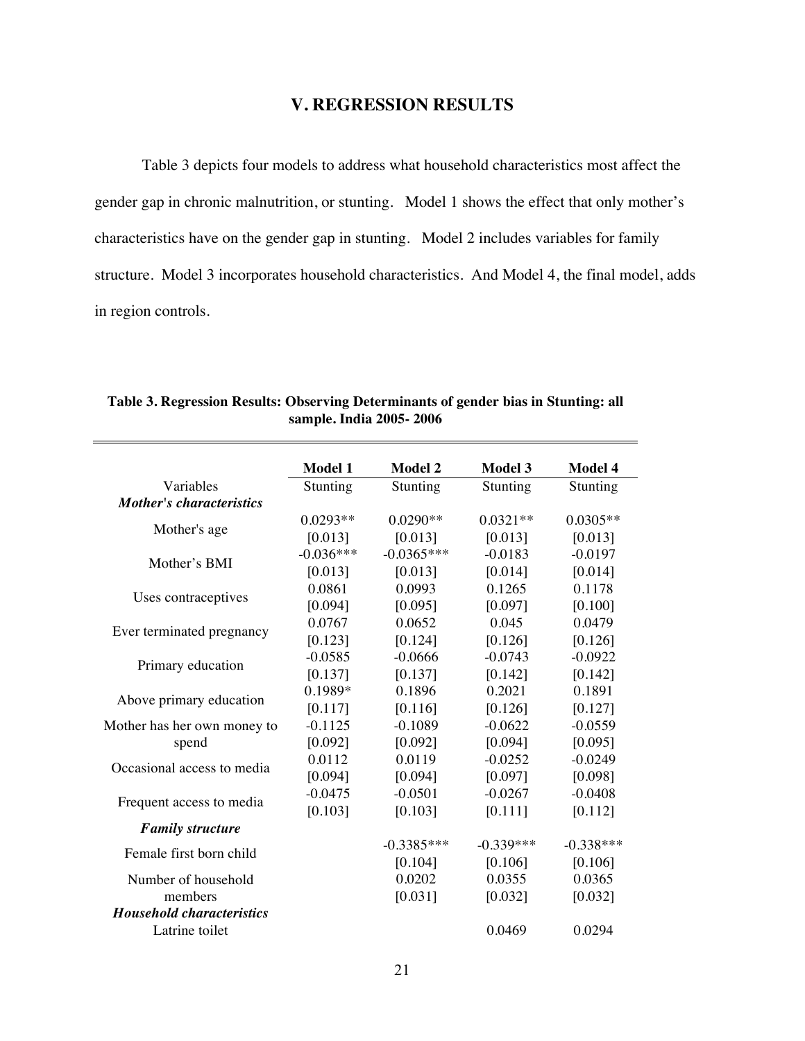## V. REGRESSION RESULTS

Table 3 depicts four models to address what household characteristics most affect the gender gap in chronic malnutrition, or stunting. Model 1 shows the effect that only mother's characteristics have on the gender gap in stunting. Model 2 includes variables for family structure. Model 3 incorporates household characteristics. And Model 4, the final model, adds in region controls.

**Table 3. Regression Results: Observing Determinants of gender bias in Stunting: all sample. India 2005- 2006**

| | **Model 1** | **Model 2** | **Model 3** | **Model 4** |
|---|---|---|---|---|
| Variables | Stunting | Stunting | Stunting | Stunting |
| ***Mother's characteristics*** | | | | |
| Mother's age | 0.0293** | 0.0290** | 0.0321** | 0.0305** |
| | [0.013] | [0.013] | [0.013] | [0.013] |
| Mother's BMI | -0.036*** | -0.0365*** | -0.0183 | -0.0197 |
| | [0.013] | [0.013] | [0.014] | [0.014] |
| Uses contraceptives | 0.0861 | 0.0993 | 0.1265 | 0.1178 |
| | [0.094] | [0.095] | [0.097] | [0.100] |
| Ever terminated pregnancy | 0.0767 | 0.0652 | 0.045 | 0.0479 |
| | [0.123] | [0.124] | [0.126] | [0.126] |
| Primary education | -0.0585 | -0.0666 | -0.0743 | -0.0922 |
| | [0.137] | [0.137] | [0.142] | [0.142] |
| Above primary education | 0.1989* | 0.1896 | 0.2021 | 0.1891 |
| | [0.117] | [0.116] | [0.126] | [0.127] |
| Mother has her own money to spend | -0.1125 | -0.1089 | -0.0622 | -0.0559 |
| | [0.092] | [0.092] | [0.094] | [0.095] |
| Occasional access to media | 0.0112 | 0.0119 | -0.0252 | -0.0249 |
| | [0.094] | [0.094] | [0.097] | [0.098] |
| Frequent access to media | -0.0475 | -0.0501 | -0.0267 | -0.0408 |
| | [0.103] | [0.103] | [0.111] | [0.112] |
| ***Family structure*** | | | | |
| Female first born child | | -0.3385*** | -0.339*** | -0.338*** |
| | | [0.104] | [0.106] | [0.106] |
| Number of household members | | 0.0202 | 0.0355 | 0.0365 |
| | | [0.031] | [0.032] | [0.032] |
| ***Household characteristics*** | | | | |
| Latrine toilet | | | 0.0469 | 0.0294 |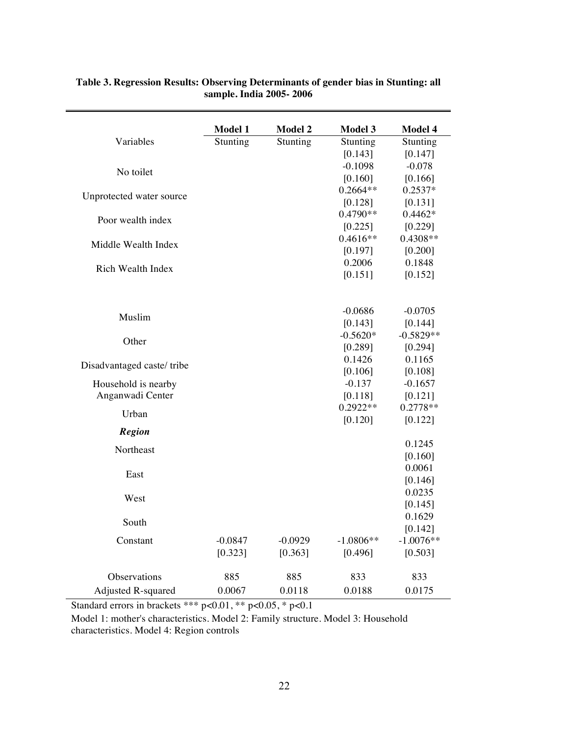**Table 3. Regression Results: Observing Determinants of gender bias in Stunting: all sample. India 2005- 2006**

| | Model 1 | Model 2 | Model 3 | Model 4 |
|---|---|---|---|---|
| Variables | Stunting | Stunting | Stunting | Stunting |
| | | | [0.143] | [0.147] |
| No toilet | | | -0.1098 | -0.078 |
| | | | [0.160] | [0.166] |
| Unprotected water source | | | 0.2664** | 0.2537* |
| | | | [0.128] | [0.131] |
| Poor wealth index | | | 0.4790** | 0.4462* |
| | | | [0.225] | [0.229] |
| Middle Wealth Index | | | 0.4616** | 0.4308** |
| | | | [0.197] | [0.200] |
| Rich Wealth Index | | | 0.2006 | 0.1848 |
| | | | [0.151] | [0.152] |
| Muslim | | | -0.0686 | -0.0705 |
| | | | [0.143] | [0.144] |
| Other | | | -0.5620* | -0.5829** |
| | | | [0.289] | [0.294] |
| Disadvantaged caste/ tribe | | | 0.1426 | 0.1165 |
| | | | [0.106] | [0.108] |
| Household is nearby Anganwadi Center | | | -0.137 | -0.1657 |
| | | | [0.118] | [0.121] |
| Urban | | | 0.2922** | 0.2778** |
| | | | [0.120] | [0.122] |
| ***Region*** | | | | |
| Northeast | | | | 0.1245 |
| | | | | [0.160] |
| East | | | | 0.0061 |
| | | | | [0.146] |
| West | | | | 0.0235 |
| | | | | [0.145] |
| South | | | | 0.1629 |
| | | | | [0.142] |
| Constant | -0.0847 | -0.0929 | -1.0806** | -1.0076** |
| | [0.323] | [0.363] | [0.496] | [0.503] |
| Observations | 885 | 885 | 833 | 833 |
| Adjusted R-squared | 0.0067 | 0.0118 | 0.0188 | 0.0175 |

Standard errors in brackets *** $p<0.01$, ** $p<0.05$, * $p<0.1$

Model 1: mother's characteristics. Model 2: Family structure. Model 3: Household characteristics. Model 4: Region controls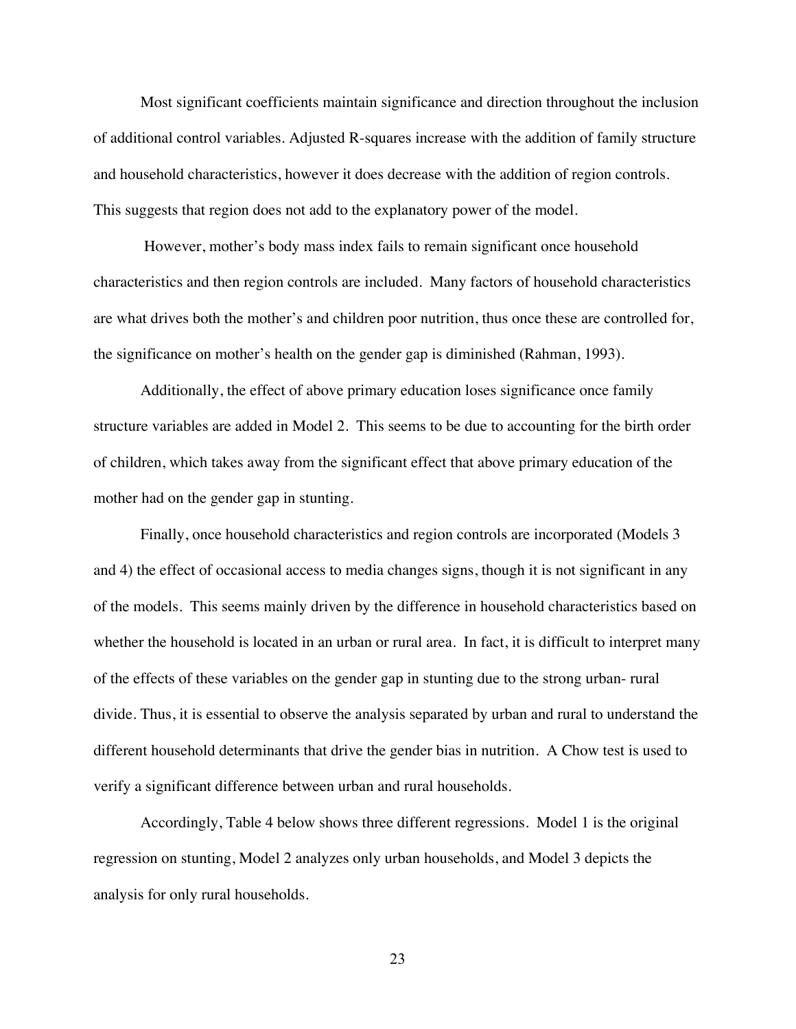Most significant coefficients maintain significance and direction throughout the inclusion of additional control variables. Adjusted R-squares increase with the addition of family structure and household characteristics, however it does decrease with the addition of region controls. This suggests that region does not add to the explanatory power of the model.

However, mother's body mass index fails to remain significant once household characteristics and then region controls are included. Many factors of household characteristics are what drives both the mother's and children poor nutrition, thus once these are controlled for, the significance on mother's health on the gender gap is diminished (Rahman, 1993).

Additionally, the effect of above primary education loses significance once family structure variables are added in Model 2. This seems to be due to accounting for the birth order of children, which takes away from the significant effect that above primary education of the mother had on the gender gap in stunting.

Finally, once household characteristics and region controls are incorporated (Models 3 and 4) the effect of occasional access to media changes signs, though it is not significant in any of the models. This seems mainly driven by the difference in household characteristics based on whether the household is located in an urban or rural area. In fact, it is difficult to interpret many of the effects of these variables on the gender gap in stunting due to the strong urban- rural divide. Thus, it is essential to observe the analysis separated by urban and rural to understand the different household determinants that drive the gender bias in nutrition. A Chow test is used to verify a significant difference between urban and rural households.

Accordingly, Table 4 below shows three different regressions. Model 1 is the original regression on stunting, Model 2 analyzes only urban households, and Model 3 depicts the analysis for only rural households.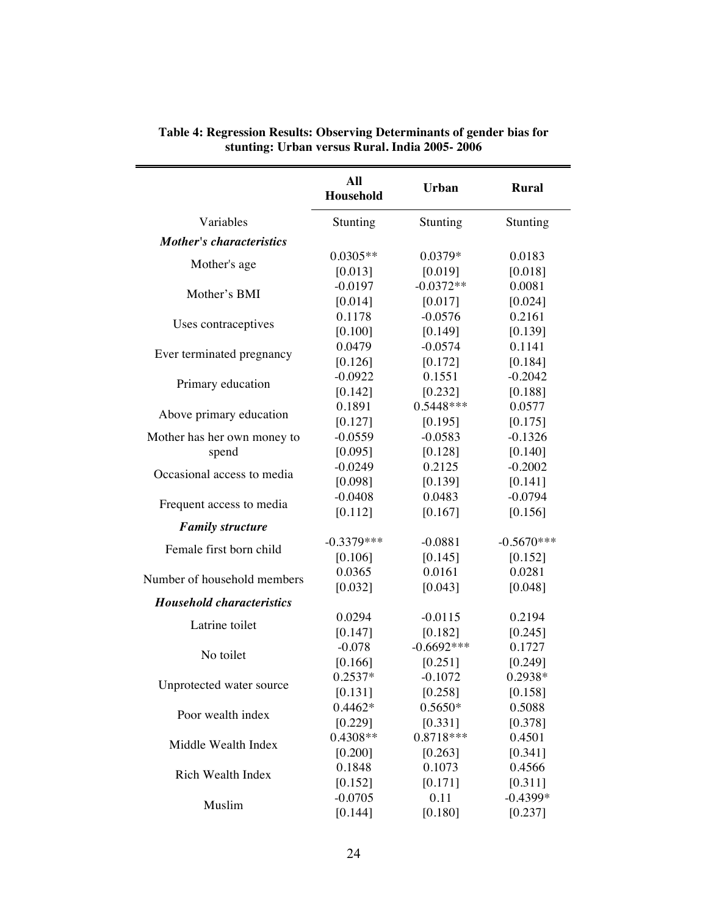**Table 4: Regression Results: Observing Determinants of gender bias for stunting: Urban versus Rural. India 2005- 2006**

| | All Household | Urban | Rural |
|---|---|---|---|
| Variables | Stunting | Stunting | Stunting |
| ***Mother's characteristics*** | | | |
| Mother's age | 0.0305** | 0.0379* | 0.0183 |
| | [0.013] | [0.019] | [0.018] |
| Mother's BMI | -0.0197 | -0.0372** | 0.0081 |
| | [0.014] | [0.017] | [0.024] |
| Uses contraceptives | 0.1178 | -0.0576 | 0.2161 |
| | [0.100] | [0.149] | [0.139] |
| Ever terminated pregnancy | 0.0479 | -0.0574 | 0.1141 |
| | [0.126] | [0.172] | [0.184] |
| Primary education | -0.0922 | 0.1551 | -0.2042 |
| | [0.142] | [0.232] | [0.188] |
| Above primary education | 0.1891 | 0.5448*** | 0.0577 |
| | [0.127] | [0.195] | [0.175] |
| Mother has her own money to spend | -0.0559 | -0.0583 | -0.1326 |
| | [0.095] | [0.128] | [0.140] |
| Occasional access to media | -0.0249 | 0.2125 | -0.2002 |
| | [0.098] | [0.139] | [0.141] |
| Frequent access to media | -0.0408 | 0.0483 | -0.0794 |
| | [0.112] | [0.167] | [0.156] |
| ***Family structure*** | | | |
| Female first born child | -0.3379*** | -0.0881 | -0.5670*** |
| | [0.106] | [0.145] | [0.152] |
| Number of household members | 0.0365 | 0.0161 | 0.0281 |
| | [0.032] | [0.043] | [0.048] |
| ***Household characteristics*** | | | |
| Latrine toilet | 0.0294 | -0.0115 | 0.2194 |
| | [0.147] | [0.182] | [0.245] |
| No toilet | -0.078 | -0.6692*** | 0.1727 |
| | [0.166] | [0.251] | [0.249] |
| Unprotected water source | 0.2537* | -0.1072 | 0.2938* |
| | [0.131] | [0.258] | [0.158] |
| Poor wealth index | 0.4462* | 0.5650* | 0.5088 |
| | [0.229] | [0.331] | [0.378] |
| Middle Wealth Index | 0.4308** | 0.8718*** | 0.4501 |
| | [0.200] | [0.263] | [0.341] |
| Rich Wealth Index | 0.1848 | 0.1073 | 0.4566 |
| | [0.152] | [0.171] | [0.311] |
| Muslim | -0.0705 | 0.11 | -0.4399* |
| | [0.144] | [0.180] | [0.237] |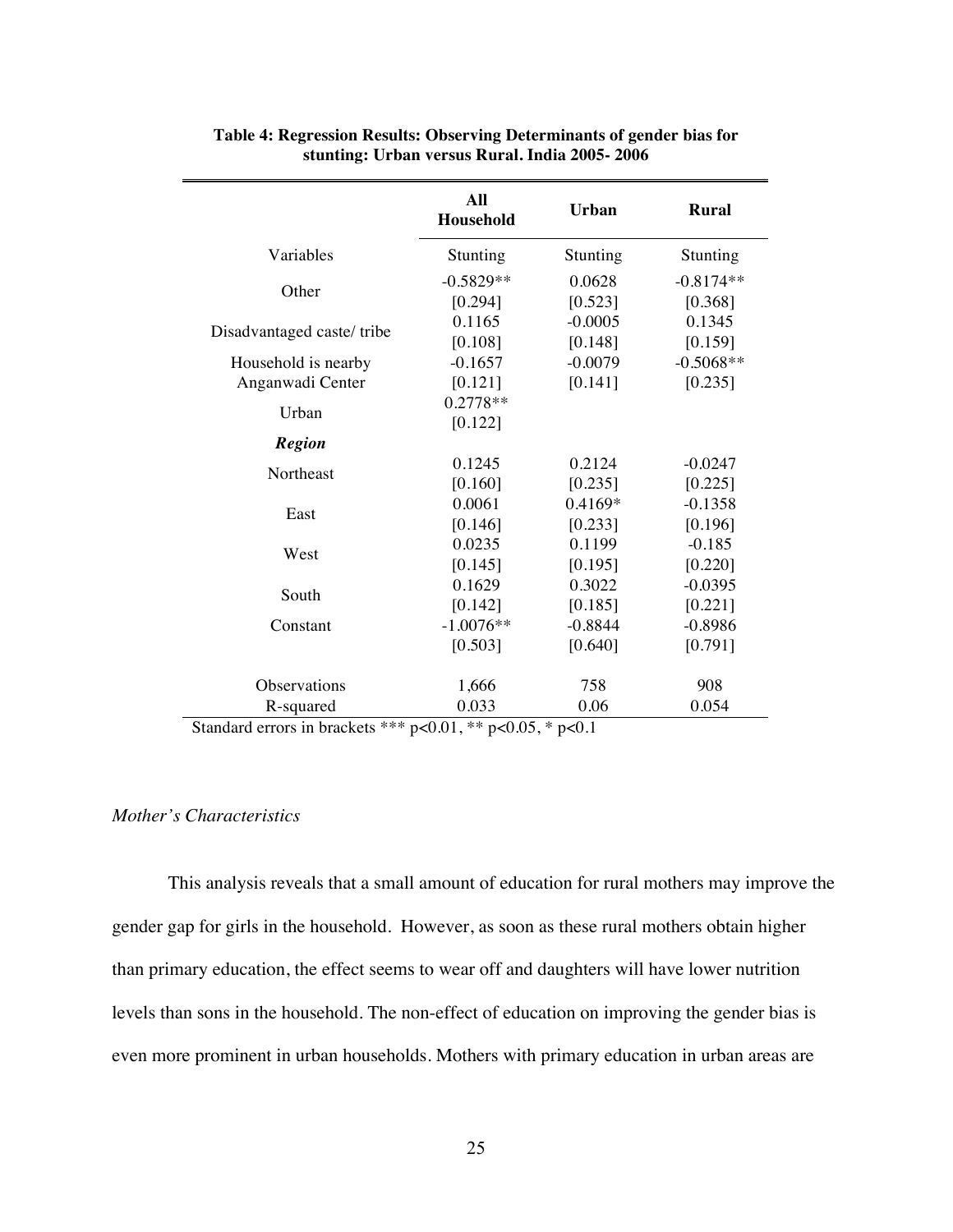**Table 4: Regression Results: Observing Determinants of gender bias for stunting: Urban versus Rural. India 2005- 2006**

| | All Household | Urban | Rural |
|---|---|---|---|
| Variables | Stunting | Stunting | Stunting |
| Other | -0.5829** | 0.0628 | -0.8174** |
| | [0.294] | [0.523] | [0.368] |
| Disadvantaged caste/ tribe | 0.1165 | -0.0005 | 0.1345 |
| | [0.108] | [0.148] | [0.159] |
| Household is nearby Anganwadi Center | -0.1657 | -0.0079 | -0.5068** |
| | [0.121] | [0.141] | [0.235] |
| Urban | 0.2778** | | |
| | [0.122] | | |
| ***Region*** | | | |
| Northeast | 0.1245 | 0.2124 | -0.0247 |
| | [0.160] | [0.235] | [0.225] |
| East | 0.0061 | 0.4169* | -0.1358 |
| | [0.146] | [0.233] | [0.196] |
| West | 0.0235 | 0.1199 | -0.185 |
| | [0.145] | [0.195] | [0.220] |
| South | 0.1629 | 0.3022 | -0.0395 |
| | [0.142] | [0.185] | [0.221] |
| Constant | -1.0076** | -0.8844 | -0.8986 |
| | [0.503] | [0.640] | [0.791] |
| Observations | 1,666 | 758 | 908 |
| R-squared | 0.033 | 0.06 | 0.054 |

Standard errors in brackets *** $p<0.01$, ** $p<0.05$, * $p<0.1$

*Mother's Characteristics*

This analysis reveals that a small amount of education for rural mothers may improve the gender gap for girls in the household. However, as soon as these rural mothers obtain higher than primary education, the effect seems to wear off and daughters will have lower nutrition levels than sons in the household. The non-effect of education on improving the gender bias is even more prominent in urban households. Mothers with primary education in urban areas are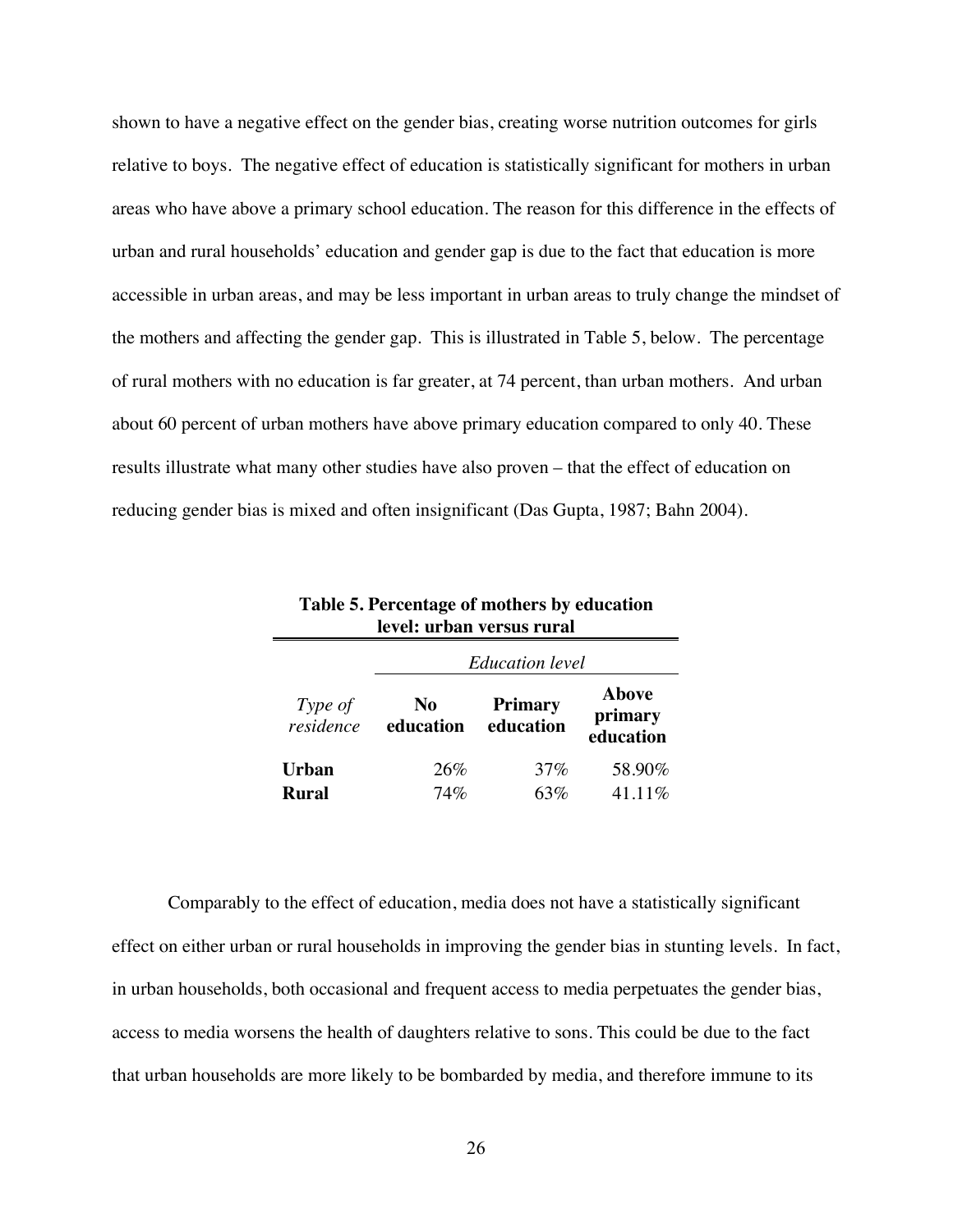shown to have a negative effect on the gender bias, creating worse nutrition outcomes for girls relative to boys. The negative effect of education is statistically significant for mothers in urban areas who have above a primary school education. The reason for this difference in the effects of urban and rural households' education and gender gap is due to the fact that education is more accessible in urban areas, and may be less important in urban areas to truly change the mindset of the mothers and affecting the gender gap. This is illustrated in Table 5, below. The percentage of rural mothers with no education is far greater, at 74 percent, than urban mothers. And urban about 60 percent of urban mothers have above primary education compared to only 40. These results illustrate what many other studies have also proven – that the effect of education on reducing gender bias is mixed and often insignificant (Das Gupta, 1987; Bahn 2004).

**Table 5. Percentage of mothers by education level: urban versus rural**

| | *Education level* | | |
|---|---|---|---|
| *Type of residence* | **No education** | **Primary education** | **Above primary education** |
| **Urban** | 26% | 37% | 58.90% |
| **Rural** | 74% | 63% | 41.11% |

Comparably to the effect of education, media does not have a statistically significant effect on either urban or rural households in improving the gender bias in stunting levels. In fact, in urban households, both occasional and frequent access to media perpetuates the gender bias, access to media worsens the health of daughters relative to sons. This could be due to the fact that urban households are more likely to be bombarded by media, and therefore immune to its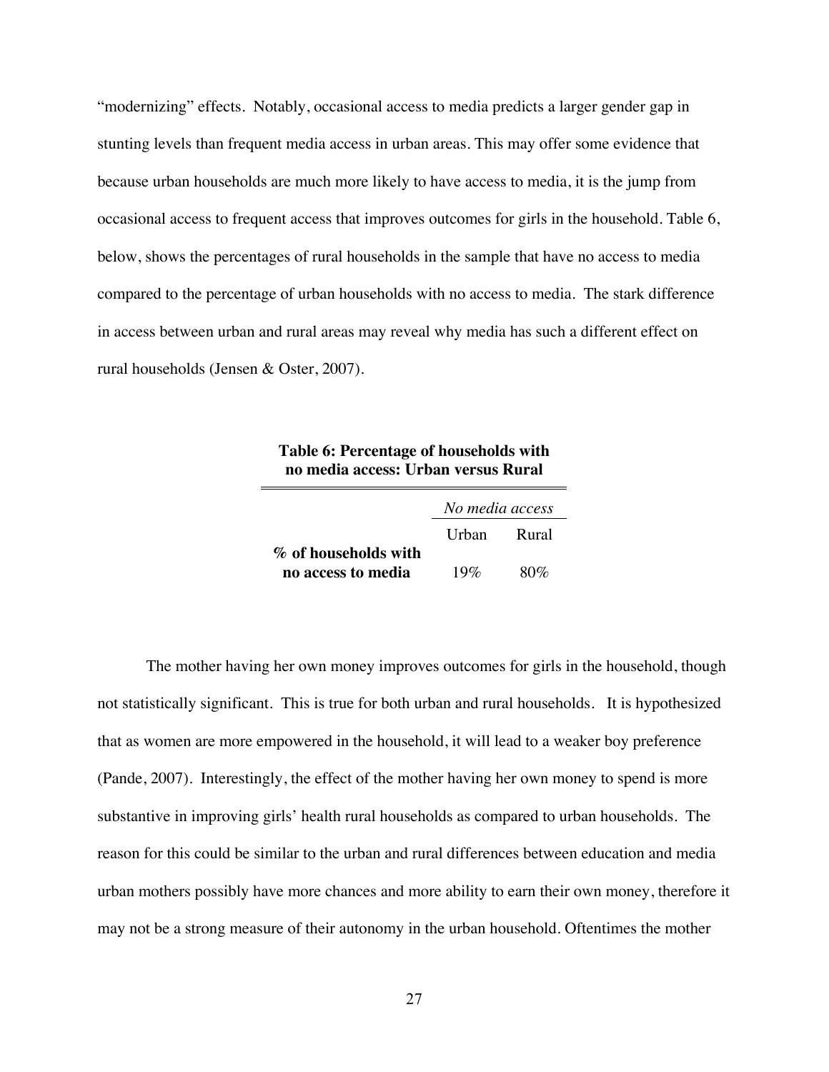"modernizing" effects. Notably, occasional access to media predicts a larger gender gap in stunting levels than frequent media access in urban areas. This may offer some evidence that because urban households are much more likely to have access to media, it is the jump from occasional access to frequent access that improves outcomes for girls in the household. Table 6, below, shows the percentages of rural households in the sample that have no access to media compared to the percentage of urban households with no access to media. The stark difference in access between urban and rural areas may reveal why media has such a different effect on rural households (Jensen & Oster, 2007).

**Table 6: Percentage of households with no media access: Urban versus Rural**

| | *No media access* | |
|---|---|---|
| | Urban | Rural |
| **% of households with no access to media** | 19% | 80% |

The mother having her own money improves outcomes for girls in the household, though not statistically significant. This is true for both urban and rural households. It is hypothesized that as women are more empowered in the household, it will lead to a weaker boy preference (Pande, 2007). Interestingly, the effect of the mother having her own money to spend is more substantive in improving girls' health rural households as compared to urban households. The reason for this could be similar to the urban and rural differences between education and media urban mothers possibly have more chances and more ability to earn their own money, therefore it may not be a strong measure of their autonomy in the urban household. Oftentimes the mother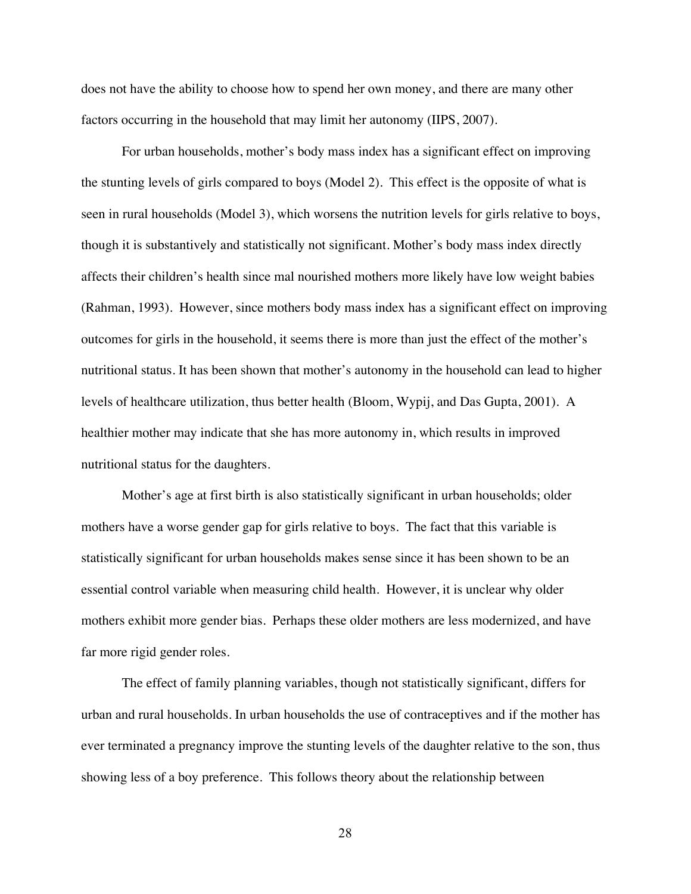does not have the ability to choose how to spend her own money, and there are many other factors occurring in the household that may limit her autonomy (IIPS, 2007).

For urban households, mother's body mass index has a significant effect on improving the stunting levels of girls compared to boys (Model 2). This effect is the opposite of what is seen in rural households (Model 3), which worsens the nutrition levels for girls relative to boys, though it is substantively and statistically not significant. Mother's body mass index directly affects their children's health since mal nourished mothers more likely have low weight babies (Rahman, 1993). However, since mothers body mass index has a significant effect on improving outcomes for girls in the household, it seems there is more than just the effect of the mother's nutritional status. It has been shown that mother's autonomy in the household can lead to higher levels of healthcare utilization, thus better health (Bloom, Wypij, and Das Gupta, 2001). A healthier mother may indicate that she has more autonomy in, which results in improved nutritional status for the daughters.

Mother's age at first birth is also statistically significant in urban households; older mothers have a worse gender gap for girls relative to boys. The fact that this variable is statistically significant for urban households makes sense since it has been shown to be an essential control variable when measuring child health. However, it is unclear why older mothers exhibit more gender bias. Perhaps these older mothers are less modernized, and have far more rigid gender roles.

The effect of family planning variables, though not statistically significant, differs for urban and rural households. In urban households the use of contraceptives and if the mother has ever terminated a pregnancy improve the stunting levels of the daughter relative to the son, thus showing less of a boy preference. This follows theory about the relationship between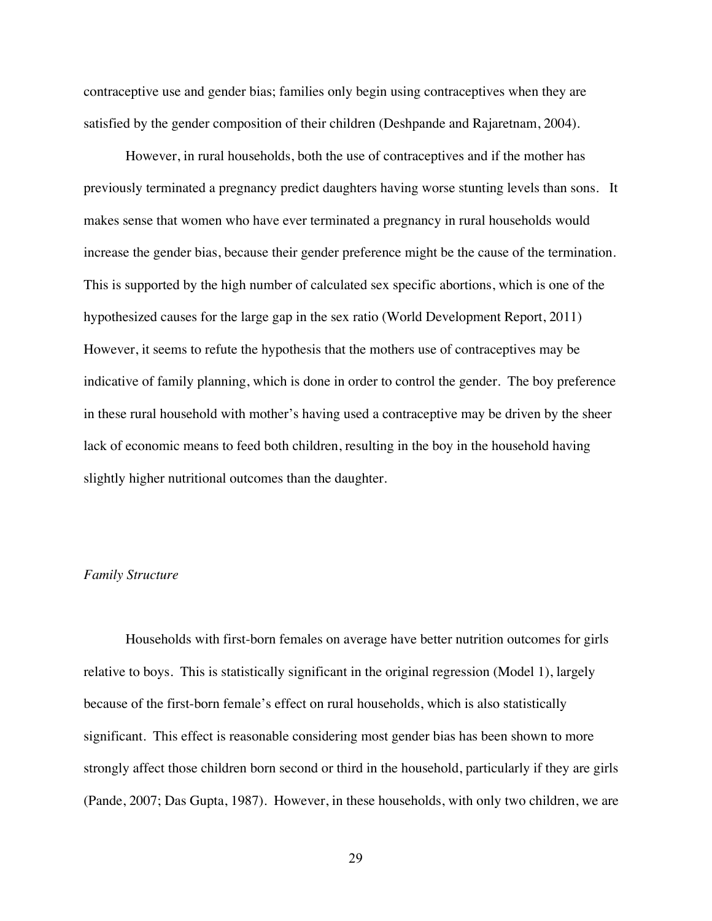contraceptive use and gender bias; families only begin using contraceptives when they are satisfied by the gender composition of their children (Deshpande and Rajaretnam, 2004).

However, in rural households, both the use of contraceptives and if the mother has previously terminated a pregnancy predict daughters having worse stunting levels than sons. It makes sense that women who have ever terminated a pregnancy in rural households would increase the gender bias, because their gender preference might be the cause of the termination. This is supported by the high number of calculated sex specific abortions, which is one of the hypothesized causes for the large gap in the sex ratio (World Development Report, 2011) However, it seems to refute the hypothesis that the mothers use of contraceptives may be indicative of family planning, which is done in order to control the gender. The boy preference in these rural household with mother's having used a contraceptive may be driven by the sheer lack of economic means to feed both children, resulting in the boy in the household having slightly higher nutritional outcomes than the daughter.

*Family Structure*

Households with first-born females on average have better nutrition outcomes for girls relative to boys. This is statistically significant in the original regression (Model 1), largely because of the first-born female's effect on rural households, which is also statistically significant. This effect is reasonable considering most gender bias has been shown to more strongly affect those children born second or third in the household, particularly if they are girls (Pande, 2007; Das Gupta, 1987). However, in these households, with only two children, we are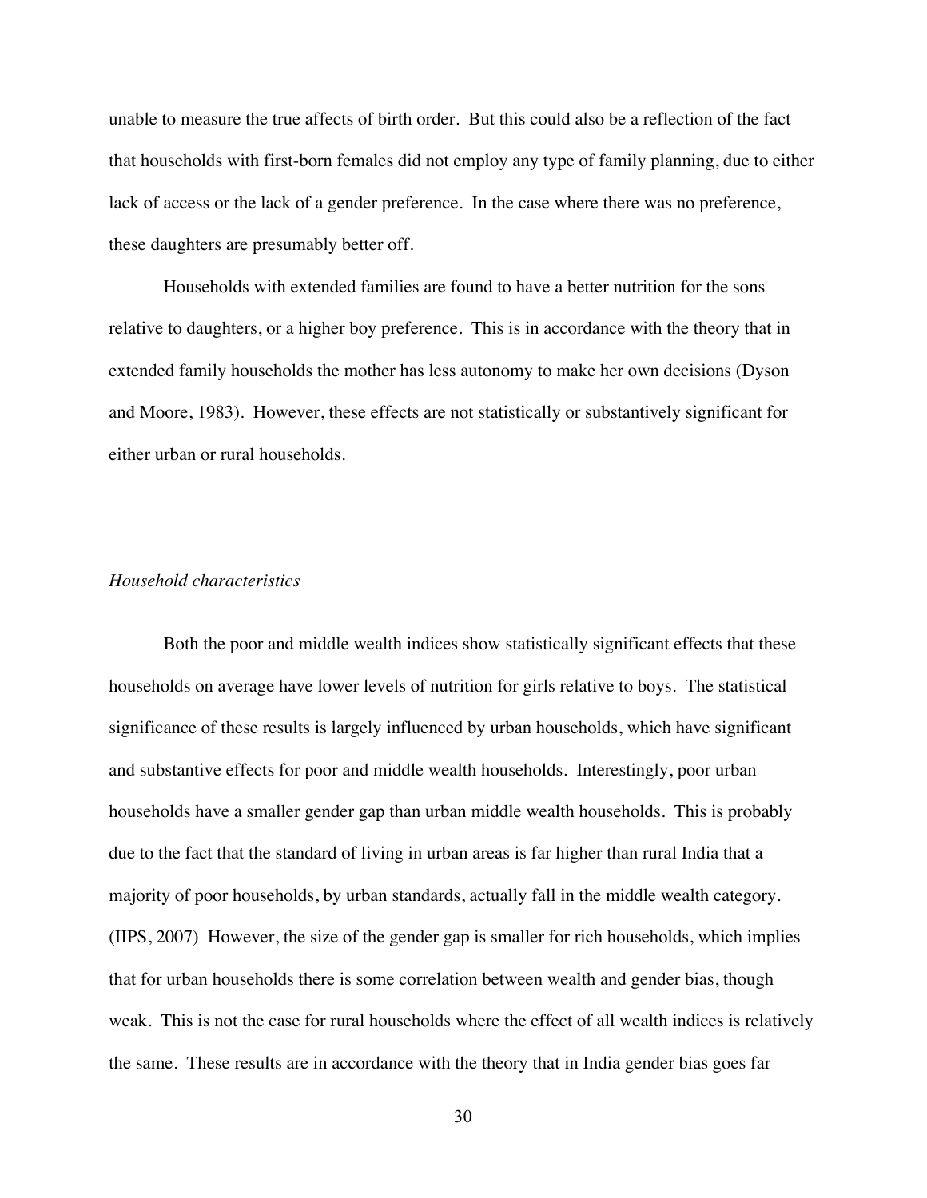unable to measure the true affects of birth order. But this could also be a reflection of the fact that households with first-born females did not employ any type of family planning, due to either lack of access or the lack of a gender preference. In the case where there was no preference, these daughters are presumably better off.

Households with extended families are found to have a better nutrition for the sons relative to daughters, or a higher boy preference. This is in accordance with the theory that in extended family households the mother has less autonomy to make her own decisions (Dyson and Moore, 1983). However, these effects are not statistically or substantively significant for either urban or rural households.

*Household characteristics*

Both the poor and middle wealth indices show statistically significant effects that these households on average have lower levels of nutrition for girls relative to boys. The statistical significance of these results is largely influenced by urban households, which have significant and substantive effects for poor and middle wealth households. Interestingly, poor urban households have a smaller gender gap than urban middle wealth households. This is probably due to the fact that the standard of living in urban areas is far higher than rural India that a majority of poor households, by urban standards, actually fall in the middle wealth category. (IIPS, 2007) However, the size of the gender gap is smaller for rich households, which implies that for urban households there is some correlation between wealth and gender bias, though weak. This is not the case for rural households where the effect of all wealth indices is relatively the same. These results are in accordance with the theory that in India gender bias goes far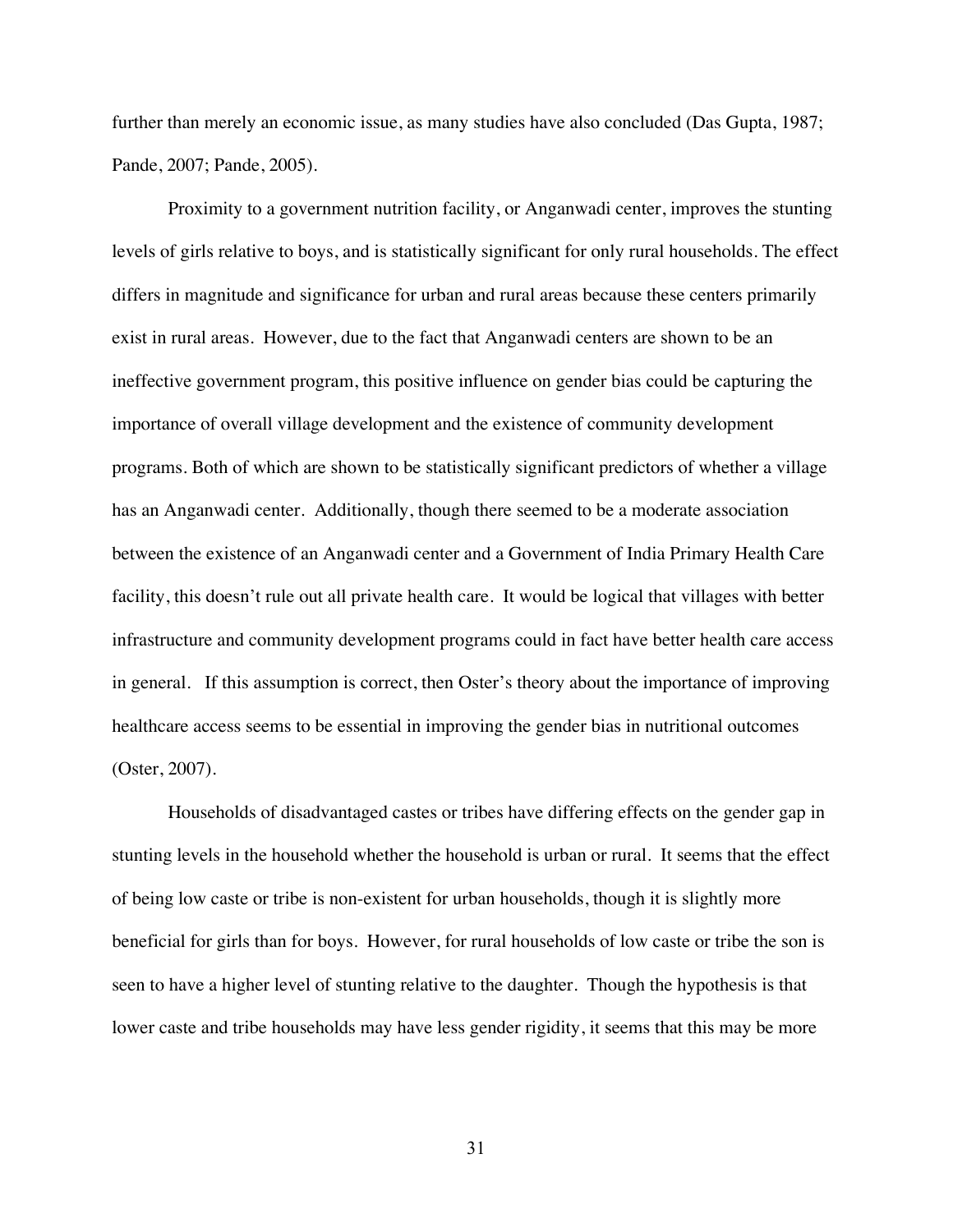further than merely an economic issue, as many studies have also concluded (Das Gupta, 1987; Pande, 2007; Pande, 2005).

Proximity to a government nutrition facility, or Anganwadi center, improves the stunting levels of girls relative to boys, and is statistically significant for only rural households. The effect differs in magnitude and significance for urban and rural areas because these centers primarily exist in rural areas. However, due to the fact that Anganwadi centers are shown to be an ineffective government program, this positive influence on gender bias could be capturing the importance of overall village development and the existence of community development programs. Both of which are shown to be statistically significant predictors of whether a village has an Anganwadi center. Additionally, though there seemed to be a moderate association between the existence of an Anganwadi center and a Government of India Primary Health Care facility, this doesn't rule out all private health care. It would be logical that villages with better infrastructure and community development programs could in fact have better health care access in general. If this assumption is correct, then Oster's theory about the importance of improving healthcare access seems to be essential in improving the gender bias in nutritional outcomes (Oster, 2007).

Households of disadvantaged castes or tribes have differing effects on the gender gap in stunting levels in the household whether the household is urban or rural. It seems that the effect of being low caste or tribe is non-existent for urban households, though it is slightly more beneficial for girls than for boys. However, for rural households of low caste or tribe the son is seen to have a higher level of stunting relative to the daughter. Though the hypothesis is that lower caste and tribe households may have less gender rigidity, it seems that this may be more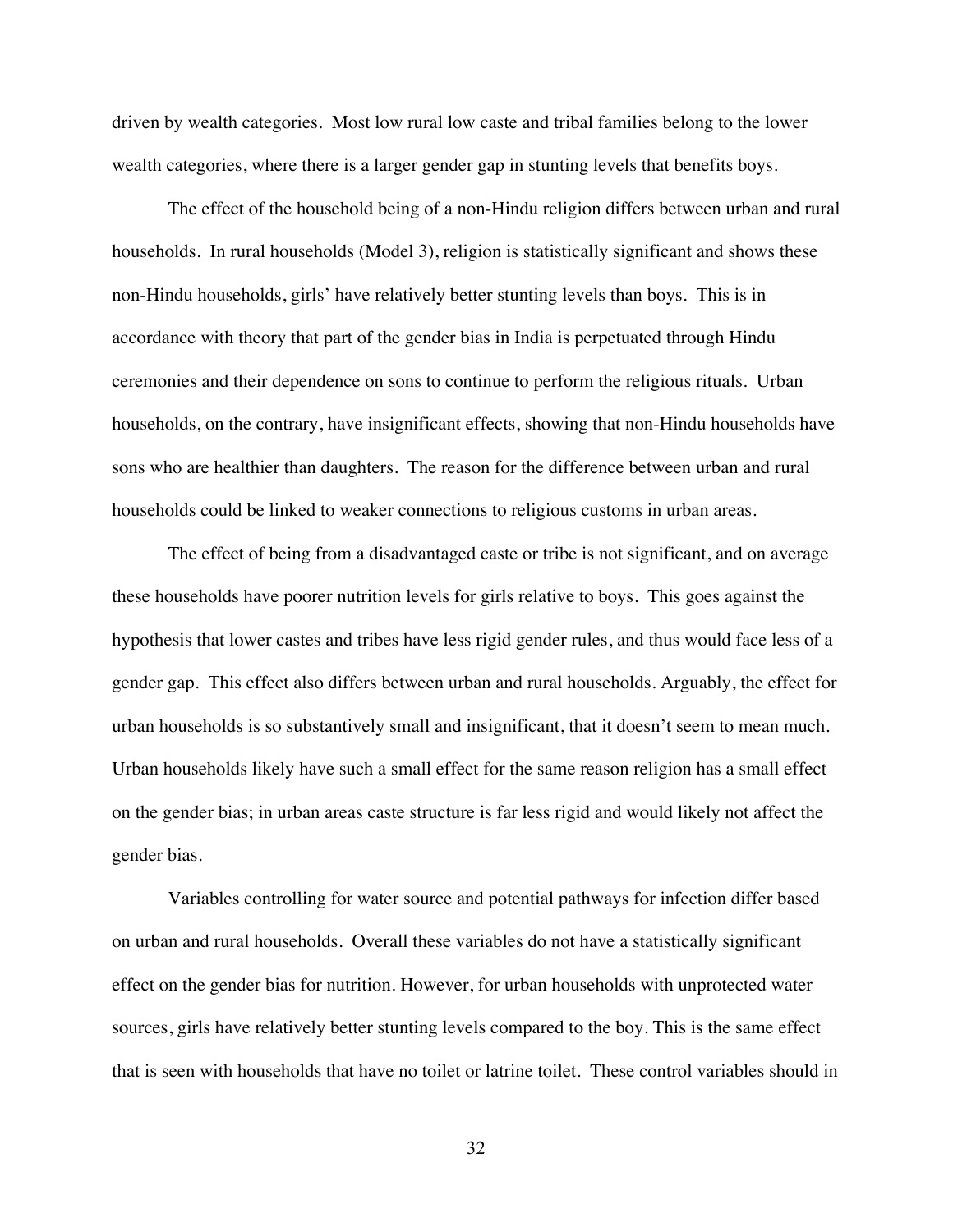driven by wealth categories. Most low rural low caste and tribal families belong to the lower wealth categories, where there is a larger gender gap in stunting levels that benefits boys.

The effect of the household being of a non-Hindu religion differs between urban and rural households. In rural households (Model 3), religion is statistically significant and shows these non-Hindu households, girls' have relatively better stunting levels than boys. This is in accordance with theory that part of the gender bias in India is perpetuated through Hindu ceremonies and their dependence on sons to continue to perform the religious rituals. Urban households, on the contrary, have insignificant effects, showing that non-Hindu households have sons who are healthier than daughters. The reason for the difference between urban and rural households could be linked to weaker connections to religious customs in urban areas.

The effect of being from a disadvantaged caste or tribe is not significant, and on average these households have poorer nutrition levels for girls relative to boys. This goes against the hypothesis that lower castes and tribes have less rigid gender rules, and thus would face less of a gender gap. This effect also differs between urban and rural households. Arguably, the effect for urban households is so substantively small and insignificant, that it doesn't seem to mean much. Urban households likely have such a small effect for the same reason religion has a small effect on the gender bias; in urban areas caste structure is far less rigid and would likely not affect the gender bias.

Variables controlling for water source and potential pathways for infection differ based on urban and rural households. Overall these variables do not have a statistically significant effect on the gender bias for nutrition. However, for urban households with unprotected water sources, girls have relatively better stunting levels compared to the boy. This is the same effect that is seen with households that have no toilet or latrine toilet. These control variables should in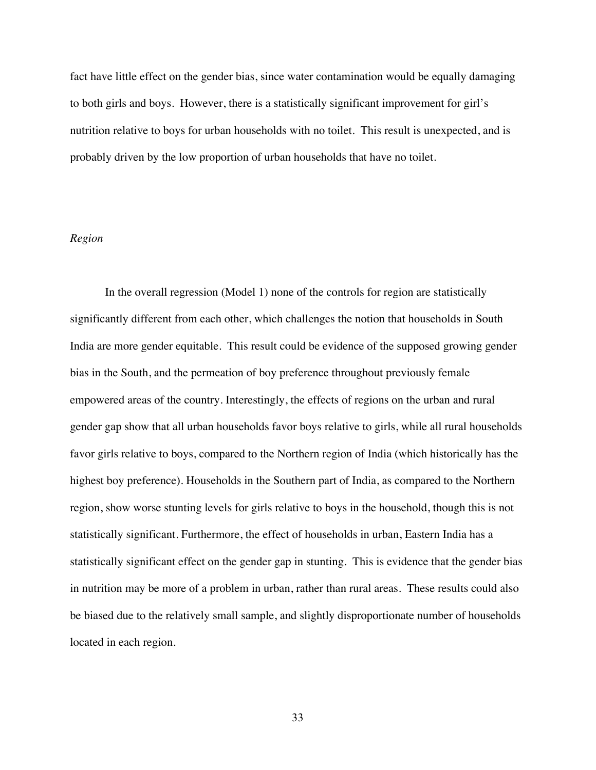fact have little effect on the gender bias, since water contamination would be equally damaging to both girls and boys. However, there is a statistically significant improvement for girl's nutrition relative to boys for urban households with no toilet. This result is unexpected, and is probably driven by the low proportion of urban households that have no toilet.

*Region*

In the overall regression (Model 1) none of the controls for region are statistically significantly different from each other, which challenges the notion that households in South India are more gender equitable. This result could be evidence of the supposed growing gender bias in the South, and the permeation of boy preference throughout previously female empowered areas of the country. Interestingly, the effects of regions on the urban and rural gender gap show that all urban households favor boys relative to girls, while all rural households favor girls relative to boys, compared to the Northern region of India (which historically has the highest boy preference). Households in the Southern part of India, as compared to the Northern region, show worse stunting levels for girls relative to boys in the household, though this is not statistically significant. Furthermore, the effect of households in urban, Eastern India has a statistically significant effect on the gender gap in stunting. This is evidence that the gender bias in nutrition may be more of a problem in urban, rather than rural areas. These results could also be biased due to the relatively small sample, and slightly disproportionate number of households located in each region.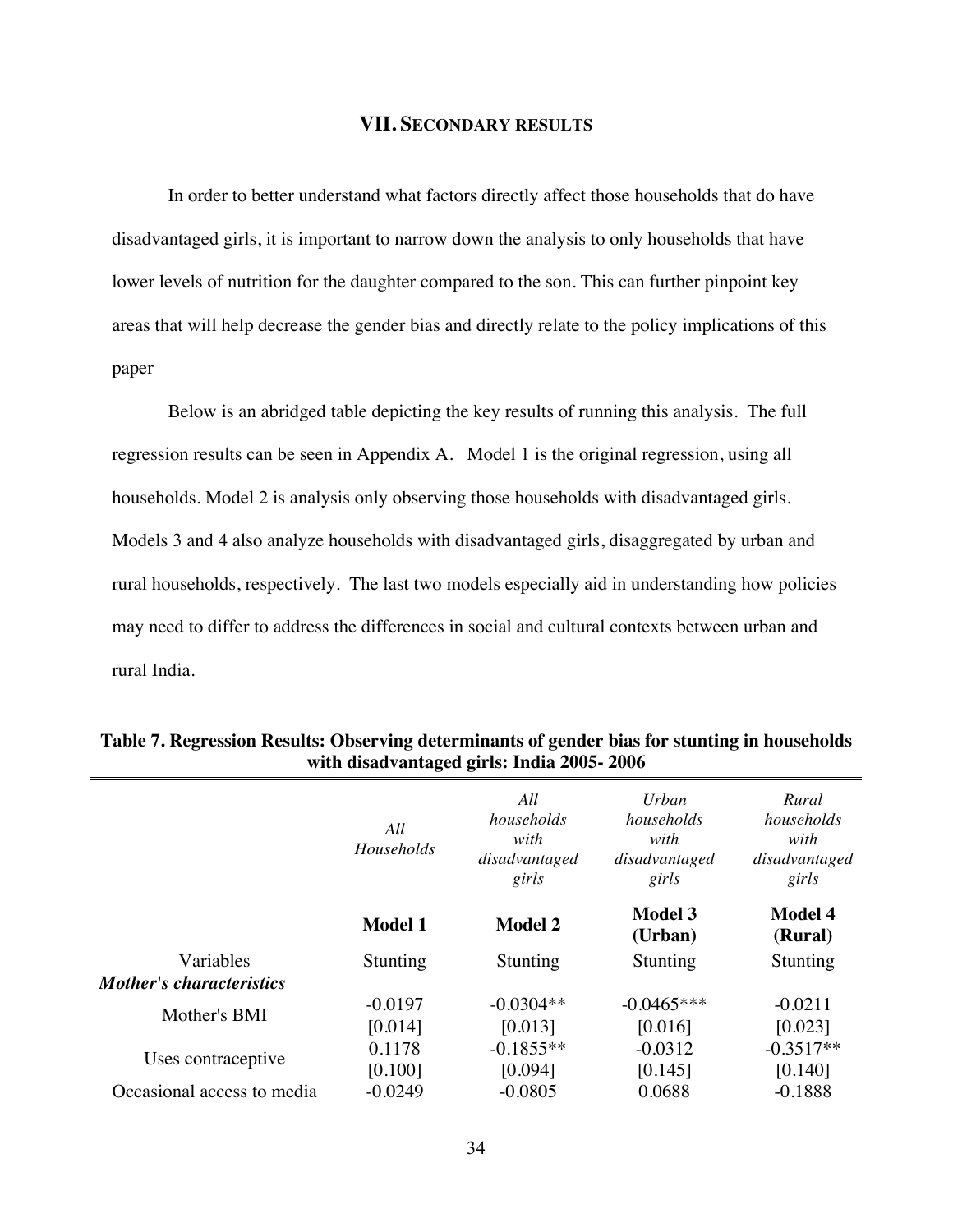## VII. Secondary results

In order to better understand what factors directly affect those households that do have disadvantaged girls, it is important to narrow down the analysis to only households that have lower levels of nutrition for the daughter compared to the son. This can further pinpoint key areas that will help decrease the gender bias and directly relate to the policy implications of this paper

Below is an abridged table depicting the key results of running this analysis. The full regression results can be seen in Appendix A. Model 1 is the original regression, using all households. Model 2 is analysis only observing those households with disadvantaged girls. Models 3 and 4 also analyze households with disadvantaged girls, disaggregated by urban and rural households, respectively. The last two models especially aid in understanding how policies may need to differ to address the differences in social and cultural contexts between urban and rural India.

**Table 7. Regression Results: Observing determinants of gender bias for stunting in households with disadvantaged girls: India 2005- 2006**

| | *All Households* | *All households with disadvantaged girls* | *Urban households with disadvantaged girls* | *Rural households with disadvantaged girls* |
|---|---|---|---|---|
| | **Model 1** | **Model 2** | **Model 3 (Urban)** | **Model 4 (Rural)** |
| Variables | Stunting | Stunting | Stunting | Stunting |
| ***Mother's characteristics*** | | | | |
| Mother's BMI | -0.0197 | -0.0304** | -0.0465*** | -0.0211 |
| | [0.014] | [0.013] | [0.016] | [0.023] |
| Uses contraceptive | 0.1178 | -0.1855** | -0.0312 | -0.3517** |
| | [0.100] | [0.094] | [0.145] | [0.140] |
| Occasional access to media | -0.0249 | -0.0805 | 0.0688 | -0.1888 |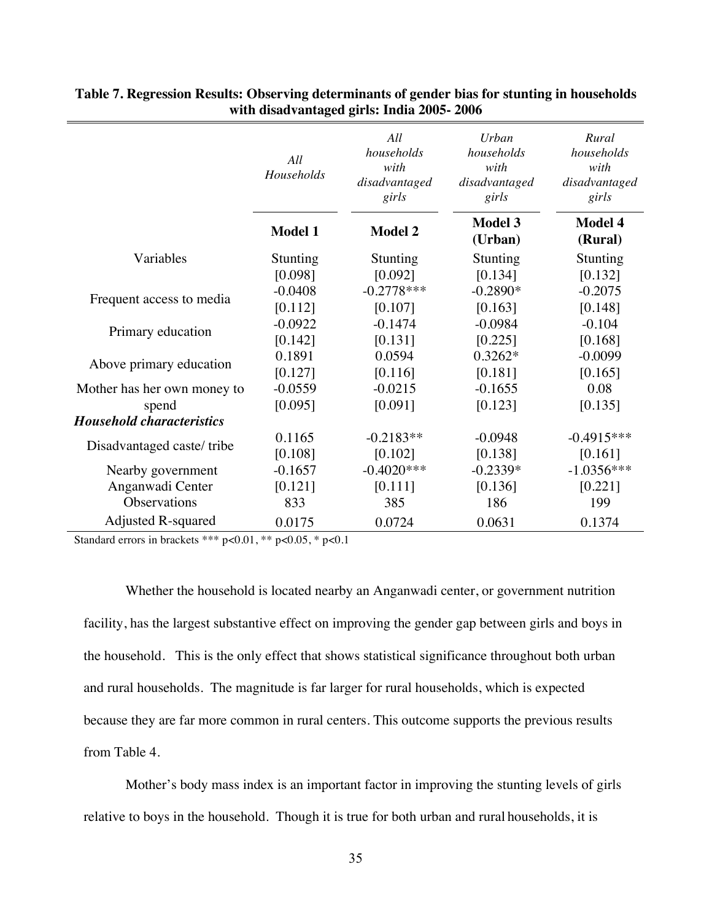**Table 7. Regression Results: Observing determinants of gender bias for stunting in households with disadvantaged girls: India 2005- 2006**

| | *All Households* | *All households with disadvantaged girls* | *Urban households with disadvantaged girls* | *Rural households with disadvantaged girls* |
|---|---|---|---|---|
| | **Model 1** | **Model 2** | **Model 3 (Urban)** | **Model 4 (Rural)** |
| Variables | Stunting | Stunting | Stunting | Stunting |
| | [0.098] | [0.092] | [0.134] | [0.132] |
| Frequent access to media | -0.0408 | -0.2778*** | -0.2890* | -0.2075 |
| | [0.112] | [0.107] | [0.163] | [0.148] |
| Primary education | -0.0922 | -0.1474 | -0.0984 | -0.104 |
| | [0.142] | [0.131] | [0.225] | [0.168] |
| Above primary education | 0.1891 | 0.0594 | 0.3262* | -0.0099 |
| | [0.127] | [0.116] | [0.181] | [0.165] |
| Mother has her own money to spend | -0.0559 | -0.0215 | -0.1655 | 0.08 |
| | [0.095] | [0.091] | [0.123] | [0.135] |
| ***Household characteristics*** | | | | |
| Disadvantaged caste/ tribe | 0.1165 | -0.2183** | -0.0948 | -0.4915*** |
| | [0.108] | [0.102] | [0.138] | [0.161] |
| Nearby government Anganwadi Center | -0.1657 | -0.4020*** | -0.2339* | -1.0356*** |
| | [0.121] | [0.111] | [0.136] | [0.221] |
| Observations | 833 | 385 | 186 | 199 |
| Adjusted R-squared | 0.0175 | 0.0724 | 0.0631 | 0.1374 |

Standard errors in brackets *** p<0.01, ** p<0.05, * p<0.1

Whether the household is located nearby an Anganwadi center, or government nutrition facility, has the largest substantive effect on improving the gender gap between girls and boys in the household. This is the only effect that shows statistical significance throughout both urban and rural households. The magnitude is far larger for rural households, which is expected because they are far more common in rural centers. This outcome supports the previous results from Table 4.

Mother's body mass index is an important factor in improving the stunting levels of girls relative to boys in the household. Though it is true for both urban and rural households, it is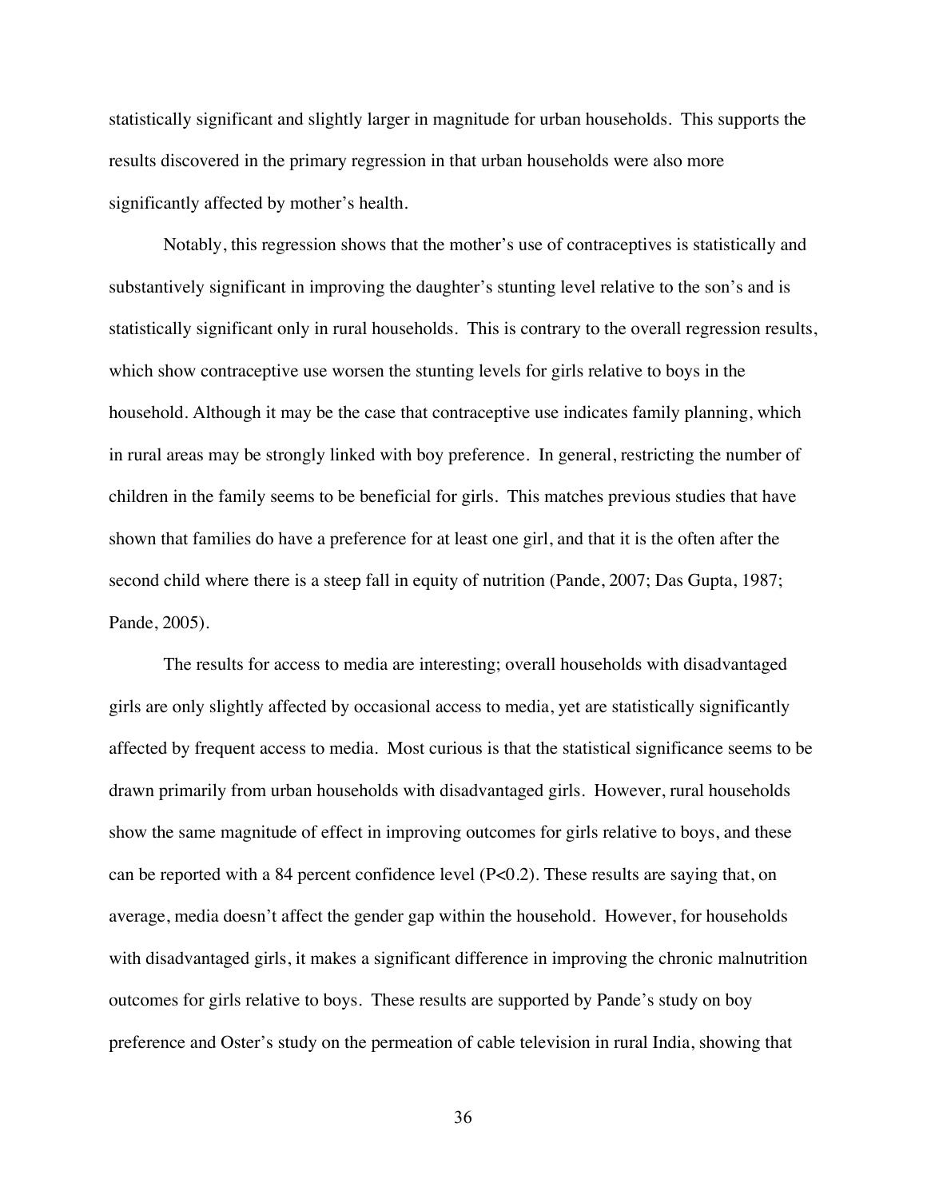statistically significant and slightly larger in magnitude for urban households. This supports the results discovered in the primary regression in that urban households were also more significantly affected by mother's health.

Notably, this regression shows that the mother's use of contraceptives is statistically and substantively significant in improving the daughter's stunting level relative to the son's and is statistically significant only in rural households. This is contrary to the overall regression results, which show contraceptive use worsen the stunting levels for girls relative to boys in the household. Although it may be the case that contraceptive use indicates family planning, which in rural areas may be strongly linked with boy preference. In general, restricting the number of children in the family seems to be beneficial for girls. This matches previous studies that have shown that families do have a preference for at least one girl, and that it is the often after the second child where there is a steep fall in equity of nutrition (Pande, 2007; Das Gupta, 1987; Pande, 2005).

The results for access to media are interesting; overall households with disadvantaged girls are only slightly affected by occasional access to media, yet are statistically significantly affected by frequent access to media. Most curious is that the statistical significance seems to be drawn primarily from urban households with disadvantaged girls. However, rural households show the same magnitude of effect in improving outcomes for girls relative to boys, and these can be reported with a 84 percent confidence level ($P<0.2$). These results are saying that, on average, media doesn't affect the gender gap within the household. However, for households with disadvantaged girls, it makes a significant difference in improving the chronic malnutrition outcomes for girls relative to boys. These results are supported by Pande's study on boy preference and Oster's study on the permeation of cable television in rural India, showing that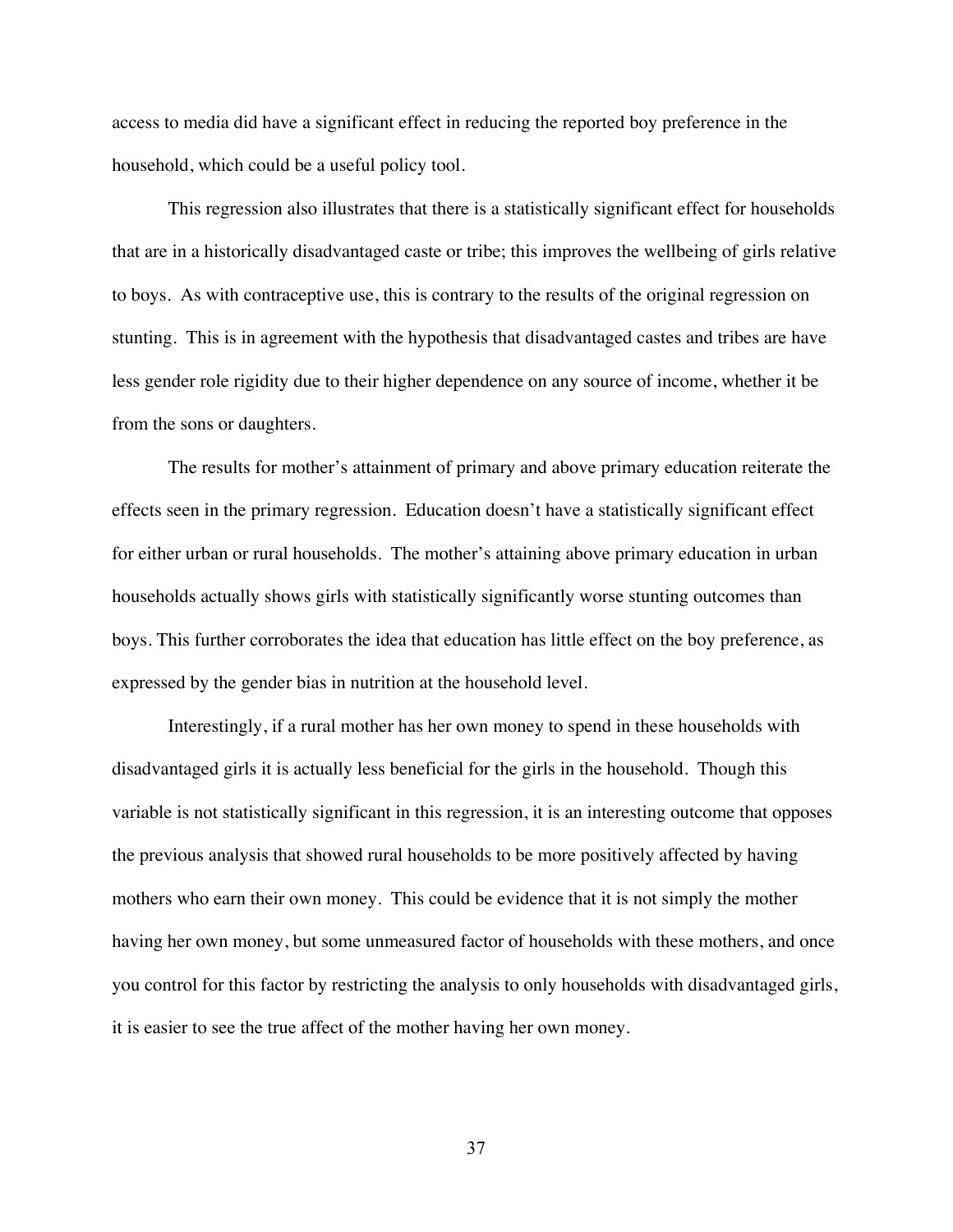access to media did have a significant effect in reducing the reported boy preference in the household, which could be a useful policy tool.

This regression also illustrates that there is a statistically significant effect for households that are in a historically disadvantaged caste or tribe; this improves the wellbeing of girls relative to boys. As with contraceptive use, this is contrary to the results of the original regression on stunting. This is in agreement with the hypothesis that disadvantaged castes and tribes are have less gender role rigidity due to their higher dependence on any source of income, whether it be from the sons or daughters.

The results for mother's attainment of primary and above primary education reiterate the effects seen in the primary regression. Education doesn't have a statistically significant effect for either urban or rural households. The mother's attaining above primary education in urban households actually shows girls with statistically significantly worse stunting outcomes than boys. This further corroborates the idea that education has little effect on the boy preference, as expressed by the gender bias in nutrition at the household level.

Interestingly, if a rural mother has her own money to spend in these households with disadvantaged girls it is actually less beneficial for the girls in the household. Though this variable is not statistically significant in this regression, it is an interesting outcome that opposes the previous analysis that showed rural households to be more positively affected by having mothers who earn their own money. This could be evidence that it is not simply the mother having her own money, but some unmeasured factor of households with these mothers, and once you control for this factor by restricting the analysis to only households with disadvantaged girls, it is easier to see the true affect of the mother having her own money.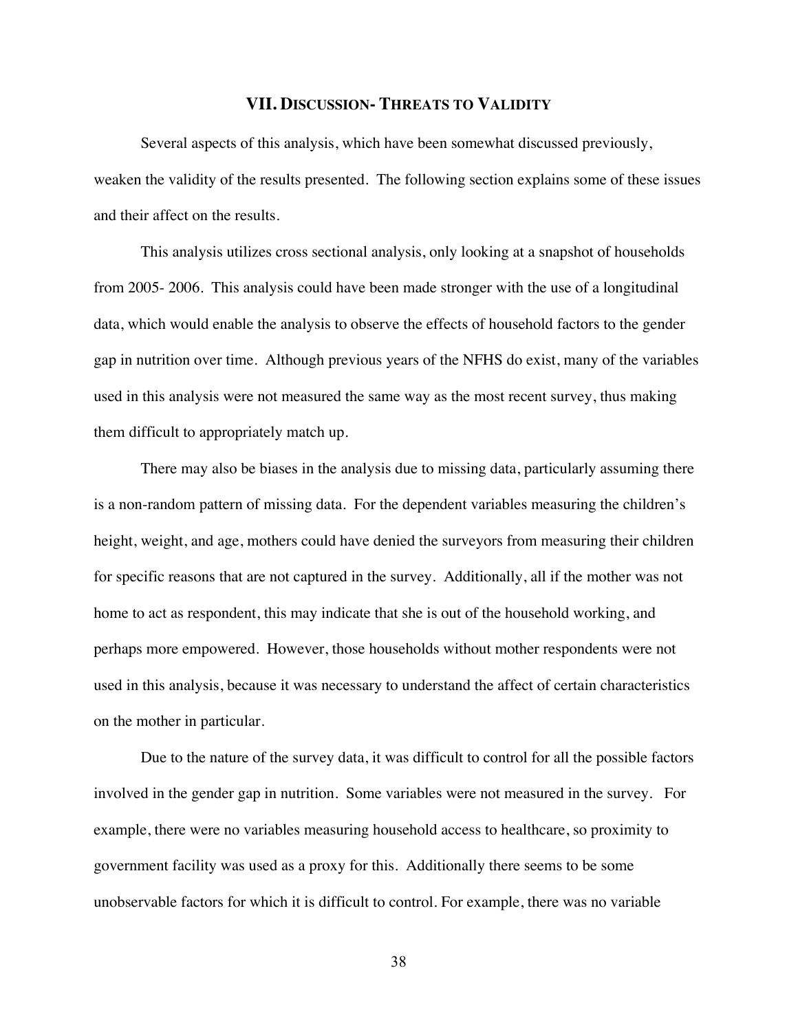## VII. Discussion- Threats to Validity

Several aspects of this analysis, which have been somewhat discussed previously, weaken the validity of the results presented. The following section explains some of these issues and their affect on the results.

This analysis utilizes cross sectional analysis, only looking at a snapshot of households from 2005- 2006. This analysis could have been made stronger with the use of a longitudinal data, which would enable the analysis to observe the effects of household factors to the gender gap in nutrition over time. Although previous years of the NFHS do exist, many of the variables used in this analysis were not measured the same way as the most recent survey, thus making them difficult to appropriately match up.

There may also be biases in the analysis due to missing data, particularly assuming there is a non-random pattern of missing data. For the dependent variables measuring the children's height, weight, and age, mothers could have denied the surveyors from measuring their children for specific reasons that are not captured in the survey. Additionally, all if the mother was not home to act as respondent, this may indicate that she is out of the household working, and perhaps more empowered. However, those households without mother respondents were not used in this analysis, because it was necessary to understand the affect of certain characteristics on the mother in particular.

Due to the nature of the survey data, it was difficult to control for all the possible factors involved in the gender gap in nutrition. Some variables were not measured in the survey. For example, there were no variables measuring household access to healthcare, so proximity to government facility was used as a proxy for this. Additionally there seems to be some unobservable factors for which it is difficult to control. For example, there was no variable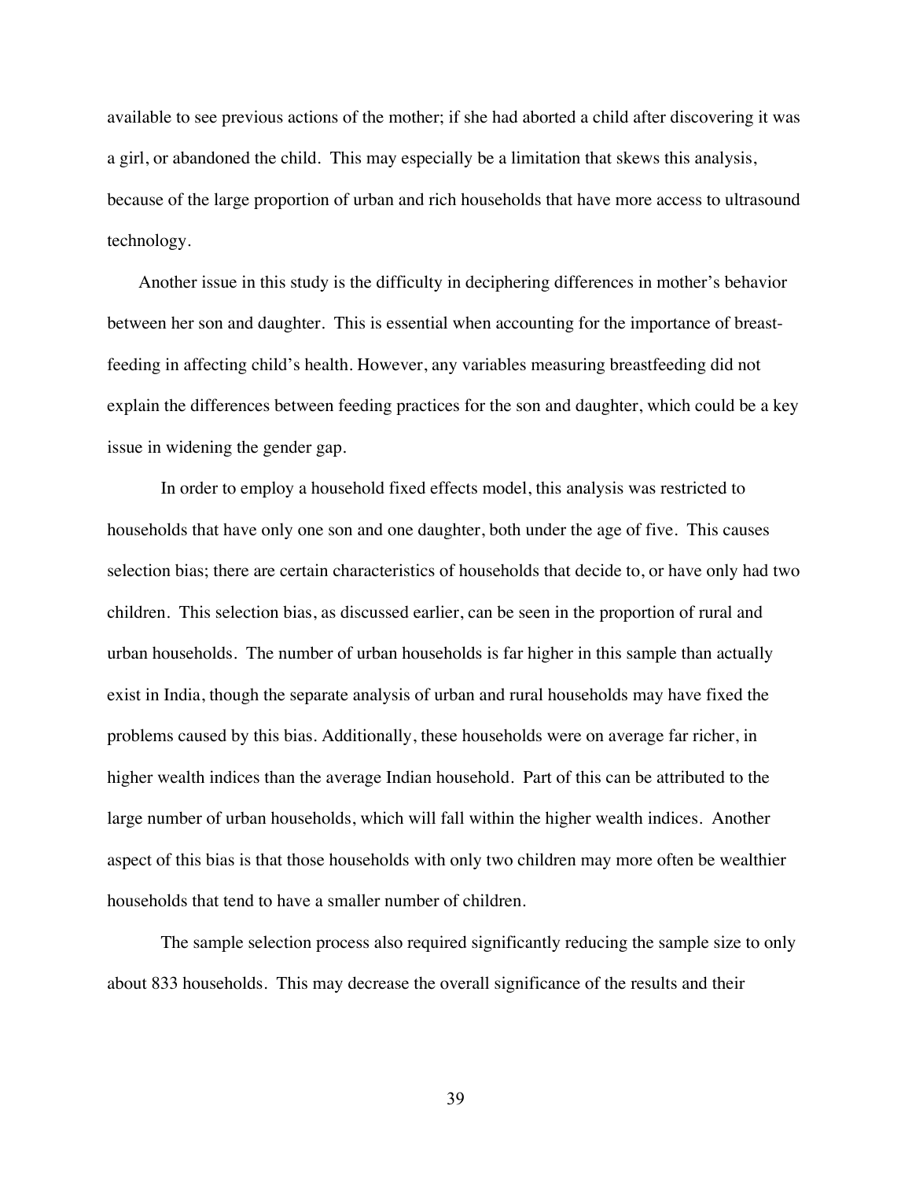available to see previous actions of the mother; if she had aborted a child after discovering it was a girl, or abandoned the child. This may especially be a limitation that skews this analysis, because of the large proportion of urban and rich households that have more access to ultrasound technology.

Another issue in this study is the difficulty in deciphering differences in mother's behavior between her son and daughter. This is essential when accounting for the importance of breast-feeding in affecting child's health. However, any variables measuring breastfeeding did not explain the differences between feeding practices for the son and daughter, which could be a key issue in widening the gender gap.

In order to employ a household fixed effects model, this analysis was restricted to households that have only one son and one daughter, both under the age of five. This causes selection bias; there are certain characteristics of households that decide to, or have only had two children. This selection bias, as discussed earlier, can be seen in the proportion of rural and urban households. The number of urban households is far higher in this sample than actually exist in India, though the separate analysis of urban and rural households may have fixed the problems caused by this bias. Additionally, these households were on average far richer, in higher wealth indices than the average Indian household. Part of this can be attributed to the large number of urban households, which will fall within the higher wealth indices. Another aspect of this bias is that those households with only two children may more often be wealthier households that tend to have a smaller number of children.

The sample selection process also required significantly reducing the sample size to only about 833 households. This may decrease the overall significance of the results and their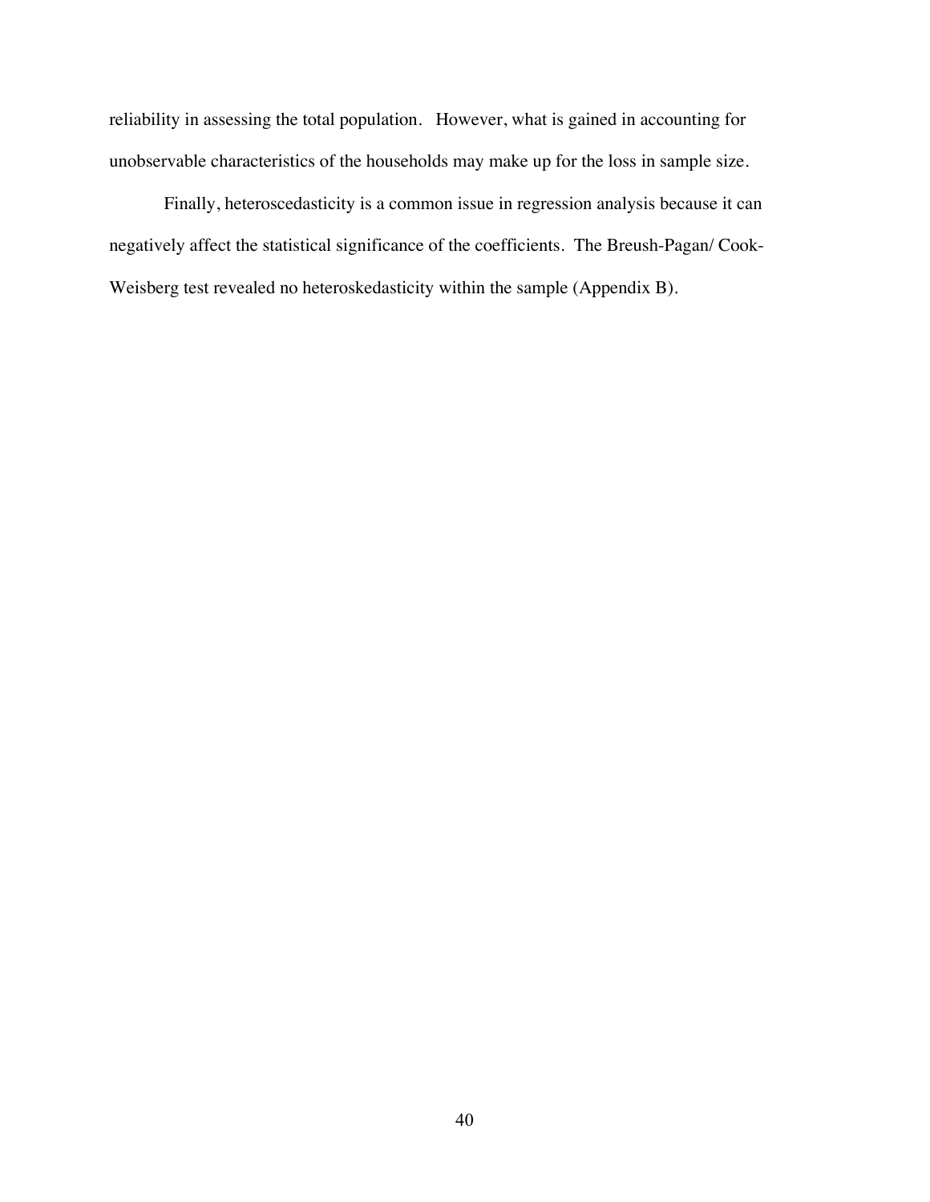reliability in assessing the total population. However, what is gained in accounting for unobservable characteristics of the households may make up for the loss in sample size.

Finally, heteroscedasticity is a common issue in regression analysis because it can negatively affect the statistical significance of the coefficients. The Breush-Pagan/ Cook-Weisberg test revealed no heteroskedasticity within the sample (Appendix B).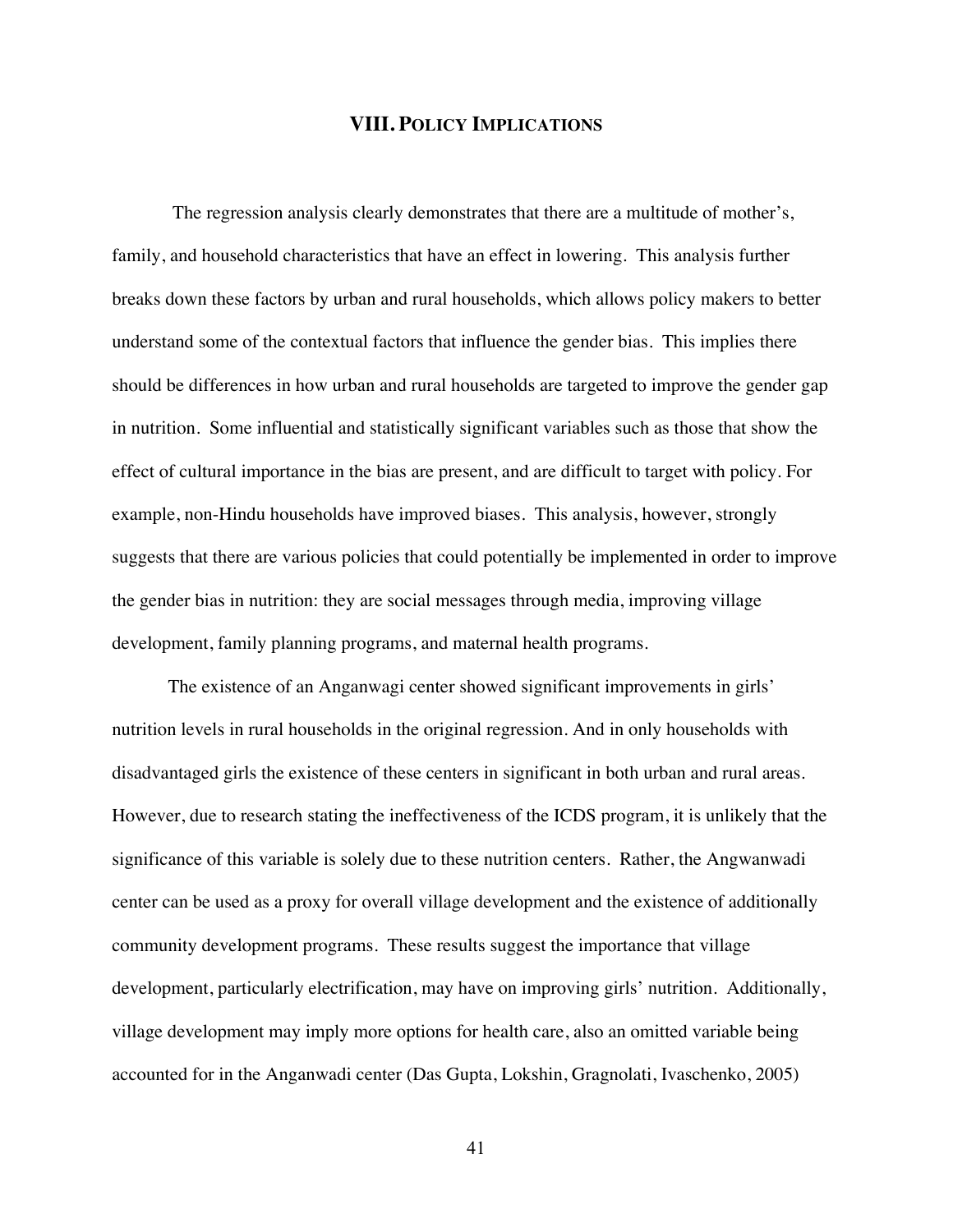## VIII. Policy Implications

The regression analysis clearly demonstrates that there are a multitude of mother's, family, and household characteristics that have an effect in lowering. This analysis further breaks down these factors by urban and rural households, which allows policy makers to better understand some of the contextual factors that influence the gender bias. This implies there should be differences in how urban and rural households are targeted to improve the gender gap in nutrition. Some influential and statistically significant variables such as those that show the effect of cultural importance in the bias are present, and are difficult to target with policy. For example, non-Hindu households have improved biases. This analysis, however, strongly suggests that there are various policies that could potentially be implemented in order to improve the gender bias in nutrition: they are social messages through media, improving village development, family planning programs, and maternal health programs.

The existence of an Anganwagi center showed significant improvements in girls' nutrition levels in rural households in the original regression. And in only households with disadvantaged girls the existence of these centers in significant in both urban and rural areas. However, due to research stating the ineffectiveness of the ICDS program, it is unlikely that the significance of this variable is solely due to these nutrition centers. Rather, the Angwanwadi center can be used as a proxy for overall village development and the existence of additionally community development programs. These results suggest the importance that village development, particularly electrification, may have on improving girls' nutrition. Additionally, village development may imply more options for health care, also an omitted variable being accounted for in the Anganwadi center (Das Gupta, Lokshin, Gragnolati, Ivaschenko, 2005)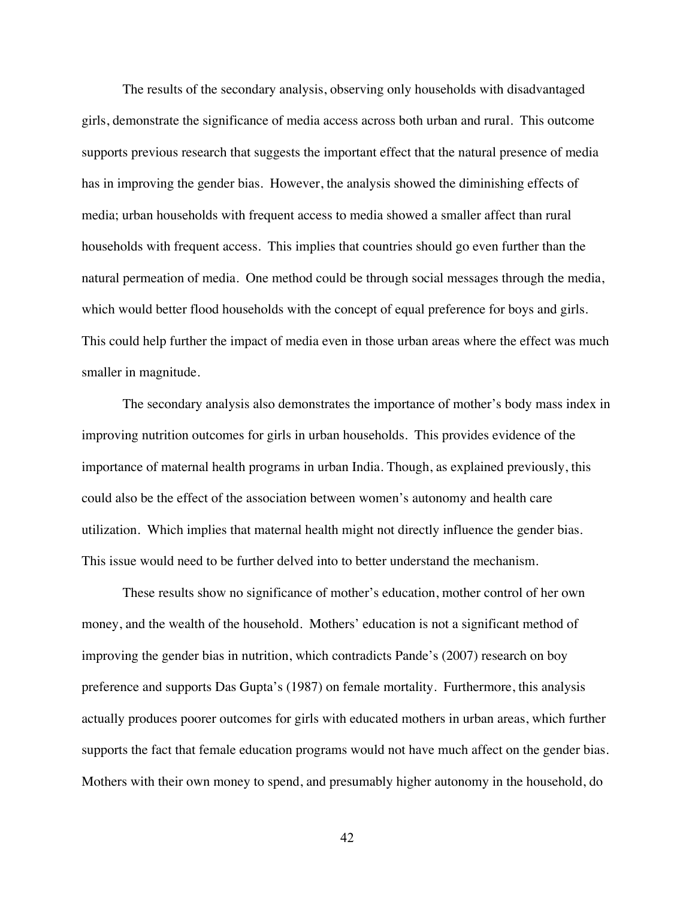The results of the secondary analysis, observing only households with disadvantaged girls, demonstrate the significance of media access across both urban and rural. This outcome supports previous research that suggests the important effect that the natural presence of media has in improving the gender bias. However, the analysis showed the diminishing effects of media; urban households with frequent access to media showed a smaller affect than rural households with frequent access. This implies that countries should go even further than the natural permeation of media. One method could be through social messages through the media, which would better flood households with the concept of equal preference for boys and girls. This could help further the impact of media even in those urban areas where the effect was much smaller in magnitude.

The secondary analysis also demonstrates the importance of mother's body mass index in improving nutrition outcomes for girls in urban households. This provides evidence of the importance of maternal health programs in urban India. Though, as explained previously, this could also be the effect of the association between women's autonomy and health care utilization. Which implies that maternal health might not directly influence the gender bias. This issue would need to be further delved into to better understand the mechanism.

These results show no significance of mother's education, mother control of her own money, and the wealth of the household. Mothers' education is not a significant method of improving the gender bias in nutrition, which contradicts Pande's (2007) research on boy preference and supports Das Gupta's (1987) on female mortality. Furthermore, this analysis actually produces poorer outcomes for girls with educated mothers in urban areas, which further supports the fact that female education programs would not have much affect on the gender bias. Mothers with their own money to spend, and presumably higher autonomy in the household, do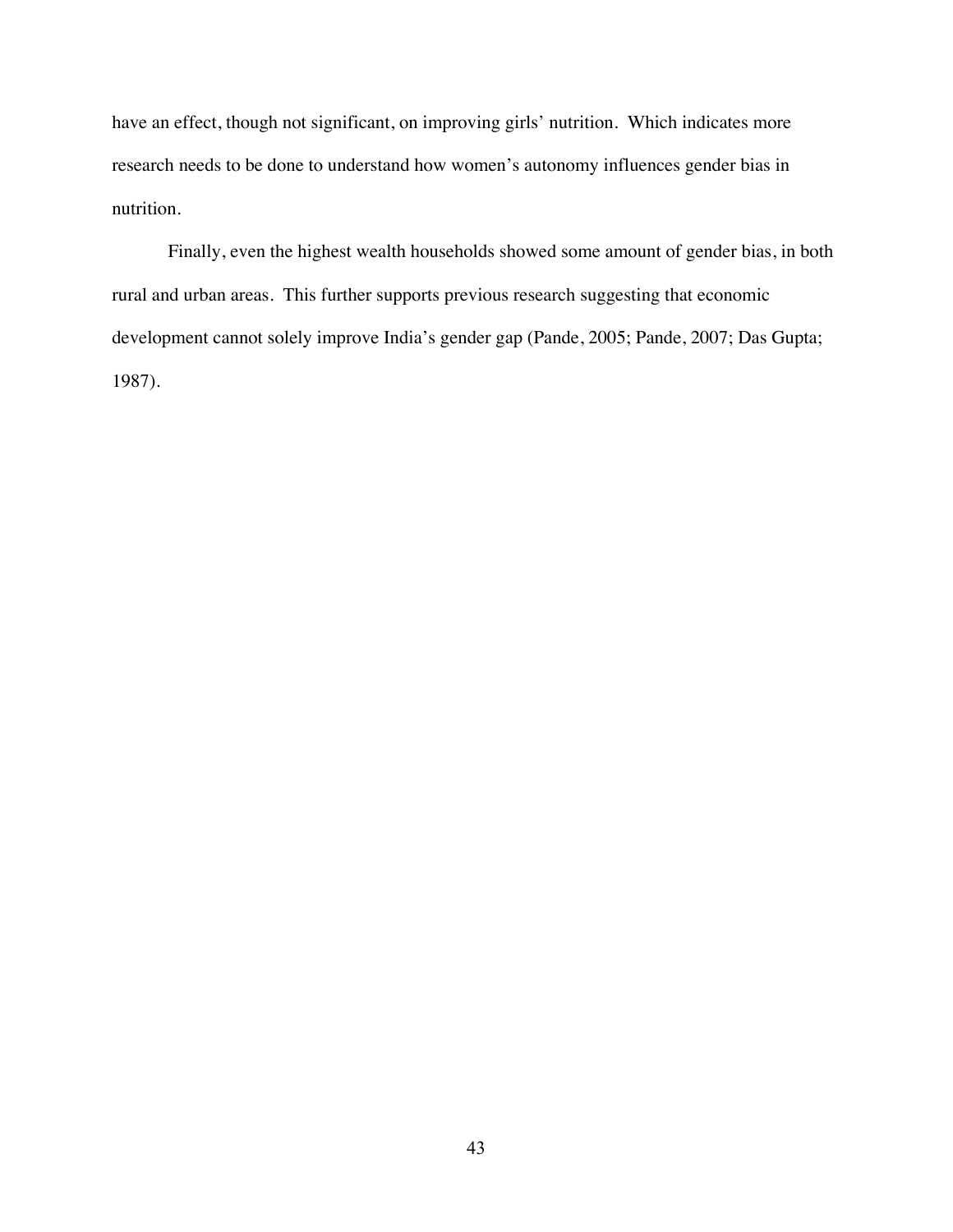have an effect, though not significant, on improving girls' nutrition. Which indicates more research needs to be done to understand how women's autonomy influences gender bias in nutrition.

Finally, even the highest wealth households showed some amount of gender bias, in both rural and urban areas. This further supports previous research suggesting that economic development cannot solely improve India's gender gap (Pande, 2005; Pande, 2007; Das Gupta; 1987).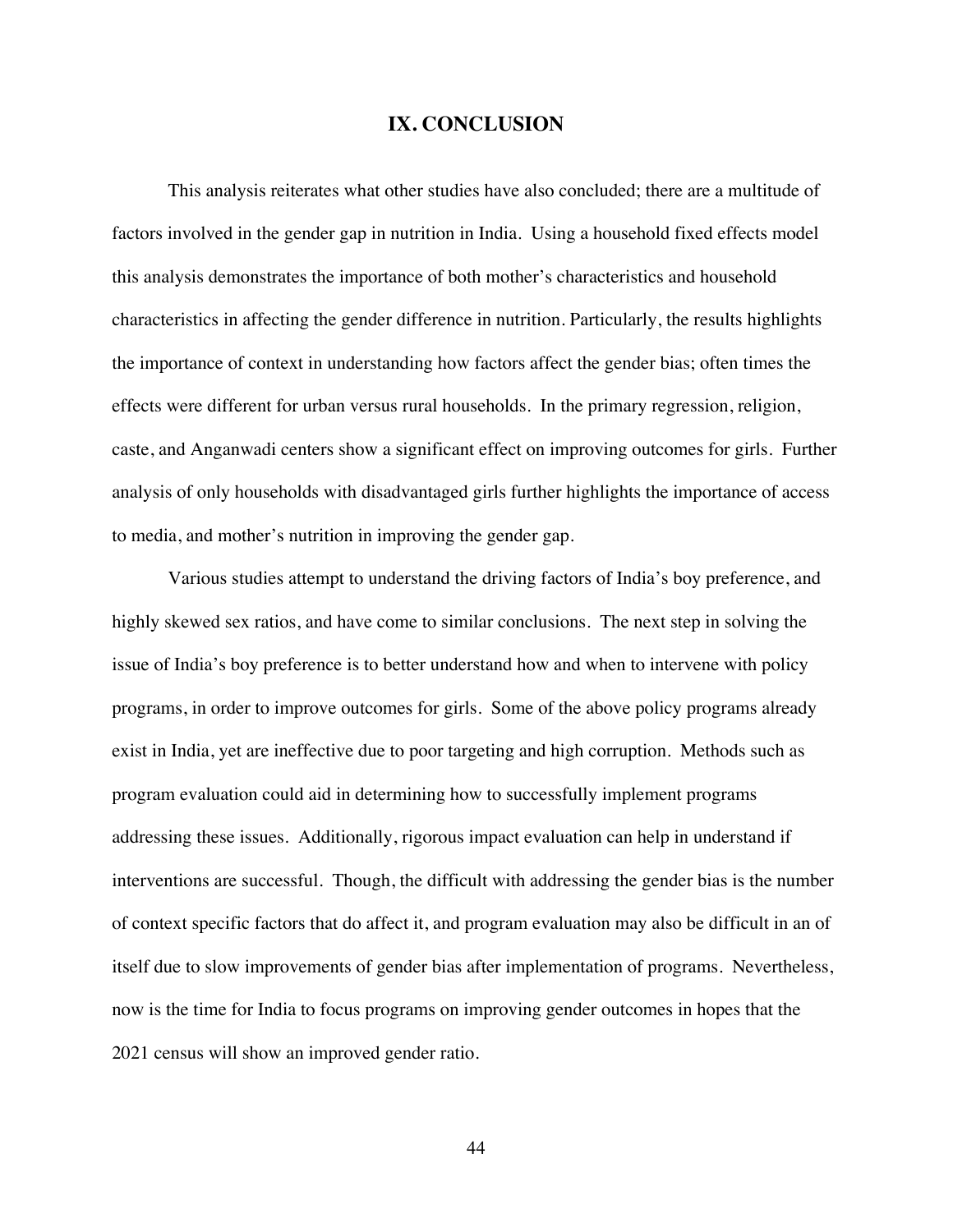# IX. CONCLUSION

This analysis reiterates what other studies have also concluded; there are a multitude of factors involved in the gender gap in nutrition in India. Using a household fixed effects model this analysis demonstrates the importance of both mother's characteristics and household characteristics in affecting the gender difference in nutrition. Particularly, the results highlights the importance of context in understanding how factors affect the gender bias; often times the effects were different for urban versus rural households. In the primary regression, religion, caste, and Anganwadi centers show a significant effect on improving outcomes for girls. Further analysis of only households with disadvantaged girls further highlights the importance of access to media, and mother's nutrition in improving the gender gap.

Various studies attempt to understand the driving factors of India's boy preference, and highly skewed sex ratios, and have come to similar conclusions. The next step in solving the issue of India's boy preference is to better understand how and when to intervene with policy programs, in order to improve outcomes for girls. Some of the above policy programs already exist in India, yet are ineffective due to poor targeting and high corruption. Methods such as program evaluation could aid in determining how to successfully implement programs addressing these issues. Additionally, rigorous impact evaluation can help in understand if interventions are successful. Though, the difficult with addressing the gender bias is the number of context specific factors that do affect it, and program evaluation may also be difficult in an of itself due to slow improvements of gender bias after implementation of programs. Nevertheless, now is the time for India to focus programs on improving gender outcomes in hopes that the 2021 census will show an improved gender ratio.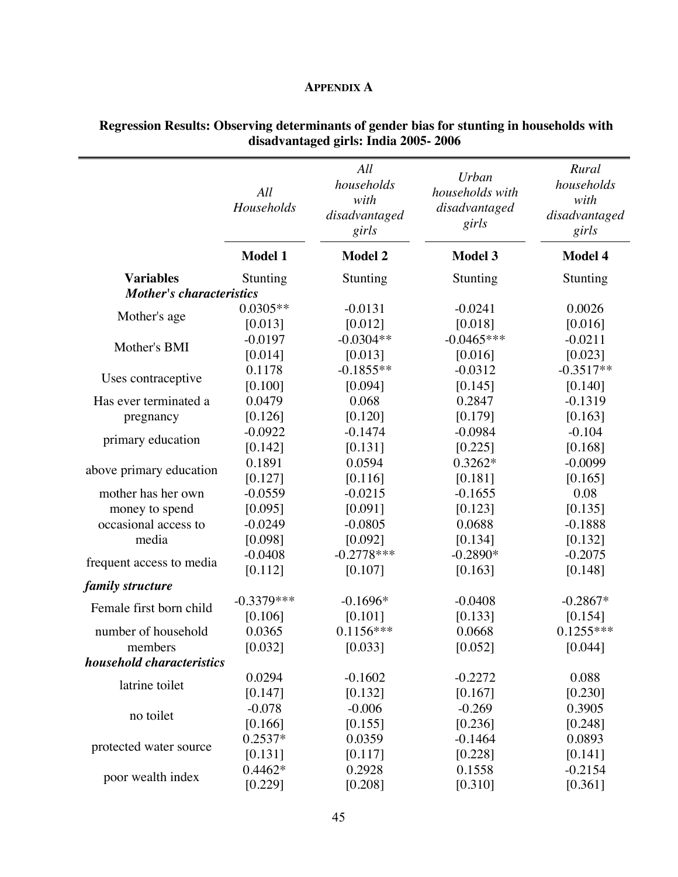**APPENDIX A**

**Regression Results: Observing determinants of gender bias for stunting in households with disadvantaged girls: India 2005- 2006**

| | *All Households* | *All households with disadvantaged girls* | *Urban households with disadvantaged girls* | *Rural households with disadvantaged girls* |
|---|---|---|---|---|
| | **Model 1** | **Model 2** | **Model 3** | **Model 4** |
| **Variables** | Stunting | Stunting | Stunting | Stunting |
| ***Mother's characteristics*** | | | | |
| Mother's age | 0.0305** | -0.0131 | -0.0241 | 0.0026 |
| | [0.013] | [0.012] | [0.018] | [0.016] |
| Mother's BMI | -0.0197 | -0.0304** | -0.0465*** | -0.0211 |
| | [0.014] | [0.013] | [0.016] | [0.023] |
| Uses contraceptive | 0.1178 | -0.1855** | -0.0312 | -0.3517** |
| | [0.100] | [0.094] | [0.145] | [0.140] |
| Has ever terminated a pregnancy | 0.0479 | 0.068 | 0.2847 | -0.1319 |
| | [0.126] | [0.120] | [0.179] | [0.163] |
| primary education | -0.0922 | -0.1474 | -0.0984 | -0.104 |
| | [0.142] | [0.131] | [0.225] | [0.168] |
| above primary education | 0.1891 | 0.0594 | 0.3262* | -0.0099 |
| | [0.127] | [0.116] | [0.181] | [0.165] |
| mother has her own money to spend | -0.0559 | -0.0215 | -0.1655 | 0.08 |
| | [0.095] | [0.091] | [0.123] | [0.135] |
| occasional access to media | -0.0249 | -0.0805 | 0.0688 | -0.1888 |
| | [0.098] | [0.092] | [0.134] | [0.132] |
| frequent access to media | -0.0408 | -0.2778*** | -0.2890* | -0.2075 |
| | [0.112] | [0.107] | [0.163] | [0.148] |
| ***family structure*** | | | | |
| Female first born child | -0.3379*** | -0.1696* | -0.0408 | -0.2867* |
| | [0.106] | [0.101] | [0.133] | [0.154] |
| number of household members | 0.0365 | 0.1156*** | 0.0668 | 0.1255*** |
| | [0.032] | [0.033] | [0.052] | [0.044] |
| ***household characteristics*** | | | | |
| latrine toilet | 0.0294 | -0.1602 | -0.2272 | 0.088 |
| | [0.147] | [0.132] | [0.167] | [0.230] |
| no toilet | -0.078 | -0.006 | -0.269 | 0.3905 |
| | [0.166] | [0.155] | [0.236] | [0.248] |
| protected water source | 0.2537* | 0.0359 | -0.1464 | 0.0893 |
| | [0.131] | [0.117] | [0.228] | [0.141] |
| poor wealth index | 0.4462* | 0.2928 | 0.1558 | -0.2154 |
| | [0.229] | [0.208] | [0.310] | [0.361] |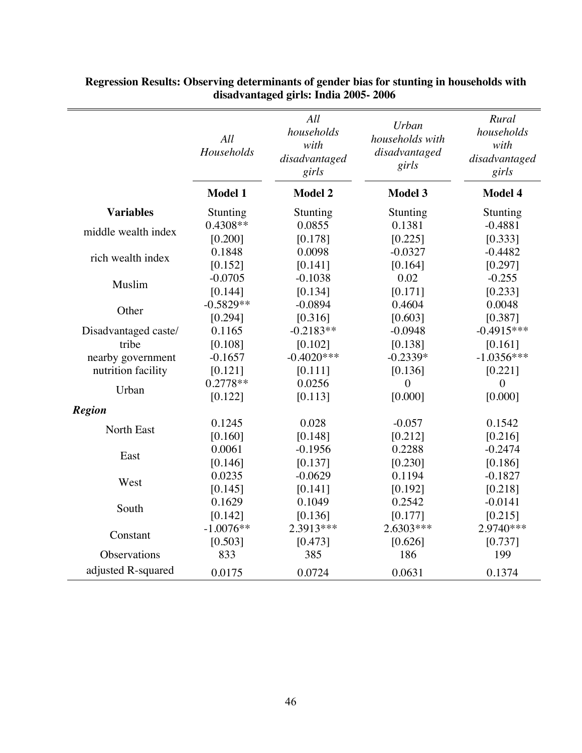**Regression Results: Observing determinants of gender bias for stunting in households with disadvantaged girls: India 2005- 2006**

| | *All Households* | *All households with disadvantaged girls* | *Urban households with disadvantaged girls* | *Rural households with disadvantaged girls* |
|---|---|---|---|---|
| | **Model 1** | **Model 2** | **Model 3** | **Model 4** |
| **Variables** | Stunting | Stunting | Stunting | Stunting |
| middle wealth index | 0.4308** | 0.0855 | 0.1381 | -0.4881 |
| | [0.200] | [0.178] | [0.225] | [0.333] |
| rich wealth index | 0.1848 | 0.0098 | -0.0327 | -0.4482 |
| | [0.152] | [0.141] | [0.164] | [0.297] |
| Muslim | -0.0705 | -0.1038 | 0.02 | -0.255 |
| | [0.144] | [0.134] | [0.171] | [0.233] |
| Other | -0.5829** | -0.0894 | 0.4604 | 0.0048 |
| | [0.294] | [0.316] | [0.603] | [0.387] |
| Disadvantaged caste/ tribe | 0.1165 | -0.2183** | -0.0948 | -0.4915*** |
| | [0.108] | [0.102] | [0.138] | [0.161] |
| nearby government nutrition facility | -0.1657 | -0.4020*** | -0.2339* | -1.0356*** |
| | [0.121] | [0.111] | [0.136] | [0.221] |
| Urban | 0.2778** | 0.0256 | 0 | 0 |
| | [0.122] | [0.113] | [0.000] | [0.000] |
| ***Region*** | | | | |
| North East | 0.1245 | 0.028 | -0.057 | 0.1542 |
| | [0.160] | [0.148] | [0.212] | [0.216] |
| East | 0.0061 | -0.1956 | 0.2288 | -0.2474 |
| | [0.146] | [0.137] | [0.230] | [0.186] |
| West | 0.0235 | -0.0629 | 0.1194 | -0.1827 |
| | [0.145] | [0.141] | [0.192] | [0.218] |
| South | 0.1629 | 0.1049 | 0.2542 | -0.0141 |
| | [0.142] | [0.136] | [0.177] | [0.215] |
| Constant | -1.0076** | 2.3913*** | 2.6303*** | 2.9740*** |
| | [0.503] | [0.473] | [0.626] | [0.737] |
| Observations | 833 | 385 | 186 | 199 |
| adjusted R-squared | 0.0175 | 0.0724 | 0.0631 | 0.1374 |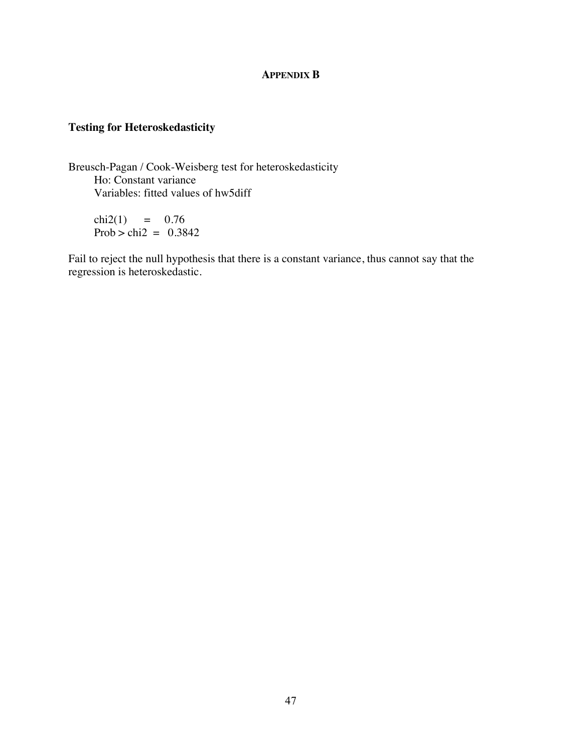# APPENDIX B

## Testing for Heteroskedasticity

Breusch-Pagan / Cook-Weisberg test for heteroskedasticity
    Ho: Constant variance
    Variables: fitted values of hw5diff

```
chi2(1)      =     0.76
Prob > chi2  =   0.3842
```

Fail to reject the null hypothesis that there is a constant variance, thus cannot say that the regression is heteroskedastic.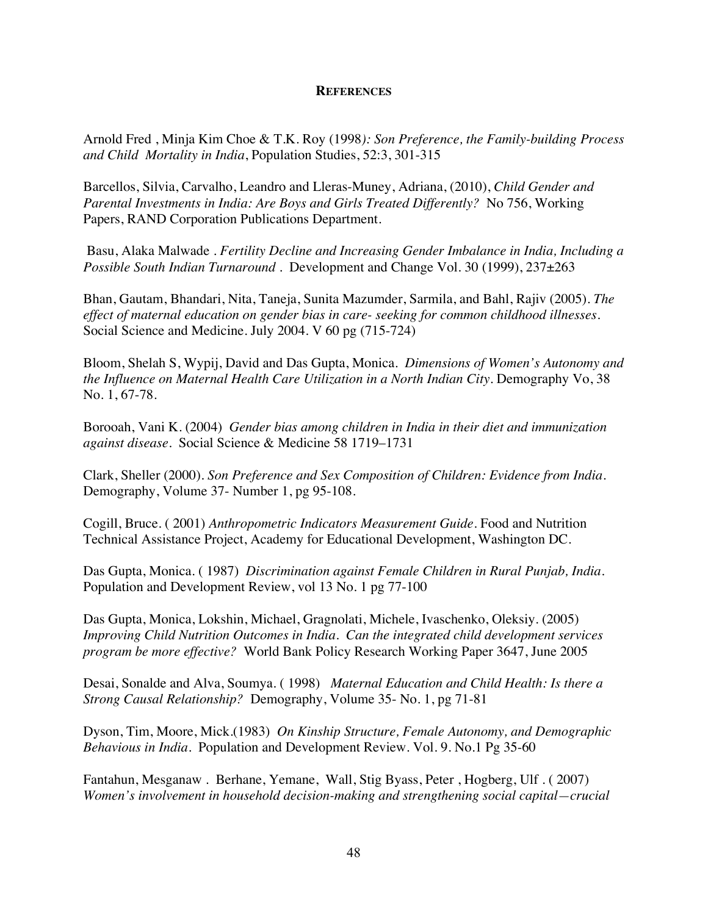**REFERENCES**

Arnold Fred , Minja Kim Choe & T.K. Roy (1998*): Son Preference, the Family-building Process and Child Mortality in India*, Population Studies, 52:3, 301-315

Barcellos, Silvia, Carvalho, Leandro and Lleras-Muney, Adriana, (2010), *Child Gender and Parental Investments in India: Are Boys and Girls Treated Differently?* No 756, Working Papers, RAND Corporation Publications Department.

Basu, Alaka Malwade . *Fertility Decline and Increasing Gender Imbalance in India, Including a Possible South Indian Turnaround* . Development and Change Vol. 30 (1999), 237±263

Bhan, Gautam, Bhandari, Nita, Taneja, Sunita Mazumder, Sarmila, and Bahl, Rajiv (2005). *The effect of maternal education on gender bias in care- seeking for common childhood illnesses*. Social Science and Medicine. July 2004. V 60 pg (715-724)

Bloom, Shelah S, Wypij, David and Das Gupta, Monica. *Dimensions of Women's Autonomy and the Influence on Maternal Health Care Utilization in a North Indian City*. Demography Vo, 38 No. 1, 67-78.

Borooah, Vani K. (2004) *Gender bias among children in India in their diet and immunization against disease*. Social Science & Medicine 58 1719–1731

Clark, Sheller (2000). *Son Preference and Sex Composition of Children: Evidence from India*. Demography, Volume 37- Number 1, pg 95-108.

Cogill, Bruce. ( 2001) *Anthropometric Indicators Measurement Guide*. Food and Nutrition Technical Assistance Project, Academy for Educational Development, Washington DC.

Das Gupta, Monica. ( 1987) *Discrimination against Female Children in Rural Punjab, India*. Population and Development Review, vol 13 No. 1 pg 77-100

Das Gupta, Monica, Lokshin, Michael, Gragnolati, Michele, Ivaschenko, Oleksiy. (2005) *Improving Child Nutrition Outcomes in India. Can the integrated child development services program be more effective?* World Bank Policy Research Working Paper 3647, June 2005

Desai, Sonalde and Alva, Soumya. ( 1998) *Maternal Education and Child Health: Is there a Strong Causal Relationship?* Demography, Volume 35- No. 1, pg 71-81

Dyson, Tim, Moore, Mick.(1983) *On Kinship Structure, Female Autonomy, and Demographic Behavious in India*. Population and Development Review. Vol. 9. No.1 Pg 35-60

Fantahun, Mesganaw . Berhane, Yemane, Wall, Stig Byass, Peter , Hogberg, Ulf . ( 2007) *Women's involvement in household decision-making and strengthening social capital—crucial*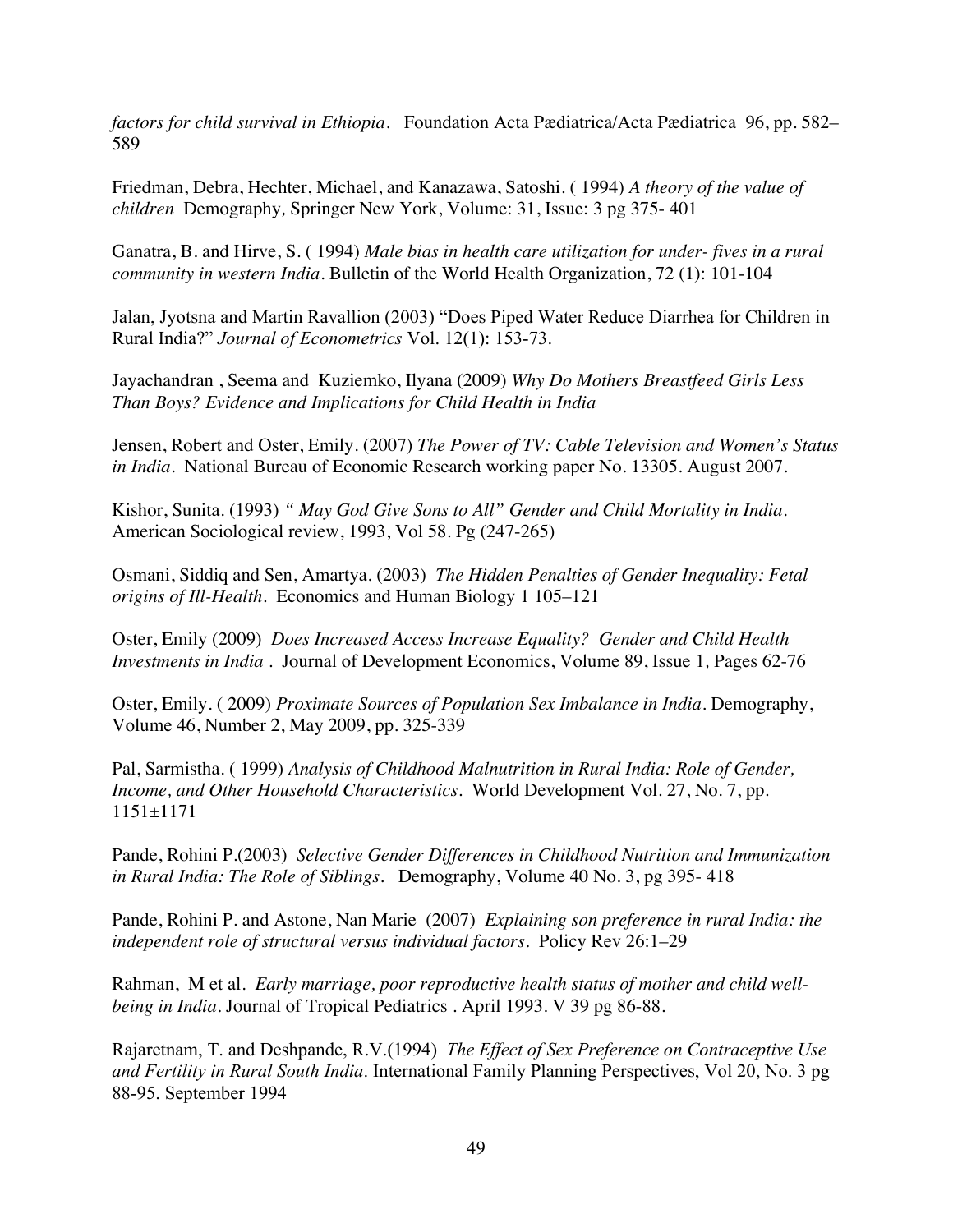*factors for child survival in Ethiopia.* Foundation Acta Pædiatrica/Acta Pædiatrica 96, pp. 582–589

Friedman, Debra, Hechter, Michael, and Kanazawa, Satoshi. ( 1994) *A theory of the value of children* Demography*,* Springer New York, Volume: 31, Issue: 3 pg 375- 401

Ganatra, B. and Hirve, S. ( 1994) *Male bias in health care utilization for under- fives in a rural community in western India.* Bulletin of the World Health Organization, 72 (1): 101-104

Jalan, Jyotsna and Martin Ravallion (2003) "Does Piped Water Reduce Diarrhea for Children in Rural India?" *Journal of Econometrics* Vol. 12(1): 153-73.

Jayachandran , Seema and Kuziemko, Ilyana (2009) *Why Do Mothers Breastfeed Girls Less Than Boys? Evidence and Implications for Child Health in India*

Jensen, Robert and Oster, Emily. (2007) *The Power of TV: Cable Television and Women's Status in India.* National Bureau of Economic Research working paper No. 13305. August 2007.

Kishor, Sunita. (1993) *" May God Give Sons to All" Gender and Child Mortality in India.* American Sociological review, 1993, Vol 58. Pg (247-265)

Osmani, Siddiq and Sen, Amartya. (2003) *The Hidden Penalties of Gender Inequality: Fetal origins of Ill-Health.* Economics and Human Biology 1 105–121

Oster, Emily (2009) *Does Increased Access Increase Equality? Gender and Child Health Investments in India .* Journal of Development Economics, Volume 89, Issue 1*,* Pages 62-76

Oster, Emily. ( 2009) *Proximate Sources of Population Sex Imbalance in India.* Demography, Volume 46, Number 2, May 2009, pp. 325-339

Pal, Sarmistha. ( 1999) *Analysis of Childhood Malnutrition in Rural India: Role of Gender, Income, and Other Household Characteristics.* World Development Vol. 27, No. 7, pp. 1151±1171

Pande, Rohini P.(2003) *Selective Gender Differences in Childhood Nutrition and Immunization in Rural India: The Role of Siblings.* Demography, Volume 40 No. 3, pg 395- 418

Pande, Rohini P. and Astone, Nan Marie (2007) *Explaining son preference in rural India: the independent role of structural versus individual factors.* Policy Rev 26:1–29

Rahman, M et al. *Early marriage, poor reproductive health status of mother and child well-being in India.* Journal of Tropical Pediatrics . April 1993. V 39 pg 86-88.

Rajaretnam, T. and Deshpande, R.V.(1994) *The Effect of Sex Preference on Contraceptive Use and Fertility in Rural South India.* International Family Planning Perspectives, Vol 20, No. 3 pg 88-95. September 1994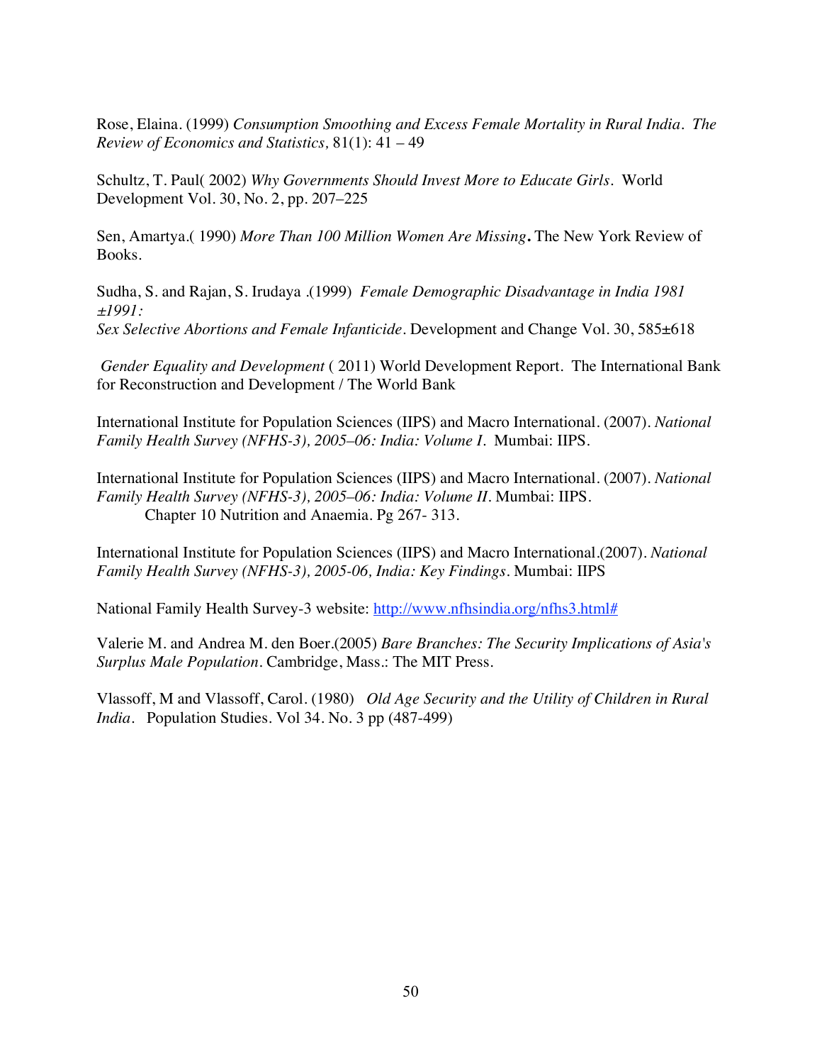Rose, Elaina. (1999) *Consumption Smoothing and Excess Female Mortality in Rural India. The Review of Economics and Statistics,* 81(1): 41 – 49

Schultz, T. Paul( 2002) *Why Governments Should Invest More to Educate Girls.* World Development Vol. 30, No. 2, pp. 207–225

Sen, Amartya.( 1990) *More Than 100 Million Women Are Missing***.** The New York Review of Books.

Sudha, S. and Rajan, S. Irudaya .(1999) *Female Demographic Disadvantage in India 1981 ±1991:*
*Sex Selective Abortions and Female Infanticide*. Development and Change Vol. 30, 585±618

*Gender Equality and Development* ( 2011) World Development Report. The International Bank for Reconstruction and Development / The World Bank

International Institute for Population Sciences (IIPS) and Macro International. (2007). *National Family Health Survey (NFHS-3), 2005–06: India: Volume I.* Mumbai: IIPS.

International Institute for Population Sciences (IIPS) and Macro International. (2007). *National Family Health Survey (NFHS-3), 2005–06: India: Volume II*. Mumbai: IIPS.
Chapter 10 Nutrition and Anaemia. Pg 267- 313.

International Institute for Population Sciences (IIPS) and Macro International.(2007). *National Family Health Survey (NFHS-3), 2005-06, India: Key Findings*. Mumbai: IIPS

National Family Health Survey-3 website: http://www.nfhsindia.org/nfhs3.html#

Valerie M. and Andrea M. den Boer.(2005) *Bare Branches: The Security Implications of Asia's Surplus Male Population*. Cambridge, Mass.: The MIT Press.

Vlassoff, M and Vlassoff, Carol. (1980) *Old Age Security and the Utility of Children in Rural India*. Population Studies. Vol 34. No. 3 pp (487-499)